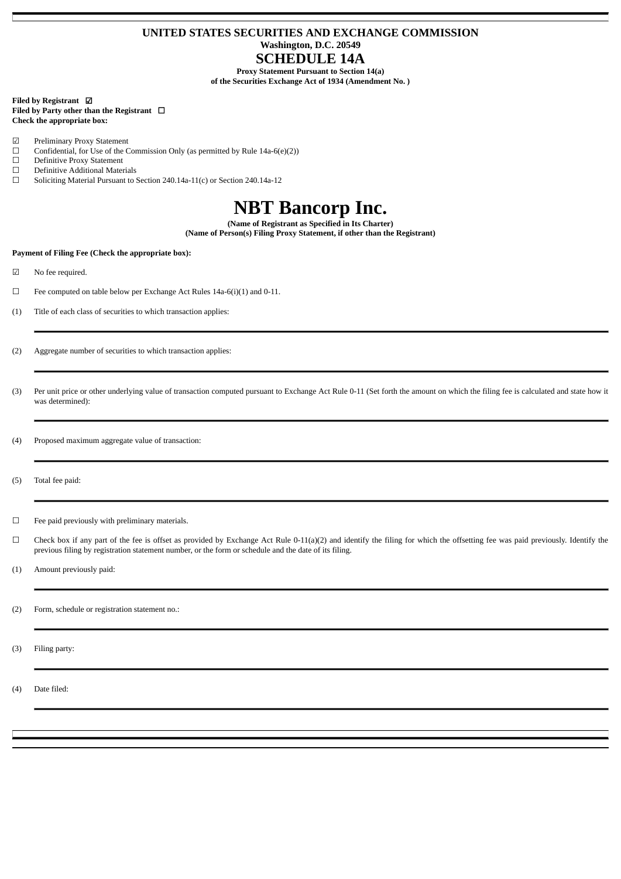**UNITED STATES SECURITIES AND EXCHANGE COMMISSION**
**Washington, D.C. 20549**

# SCHEDULE 14A

**Proxy Statement Pursuant to Section 14(a)**
**of the Securities Exchange Act of 1934 (Amendment No. )**

**Filed by Registrant** ☑
**Filed by Party other than the Registrant** ☐
**Check the appropriate box:**

☑ Preliminary Proxy Statement
☐ Confidential, for Use of the Commission Only (as permitted by Rule 14a-6(e)(2))
☐ Definitive Proxy Statement
☐ Definitive Additional Materials
☐ Soliciting Material Pursuant to Section 240.14a-11(c) or Section 240.14a-12

# NBT Bancorp Inc.

**(Name of Registrant as Specified in Its Charter)**
**(Name of Person(s) Filing Proxy Statement, if other than the Registrant)**

**Payment of Filing Fee (Check the appropriate box):**

☑ No fee required.

☐ Fee computed on table below per Exchange Act Rules 14a-6(i)(1) and 0-11.

(1) Title of each class of securities to which transaction applies:

(2) Aggregate number of securities to which transaction applies:

(3) Per unit price or other underlying value of transaction computed pursuant to Exchange Act Rule 0-11 (Set forth the amount on which the filing fee is calculated and state how it was determined):

(4) Proposed maximum aggregate value of transaction:

(5) Total fee paid:

☐ Fee paid previously with preliminary materials.

☐ Check box if any part of the fee is offset as provided by Exchange Act Rule 0-11(a)(2) and identify the filing for which the offsetting fee was paid previously. Identify the previous filing by registration statement number, or the form or schedule and the date of its filing.

(1) Amount previously paid:

(2) Form, schedule or registration statement no.:

(3) Filing party:

(4) Date filed: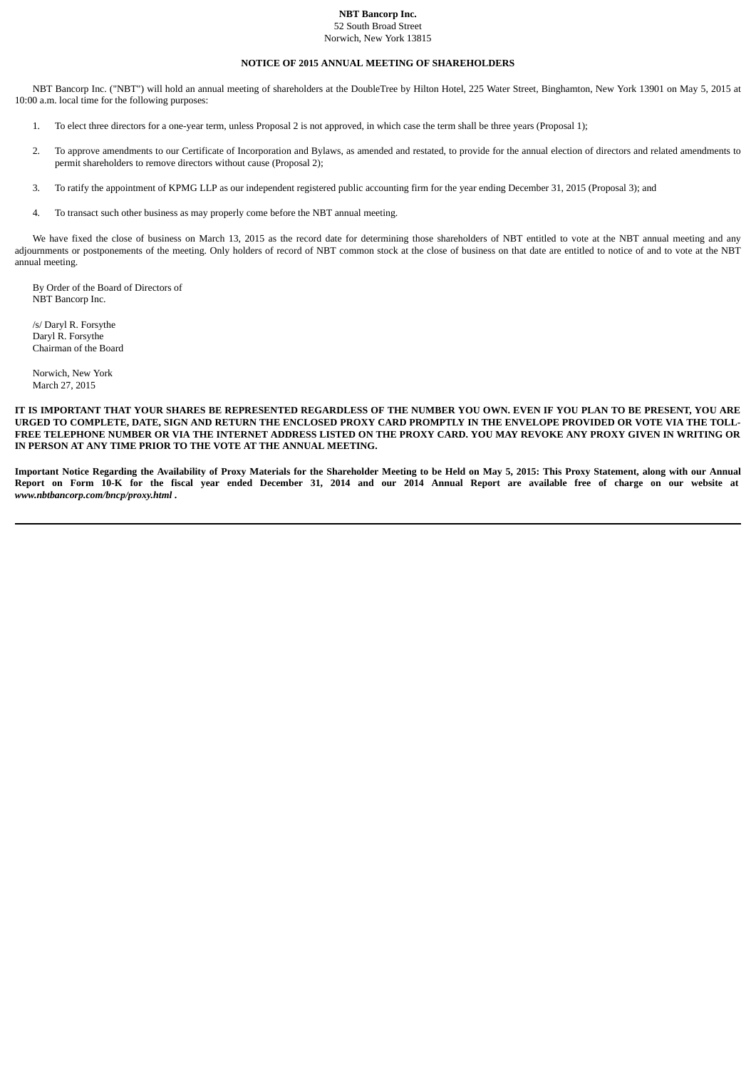**NBT Bancorp Inc.**
52 South Broad Street
Norwich, New York 13815

## NOTICE OF 2015 ANNUAL MEETING OF SHAREHOLDERS

NBT Bancorp Inc. ("NBT") will hold an annual meeting of shareholders at the DoubleTree by Hilton Hotel, 225 Water Street, Binghamton, New York 13901 on May 5, 2015 at 10:00 a.m. local time for the following purposes:

1. To elect three directors for a one-year term, unless Proposal 2 is not approved, in which case the term shall be three years (Proposal 1);

2. To approve amendments to our Certificate of Incorporation and Bylaws, as amended and restated, to provide for the annual election of directors and related amendments to permit shareholders to remove directors without cause (Proposal 2);

3. To ratify the appointment of KPMG LLP as our independent registered public accounting firm for the year ending December 31, 2015 (Proposal 3); and

4. To transact such other business as may properly come before the NBT annual meeting.

We have fixed the close of business on March 13, 2015 as the record date for determining those shareholders of NBT entitled to vote at the NBT annual meeting and any adjournments or postponements of the meeting. Only holders of record of NBT common stock at the close of business on that date are entitled to notice of and to vote at the NBT annual meeting.

By Order of the Board of Directors of
NBT Bancorp Inc.

/s/ Daryl R. Forsythe
Daryl R. Forsythe
Chairman of the Board

Norwich, New York
March 27, 2015

**IT IS IMPORTANT THAT YOUR SHARES BE REPRESENTED REGARDLESS OF THE NUMBER YOU OWN. EVEN IF YOU PLAN TO BE PRESENT, YOU ARE URGED TO COMPLETE, DATE, SIGN AND RETURN THE ENCLOSED PROXY CARD PROMPTLY IN THE ENVELOPE PROVIDED OR VOTE VIA THE TOLL-FREE TELEPHONE NUMBER OR VIA THE INTERNET ADDRESS LISTED ON THE PROXY CARD. YOU MAY REVOKE ANY PROXY GIVEN IN WRITING OR IN PERSON AT ANY TIME PRIOR TO THE VOTE AT THE ANNUAL MEETING.**

**Important Notice Regarding the Availability of Proxy Materials for the Shareholder Meeting to be Held on May 5, 2015: This Proxy Statement, along with our Annual Report on Form 10-K for the fiscal year ended December 31, 2014 and our 2014 Annual Report are available free of charge on our website at *www.nbtbancorp.com/bncp/proxy.html* .**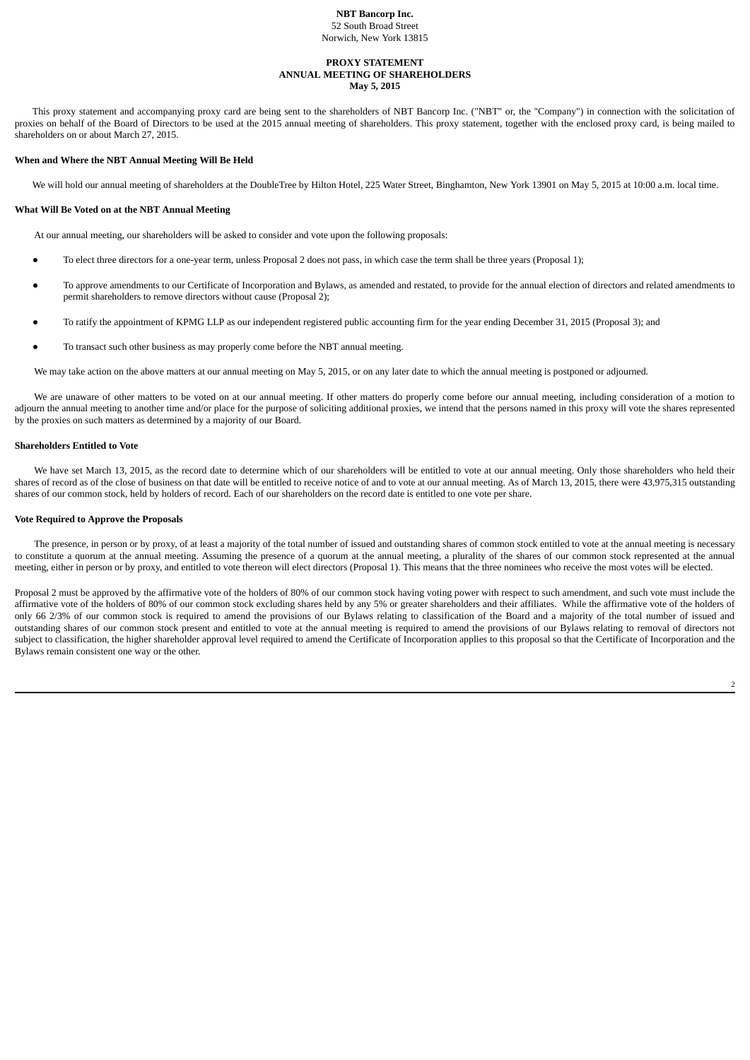**NBT Bancorp Inc.**
52 South Broad Street
Norwich, New York 13815

**PROXY STATEMENT**
**ANNUAL MEETING OF SHAREHOLDERS**
**May 5, 2015**

This proxy statement and accompanying proxy card are being sent to the shareholders of NBT Bancorp Inc. ("NBT" or, the "Company") in connection with the solicitation of proxies on behalf of the Board of Directors to be used at the 2015 annual meeting of shareholders. This proxy statement, together with the enclosed proxy card, is being mailed to shareholders on or about March 27, 2015.

**When and Where the NBT Annual Meeting Will Be Held**

We will hold our annual meeting of shareholders at the DoubleTree by Hilton Hotel, 225 Water Street, Binghamton, New York 13901 on May 5, 2015 at 10:00 a.m. local time.

**What Will Be Voted on at the NBT Annual Meeting**

At our annual meeting, our shareholders will be asked to consider and vote upon the following proposals:

- To elect three directors for a one-year term, unless Proposal 2 does not pass, in which case the term shall be three years (Proposal 1);
- To approve amendments to our Certificate of Incorporation and Bylaws, as amended and restated, to provide for the annual election of directors and related amendments to permit shareholders to remove directors without cause (Proposal 2);
- To ratify the appointment of KPMG LLP as our independent registered public accounting firm for the year ending December 31, 2015 (Proposal 3); and
- To transact such other business as may properly come before the NBT annual meeting.

We may take action on the above matters at our annual meeting on May 5, 2015, or on any later date to which the annual meeting is postponed or adjourned.

We are unaware of other matters to be voted on at our annual meeting. If other matters do properly come before our annual meeting, including consideration of a motion to adjourn the annual meeting to another time and/or place for the purpose of soliciting additional proxies, we intend that the persons named in this proxy will vote the shares represented by the proxies on such matters as determined by a majority of our Board.

**Shareholders Entitled to Vote**

We have set March 13, 2015, as the record date to determine which of our shareholders will be entitled to vote at our annual meeting. Only those shareholders who held their shares of record as of the close of business on that date will be entitled to receive notice of and to vote at our annual meeting. As of March 13, 2015, there were 43,975,315 outstanding shares of our common stock, held by holders of record. Each of our shareholders on the record date is entitled to one vote per share.

**Vote Required to Approve the Proposals**

The presence, in person or by proxy, of at least a majority of the total number of issued and outstanding shares of common stock entitled to vote at the annual meeting is necessary to constitute a quorum at the annual meeting. Assuming the presence of a quorum at the annual meeting, a plurality of the shares of our common stock represented at the annual meeting, either in person or by proxy, and entitled to vote thereon will elect directors (Proposal 1). This means that the three nominees who receive the most votes will be elected.

Proposal 2 must be approved by the affirmative vote of the holders of 80% of our common stock having voting power with respect to such amendment, and such vote must include the affirmative vote of the holders of 80% of our common stock excluding shares held by any 5% or greater shareholders and their affiliates. While the affirmative vote of the holders of only 66 2/3% of our common stock is required to amend the provisions of our Bylaws relating to classification of the Board and a majority of the total number of issued and outstanding shares of our common stock present and entitled to vote at the annual meeting is required to amend the provisions of our Bylaws relating to removal of directors not subject to classification, the higher shareholder approval level required to amend the Certificate of Incorporation applies to this proposal so that the Certificate of Incorporation and the Bylaws remain consistent one way or the other.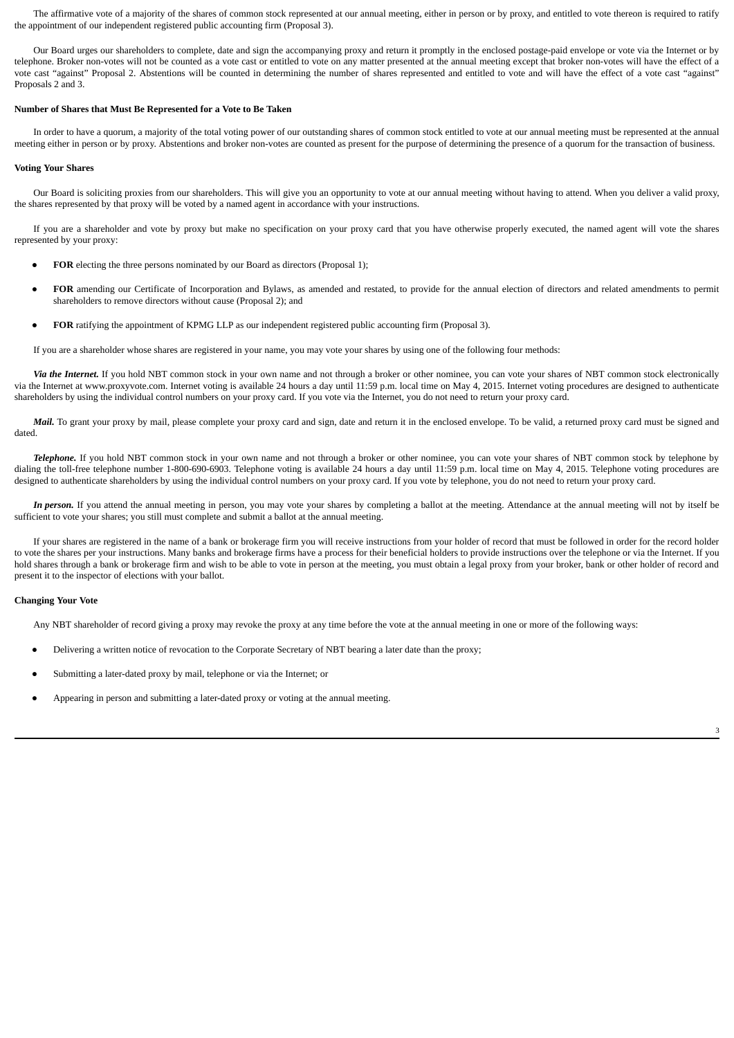The affirmative vote of a majority of the shares of common stock represented at our annual meeting, either in person or by proxy, and entitled to vote thereon is required to ratify the appointment of our independent registered public accounting firm (Proposal 3).

Our Board urges our shareholders to complete, date and sign the accompanying proxy and return it promptly in the enclosed postage-paid envelope or vote via the Internet or by telephone. Broker non-votes will not be counted as a vote cast or entitled to vote on any matter presented at the annual meeting except that broker non-votes will have the effect of a vote cast "against" Proposal 2. Abstentions will be counted in determining the number of shares represented and entitled to vote and will have the effect of a vote cast "against" Proposals 2 and 3.

**Number of Shares that Must Be Represented for a Vote to Be Taken**

In order to have a quorum, a majority of the total voting power of our outstanding shares of common stock entitled to vote at our annual meeting must be represented at the annual meeting either in person or by proxy. Abstentions and broker non-votes are counted as present for the purpose of determining the presence of a quorum for the transaction of business.

**Voting Your Shares**

Our Board is soliciting proxies from our shareholders. This will give you an opportunity to vote at our annual meeting without having to attend. When you deliver a valid proxy, the shares represented by that proxy will be voted by a named agent in accordance with your instructions.

If you are a shareholder and vote by proxy but make no specification on your proxy card that you have otherwise properly executed, the named agent will vote the shares represented by your proxy:

- **FOR** electing the three persons nominated by our Board as directors (Proposal 1);
- **FOR** amending our Certificate of Incorporation and Bylaws, as amended and restated, to provide for the annual election of directors and related amendments to permit shareholders to remove directors without cause (Proposal 2); and
- **FOR** ratifying the appointment of KPMG LLP as our independent registered public accounting firm (Proposal 3).

If you are a shareholder whose shares are registered in your name, you may vote your shares by using one of the following four methods:

***Via the Internet.*** If you hold NBT common stock in your own name and not through a broker or other nominee, you can vote your shares of NBT common stock electronically via the Internet at www.proxyvote.com. Internet voting is available 24 hours a day until 11:59 p.m. local time on May 4, 2015. Internet voting procedures are designed to authenticate shareholders by using the individual control numbers on your proxy card. If you vote via the Internet, you do not need to return your proxy card.

***Mail.*** To grant your proxy by mail, please complete your proxy card and sign, date and return it in the enclosed envelope. To be valid, a returned proxy card must be signed and dated.

***Telephone.*** If you hold NBT common stock in your own name and not through a broker or other nominee, you can vote your shares of NBT common stock by telephone by dialing the toll-free telephone number 1-800-690-6903. Telephone voting is available 24 hours a day until 11:59 p.m. local time on May 4, 2015. Telephone voting procedures are designed to authenticate shareholders by using the individual control numbers on your proxy card. If you vote by telephone, you do not need to return your proxy card.

***In person.*** If you attend the annual meeting in person, you may vote your shares by completing a ballot at the meeting. Attendance at the annual meeting will not by itself be sufficient to vote your shares; you still must complete and submit a ballot at the annual meeting.

If your shares are registered in the name of a bank or brokerage firm you will receive instructions from your holder of record that must be followed in order for the record holder to vote the shares per your instructions. Many banks and brokerage firms have a process for their beneficial holders to provide instructions over the telephone or via the Internet. If you hold shares through a bank or brokerage firm and wish to be able to vote in person at the meeting, you must obtain a legal proxy from your broker, bank or other holder of record and present it to the inspector of elections with your ballot.

**Changing Your Vote**

Any NBT shareholder of record giving a proxy may revoke the proxy at any time before the vote at the annual meeting in one or more of the following ways:

- Delivering a written notice of revocation to the Corporate Secretary of NBT bearing a later date than the proxy;
- Submitting a later-dated proxy by mail, telephone or via the Internet; or
- Appearing in person and submitting a later-dated proxy or voting at the annual meeting.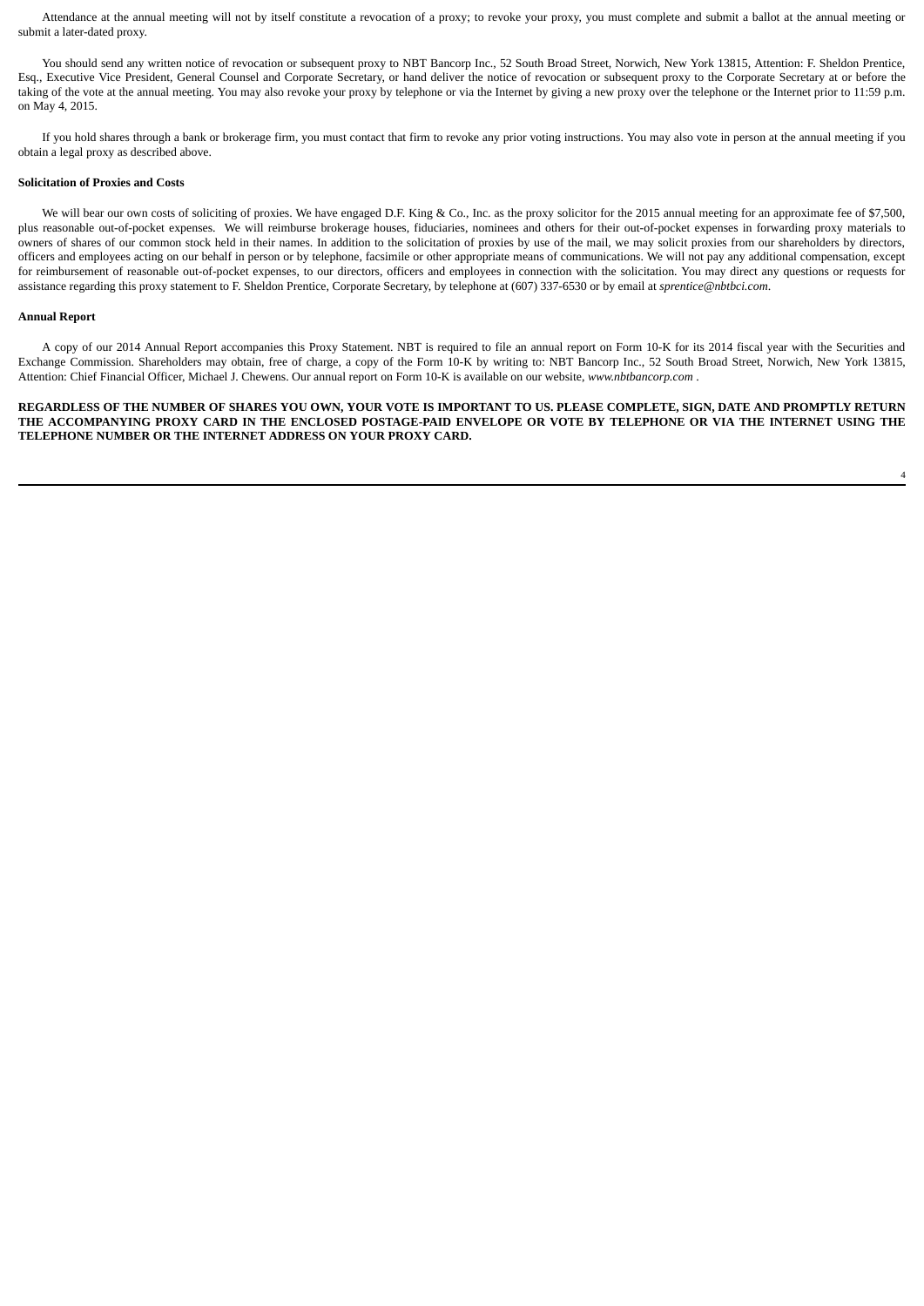Attendance at the annual meeting will not by itself constitute a revocation of a proxy; to revoke your proxy, you must complete and submit a ballot at the annual meeting or submit a later-dated proxy.

You should send any written notice of revocation or subsequent proxy to NBT Bancorp Inc., 52 South Broad Street, Norwich, New York 13815, Attention: F. Sheldon Prentice, Esq., Executive Vice President, General Counsel and Corporate Secretary, or hand deliver the notice of revocation or subsequent proxy to the Corporate Secretary at or before the taking of the vote at the annual meeting. You may also revoke your proxy by telephone or via the Internet by giving a new proxy over the telephone or the Internet prior to 11:59 p.m. on May 4, 2015.

If you hold shares through a bank or brokerage firm, you must contact that firm to revoke any prior voting instructions. You may also vote in person at the annual meeting if you obtain a legal proxy as described above.

**Solicitation of Proxies and Costs**

We will bear our own costs of soliciting of proxies. We have engaged D.F. King & Co., Inc. as the proxy solicitor for the 2015 annual meeting for an approximate fee of $7,500, plus reasonable out-of-pocket expenses. We will reimburse brokerage houses, fiduciaries, nominees and others for their out-of-pocket expenses in forwarding proxy materials to owners of shares of our common stock held in their names. In addition to the solicitation of proxies by use of the mail, we may solicit proxies from our shareholders by directors, officers and employees acting on our behalf in person or by telephone, facsimile or other appropriate means of communications. We will not pay any additional compensation, except for reimbursement of reasonable out-of-pocket expenses, to our directors, officers and employees in connection with the solicitation. You may direct any questions or requests for assistance regarding this proxy statement to F. Sheldon Prentice, Corporate Secretary, by telephone at (607) 337-6530 or by email at *sprentice@nbtbci.com*.

**Annual Report**

A copy of our 2014 Annual Report accompanies this Proxy Statement. NBT is required to file an annual report on Form 10-K for its 2014 fiscal year with the Securities and Exchange Commission. Shareholders may obtain, free of charge, a copy of the Form 10-K by writing to: NBT Bancorp Inc., 52 South Broad Street, Norwich, New York 13815, Attention: Chief Financial Officer, Michael J. Chewens. Our annual report on Form 10-K is available on our website, *www.nbtbancorp.com* .

**REGARDLESS OF THE NUMBER OF SHARES YOU OWN, YOUR VOTE IS IMPORTANT TO US. PLEASE COMPLETE, SIGN, DATE AND PROMPTLY RETURN THE ACCOMPANYING PROXY CARD IN THE ENCLOSED POSTAGE-PAID ENVELOPE OR VOTE BY TELEPHONE OR VIA THE INTERNET USING THE TELEPHONE NUMBER OR THE INTERNET ADDRESS ON YOUR PROXY CARD.**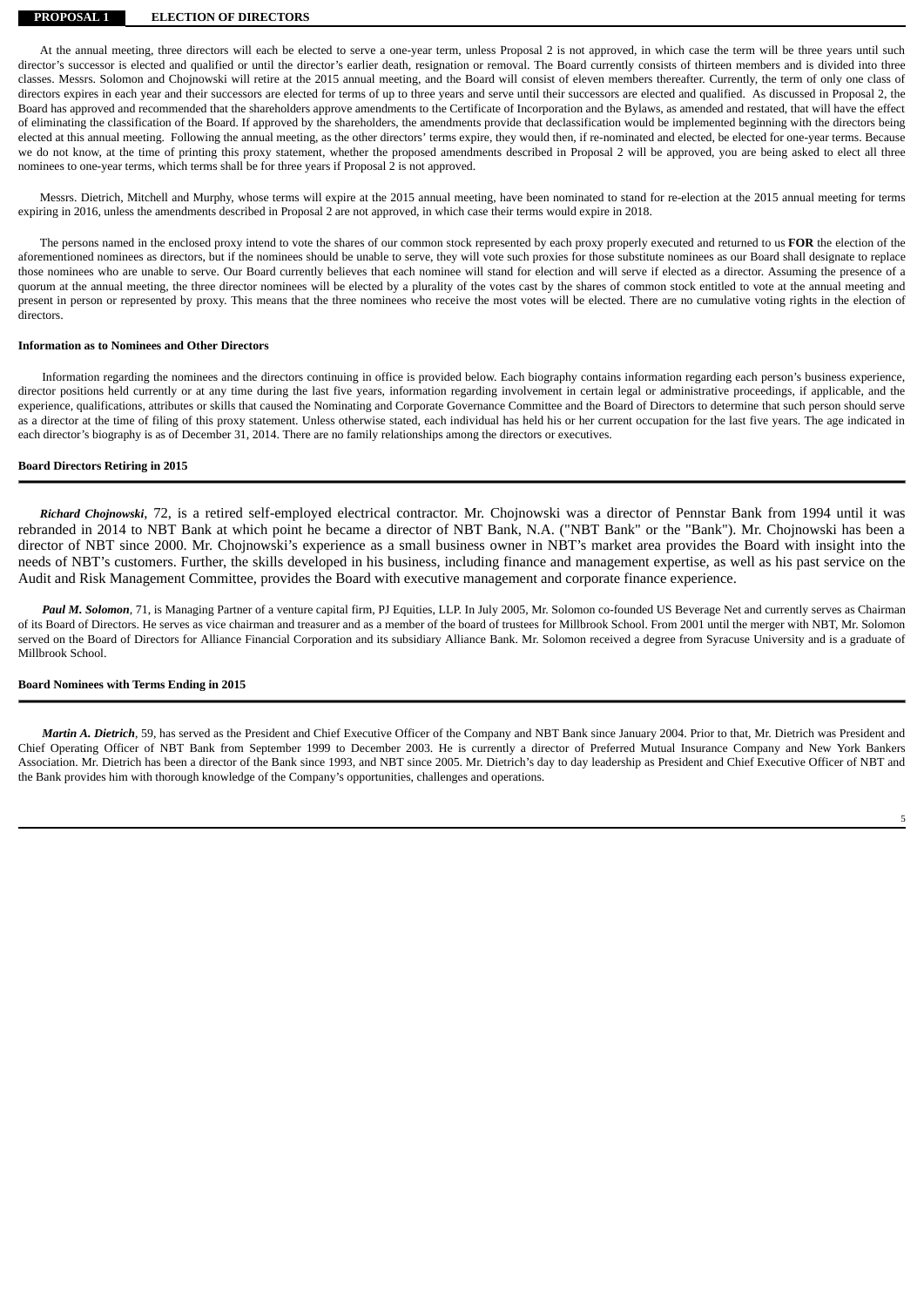## PROPOSAL 1 ELECTION OF DIRECTORS

At the annual meeting, three directors will each be elected to serve a one-year term, unless Proposal 2 is not approved, in which case the term will be three years until such director's successor is elected and qualified or until the director's earlier death, resignation or removal. The Board currently consists of thirteen members and is divided into three classes. Messrs. Solomon and Chojnowski will retire at the 2015 annual meeting, and the Board will consist of eleven members thereafter. Currently, the term of only one class of directors expires in each year and their successors are elected for terms of up to three years and serve until their successors are elected and qualified. As discussed in Proposal 2, the Board has approved and recommended that the shareholders approve amendments to the Certificate of Incorporation and the Bylaws, as amended and restated, that will have the effect of eliminating the classification of the Board. If approved by the shareholders, the amendments provide that declassification would be implemented beginning with the directors being elected at this annual meeting. Following the annual meeting, as the other directors' terms expire, they would then, if re-nominated and elected, be elected for one-year terms. Because we do not know, at the time of printing this proxy statement, whether the proposed amendments described in Proposal 2 will be approved, you are being asked to elect all three nominees to one-year terms, which terms shall be for three years if Proposal 2 is not approved.

Messrs. Dietrich, Mitchell and Murphy, whose terms will expire at the 2015 annual meeting, have been nominated to stand for re-election at the 2015 annual meeting for terms expiring in 2016, unless the amendments described in Proposal 2 are not approved, in which case their terms would expire in 2018.

The persons named in the enclosed proxy intend to vote the shares of our common stock represented by each proxy properly executed and returned to us **FOR** the election of the aforementioned nominees as directors, but if the nominees should be unable to serve, they will vote such proxies for those substitute nominees as our Board shall designate to replace those nominees who are unable to serve. Our Board currently believes that each nominee will stand for election and will serve if elected as a director. Assuming the presence of a quorum at the annual meeting, the three director nominees will be elected by a plurality of the votes cast by the shares of common stock entitled to vote at the annual meeting and present in person or represented by proxy. This means that the three nominees who receive the most votes will be elected. There are no cumulative voting rights in the election of directors.

**Information as to Nominees and Other Directors**

Information regarding the nominees and the directors continuing in office is provided below. Each biography contains information regarding each person's business experience, director positions held currently or at any time during the last five years, information regarding involvement in certain legal or administrative proceedings, if applicable, and the experience, qualifications, attributes or skills that caused the Nominating and Corporate Governance Committee and the Board of Directors to determine that such person should serve as a director at the time of filing of this proxy statement. Unless otherwise stated, each individual has held his or her current occupation for the last five years. The age indicated in each director's biography is as of December 31, 2014. There are no family relationships among the directors or executives.

**Board Directors Retiring in 2015**

***Richard Chojnowski***, 72, is a retired self-employed electrical contractor. Mr. Chojnowski was a director of Pennstar Bank from 1994 until it was rebranded in 2014 to NBT Bank at which point he became a director of NBT Bank, N.A. ("NBT Bank" or the "Bank"). Mr. Chojnowski has been a director of NBT since 2000. Mr. Chojnowski's experience as a small business owner in NBT's market area provides the Board with insight into the needs of NBT's customers. Further, the skills developed in his business, including finance and management expertise, as well as his past service on the Audit and Risk Management Committee, provides the Board with executive management and corporate finance experience.

***Paul M. Solomon***, 71, is Managing Partner of a venture capital firm, PJ Equities, LLP. In July 2005, Mr. Solomon co-founded US Beverage Net and currently serves as Chairman of its Board of Directors. He serves as vice chairman and treasurer and as a member of the board of trustees for Millbrook School. From 2001 until the merger with NBT, Mr. Solomon served on the Board of Directors for Alliance Financial Corporation and its subsidiary Alliance Bank. Mr. Solomon received a degree from Syracuse University and is a graduate of Millbrook School.

**Board Nominees with Terms Ending in 2015**

***Martin A. Dietrich***, 59, has served as the President and Chief Executive Officer of the Company and NBT Bank since January 2004. Prior to that, Mr. Dietrich was President and Chief Operating Officer of NBT Bank from September 1999 to December 2003. He is currently a director of Preferred Mutual Insurance Company and New York Bankers Association. Mr. Dietrich has been a director of the Bank since 1993, and NBT since 2005. Mr. Dietrich's day to day leadership as President and Chief Executive Officer of NBT and the Bank provides him with thorough knowledge of the Company's opportunities, challenges and operations.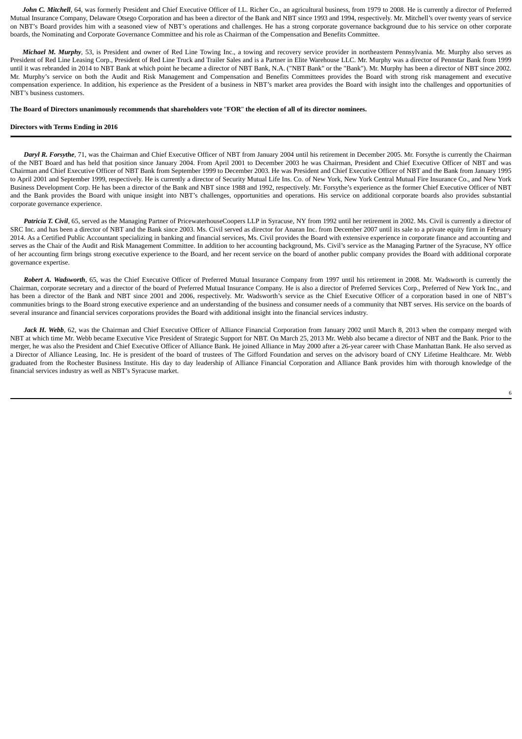***John C. Mitchell***, 64, was formerly President and Chief Executive Officer of I.L. Richer Co., an agricultural business, from 1979 to 2008. He is currently a director of Preferred Mutual Insurance Company, Delaware Otsego Corporation and has been a director of the Bank and NBT since 1993 and 1994, respectively. Mr. Mitchell's over twenty years of service on NBT's Board provides him with a seasoned view of NBT's operations and challenges. He has a strong corporate governance background due to his service on other corporate boards, the Nominating and Corporate Governance Committee and his role as Chairman of the Compensation and Benefits Committee.

***Michael M. Murphy***, 53, is President and owner of Red Line Towing Inc., a towing and recovery service provider in northeastern Pennsylvania. Mr. Murphy also serves as President of Red Line Leasing Corp., President of Red Line Truck and Trailer Sales and is a Partner in Elite Warehouse LLC. Mr. Murphy was a director of Pennstar Bank from 1999 until it was rebranded in 2014 to NBT Bank at which point he became a director of NBT Bank, N.A. ("NBT Bank" or the "Bank"). Mr. Murphy has been a director of NBT since 2002. Mr. Murphy's service on both the Audit and Risk Management and Compensation and Benefits Committees provides the Board with strong risk management and executive compensation experience. In addition, his experience as the President of a business in NBT's market area provides the Board with insight into the challenges and opportunities of NBT's business customers.

**The Board of Directors unanimously recommends that shareholders vote "FOR" the election of all of its director nominees.**

**Directors with Terms Ending in 2016**

***Daryl R. Forsythe***, 71, was the Chairman and Chief Executive Officer of NBT from January 2004 until his retirement in December 2005. Mr. Forsythe is currently the Chairman of the NBT Board and has held that position since January 2004. From April 2001 to December 2003 he was Chairman, President and Chief Executive Officer of NBT and was Chairman and Chief Executive Officer of NBT Bank from September 1999 to December 2003. He was President and Chief Executive Officer of NBT and the Bank from January 1995 to April 2001 and September 1999, respectively. He is currently a director of Security Mutual Life Ins. Co. of New York, New York Central Mutual Fire Insurance Co., and New York Business Development Corp. He has been a director of the Bank and NBT since 1988 and 1992, respectively. Mr. Forsythe's experience as the former Chief Executive Officer of NBT and the Bank provides the Board with unique insight into NBT's challenges, opportunities and operations. His service on additional corporate boards also provides substantial corporate governance experience.

***Patricia T. Civil***, 65, served as the Managing Partner of PricewaterhouseCoopers LLP in Syracuse, NY from 1992 until her retirement in 2002. Ms. Civil is currently a director of SRC Inc. and has been a director of NBT and the Bank since 2003. Ms. Civil served as director for Anaran Inc. from December 2007 until its sale to a private equity firm in February 2014. As a Certified Public Accountant specializing in banking and financial services, Ms. Civil provides the Board with extensive experience in corporate finance and accounting and serves as the Chair of the Audit and Risk Management Committee. In addition to her accounting background, Ms. Civil's service as the Managing Partner of the Syracuse, NY office of her accounting firm brings strong executive experience to the Board, and her recent service on the board of another public company provides the Board with additional corporate governance expertise.

***Robert A. Wadsworth***, 65, was the Chief Executive Officer of Preferred Mutual Insurance Company from 1997 until his retirement in 2008. Mr. Wadsworth is currently the Chairman, corporate secretary and a director of the board of Preferred Mutual Insurance Company. He is also a director of Preferred Services Corp., Preferred of New York Inc., and has been a director of the Bank and NBT since 2001 and 2006, respectively. Mr. Wadsworth's service as the Chief Executive Officer of a corporation based in one of NBT's communities brings to the Board strong executive experience and an understanding of the business and consumer needs of a community that NBT serves. His service on the boards of several insurance and financial services corporations provides the Board with additional insight into the financial services industry.

***Jack H. Webb***, 62, was the Chairman and Chief Executive Officer of Alliance Financial Corporation from January 2002 until March 8, 2013 when the company merged with NBT at which time Mr. Webb became Executive Vice President of Strategic Support for NBT. On March 25, 2013 Mr. Webb also became a director of NBT and the Bank. Prior to the merger, he was also the President and Chief Executive Officer of Alliance Bank. He joined Alliance in May 2000 after a 26-year career with Chase Manhattan Bank. He also served as a Director of Alliance Leasing, Inc. He is president of the board of trustees of The Gifford Foundation and serves on the advisory board of CNY Lifetime Healthcare. Mr. Webb graduated from the Rochester Business Institute. His day to day leadership of Alliance Financial Corporation and Alliance Bank provides him with thorough knowledge of the financial services industry as well as NBT's Syracuse market.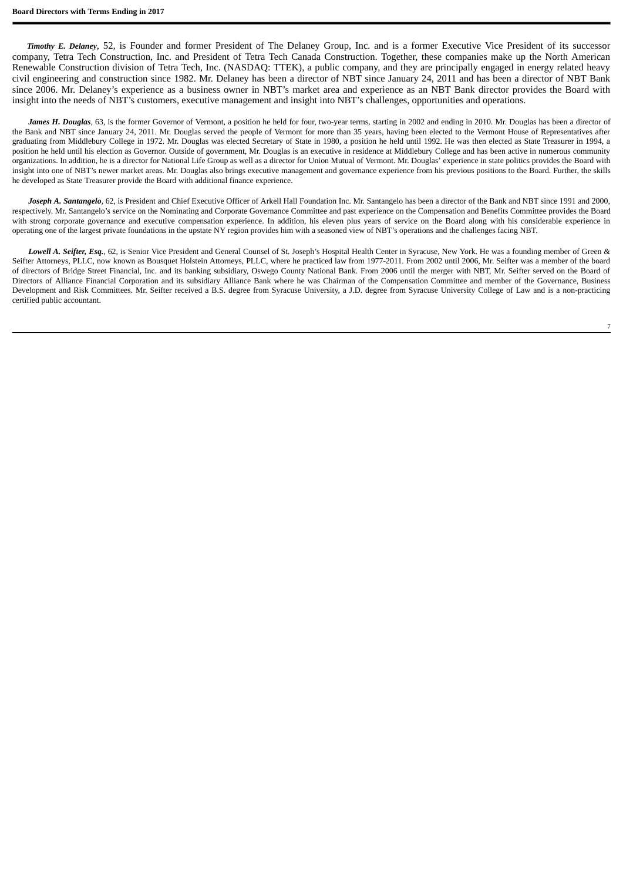**Board Directors with Terms Ending in 2017**

***Timothy E. Delaney***, 52, is Founder and former President of The Delaney Group, Inc. and is a former Executive Vice President of its successor company, Tetra Tech Construction, Inc. and President of Tetra Tech Canada Construction. Together, these companies make up the North American Renewable Construction division of Tetra Tech, Inc. (NASDAQ: TTEK), a public company, and they are principally engaged in energy related heavy civil engineering and construction since 1982. Mr. Delaney has been a director of NBT since January 24, 2011 and has been a director of NBT Bank since 2006. Mr. Delaney's experience as a business owner in NBT's market area and experience as an NBT Bank director provides the Board with insight into the needs of NBT's customers, executive management and insight into NBT's challenges, opportunities and operations.

***James H. Douglas***, 63, is the former Governor of Vermont, a position he held for four, two-year terms, starting in 2002 and ending in 2010. Mr. Douglas has been a director of the Bank and NBT since January 24, 2011. Mr. Douglas served the people of Vermont for more than 35 years, having been elected to the Vermont House of Representatives after graduating from Middlebury College in 1972. Mr. Douglas was elected Secretary of State in 1980, a position he held until 1992. He was then elected as State Treasurer in 1994, a position he held until his election as Governor. Outside of government, Mr. Douglas is an executive in residence at Middlebury College and has been active in numerous community organizations. In addition, he is a director for National Life Group as well as a director for Union Mutual of Vermont. Mr. Douglas' experience in state politics provides the Board with insight into one of NBT's newer market areas. Mr. Douglas also brings executive management and governance experience from his previous positions to the Board. Further, the skills he developed as State Treasurer provide the Board with additional finance experience.

***Joseph A. Santangelo***, 62, is President and Chief Executive Officer of Arkell Hall Foundation Inc. Mr. Santangelo has been a director of the Bank and NBT since 1991 and 2000, respectively. Mr. Santangelo's service on the Nominating and Corporate Governance Committee and past experience on the Compensation and Benefits Committee provides the Board with strong corporate governance and executive compensation experience. In addition, his eleven plus years of service on the Board along with his considerable experience in operating one of the largest private foundations in the upstate NY region provides him with a seasoned view of NBT's operations and the challenges facing NBT.

***Lowell A. Seifter, Esq.***, 62, is Senior Vice President and General Counsel of St. Joseph's Hospital Health Center in Syracuse, New York. He was a founding member of Green & Seifter Attorneys, PLLC, now known as Bousquet Holstein Attorneys, PLLC, where he practiced law from 1977-2011. From 2002 until 2006, Mr. Seifter was a member of the board of directors of Bridge Street Financial, Inc. and its banking subsidiary, Oswego County National Bank. From 2006 until the merger with NBT, Mr. Seifter served on the Board of Directors of Alliance Financial Corporation and its subsidiary Alliance Bank where he was Chairman of the Compensation Committee and member of the Governance, Business Development and Risk Committees. Mr. Seifter received a B.S. degree from Syracuse University, a J.D. degree from Syracuse University College of Law and is a non-practicing certified public accountant.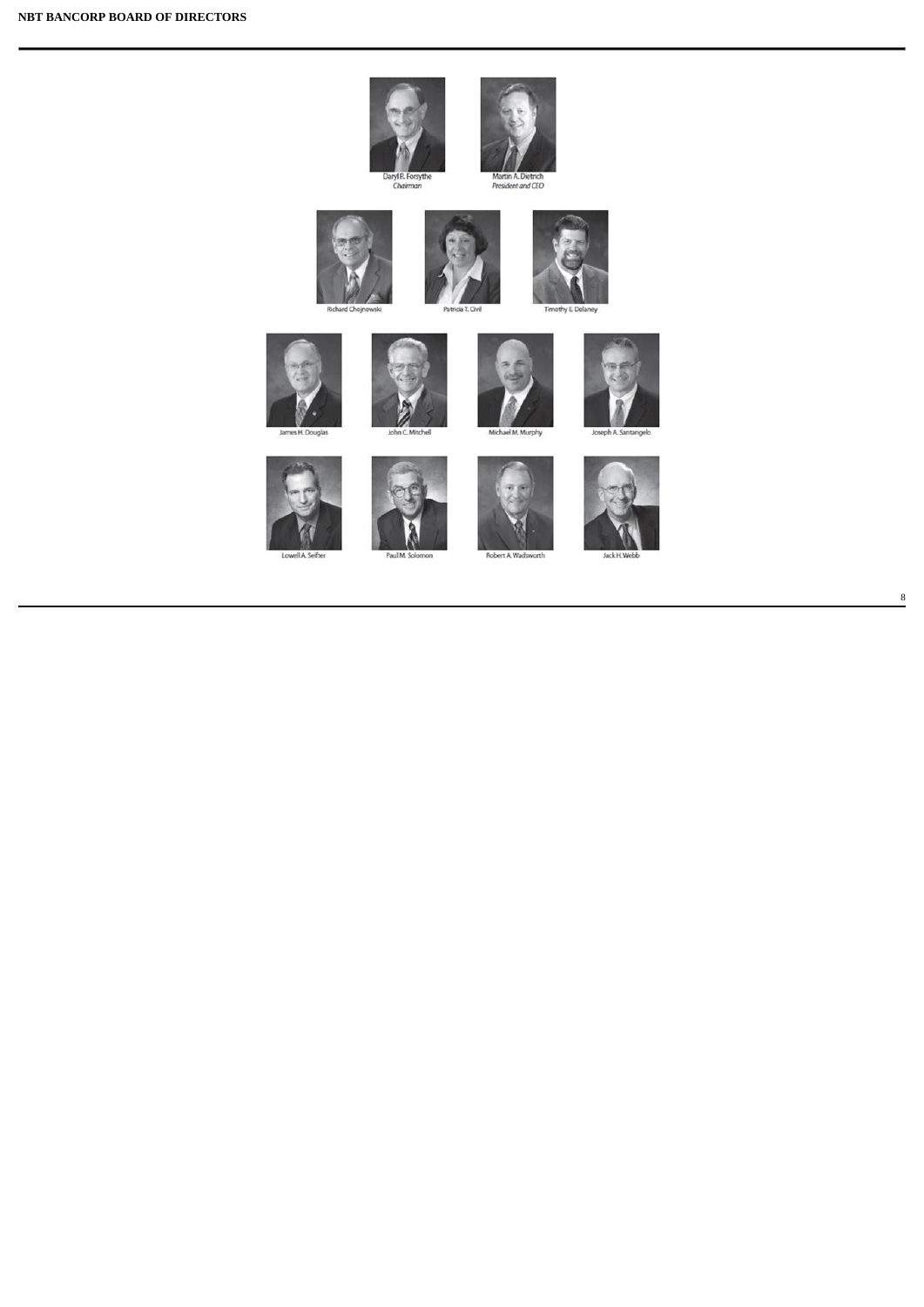# NBT BANCORP BOARD OF DIRECTORS

Daryl R. Forsythe
*Chairman*

Martin A. Dietrich
*President and CEO*

Richard Chojnowski

Patricia T. Civil

Timothy E. Delaney

James H. Douglas

John C. Mitchell

Michael M. Murphy

Joseph A. Santangelo

Lowell A. Seifter

Paul M. Solomon

Robert A. Wadsworth

Jack H. Webb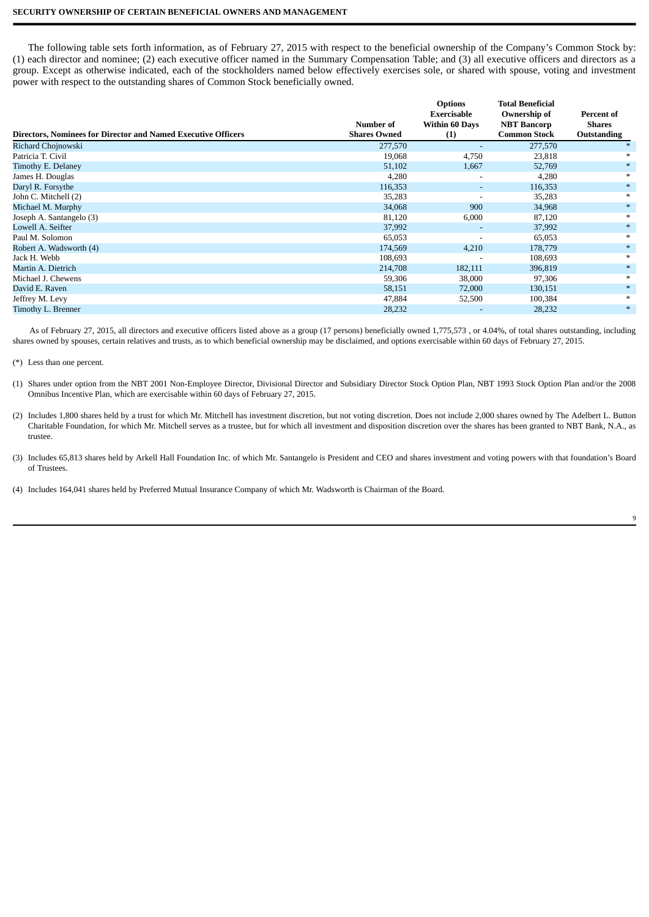## SECURITY OWNERSHIP OF CERTAIN BENEFICIAL OWNERS AND MANAGEMENT

The following table sets forth information, as of February 27, 2015 with respect to the beneficial ownership of the Company's Common Stock by: (1) each director and nominee; (2) each executive officer named in the Summary Compensation Table; and (3) all executive officers and directors as a group. Except as otherwise indicated, each of the stockholders named below effectively exercises sole, or shared with spouse, voting and investment power with respect to the outstanding shares of Common Stock beneficially owned.

| Directors, Nominees for Director and Named Executive Officers | Number of Shares Owned | Options Exercisable Within 60 Days (1) | Total Beneficial Ownership of NBT Bancorp Common Stock | Percent of Shares Outstanding |
|---|---|---|---|---|
| Richard Chojnowski | 277,570 | - | 277,570 | * |
| Patricia T. Civil | 19,068 | 4,750 | 23,818 | * |
| Timothy E. Delaney | 51,102 | 1,667 | 52,769 | * |
| James H. Douglas | 4,280 | - | 4,280 | * |
| Daryl R. Forsythe | 116,353 | - | 116,353 | * |
| John C. Mitchell (2) | 35,283 | - | 35,283 | * |
| Michael M. Murphy | 34,068 | 900 | 34,968 | * |
| Joseph A. Santangelo (3) | 81,120 | 6,000 | 87,120 | * |
| Lowell A. Seifter | 37,992 | - | 37,992 | * |
| Paul M. Solomon | 65,053 | - | 65,053 | * |
| Robert A. Wadsworth (4) | 174,569 | 4,210 | 178,779 | * |
| Jack H. Webb | 108,693 | - | 108,693 | * |
| Martin A. Dietrich | 214,708 | 182,111 | 396,819 | * |
| Michael J. Chewens | 59,306 | 38,000 | 97,306 | * |
| David E. Raven | 58,151 | 72,000 | 130,151 | * |
| Jeffrey M. Levy | 47,884 | 52,500 | 100,384 | * |
| Timothy L. Brenner | 28,232 | - | 28,232 | * |

As of February 27, 2015, all directors and executive officers listed above as a group (17 persons) beneficially owned 1,775,573 , or 4.04%, of total shares outstanding, including shares owned by spouses, certain relatives and trusts, as to which beneficial ownership may be disclaimed, and options exercisable within 60 days of February 27, 2015.

(*) Less than one percent.

(1) Shares under option from the NBT 2001 Non-Employee Director, Divisional Director and Subsidiary Director Stock Option Plan, NBT 1993 Stock Option Plan and/or the 2008 Omnibus Incentive Plan, which are exercisable within 60 days of February 27, 2015.

(2) Includes 1,800 shares held by a trust for which Mr. Mitchell has investment discretion, but not voting discretion. Does not include 2,000 shares owned by The Adelbert L. Button Charitable Foundation, for which Mr. Mitchell serves as a trustee, but for which all investment and disposition discretion over the shares has been granted to NBT Bank, N.A., as trustee.

(3) Includes 65,813 shares held by Arkell Hall Foundation Inc. of which Mr. Santangelo is President and CEO and shares investment and voting powers with that foundation's Board of Trustees.

(4) Includes 164,041 shares held by Preferred Mutual Insurance Company of which Mr. Wadsworth is Chairman of the Board.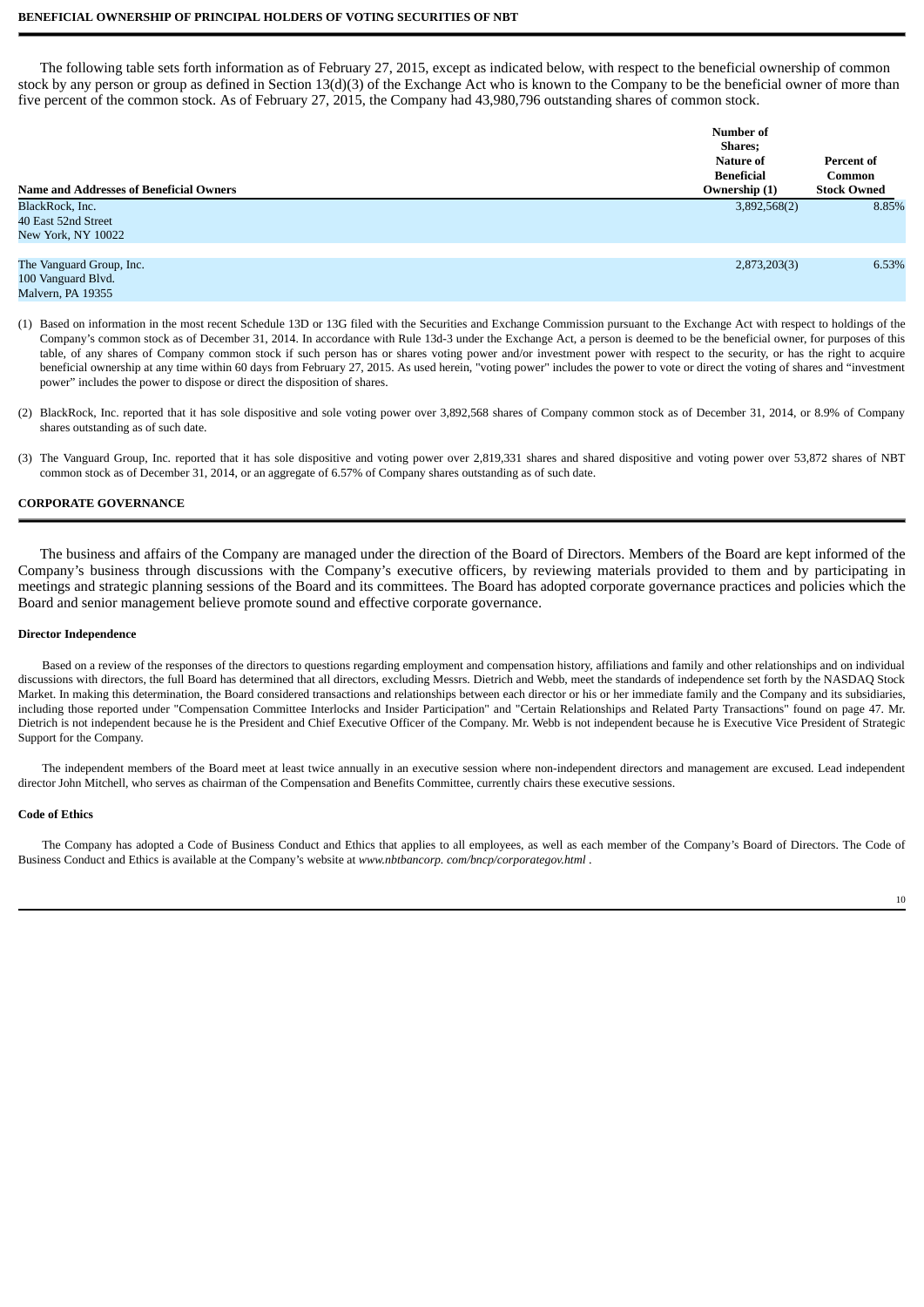## BENEFICIAL OWNERSHIP OF PRINCIPAL HOLDERS OF VOTING SECURITIES OF NBT

The following table sets forth information as of February 27, 2015, except as indicated below, with respect to the beneficial ownership of common stock by any person or group as defined in Section 13(d)(3) of the Exchange Act who is known to the Company to be the beneficial owner of more than five percent of the common stock. As of February 27, 2015, the Company had 43,980,796 outstanding shares of common stock.

| Name and Addresses of Beneficial Owners | Number of Shares; Nature of Beneficial Ownership (1) | Percent of Common Stock Owned |
|---|---|---|
| BlackRock, Inc.<br>40 East 52nd Street<br>New York, NY 10022 | 3,892,568(2) | 8.85% |
| The Vanguard Group, Inc.<br>100 Vanguard Blvd.<br>Malvern, PA 19355 | 2,873,203(3) | 6.53% |

(1) Based on information in the most recent Schedule 13D or 13G filed with the Securities and Exchange Commission pursuant to the Exchange Act with respect to holdings of the Company's common stock as of December 31, 2014. In accordance with Rule 13d-3 under the Exchange Act, a person is deemed to be the beneficial owner, for purposes of this table, of any shares of Company common stock if such person has or shares voting power and/or investment power with respect to the security, or has the right to acquire beneficial ownership at any time within 60 days from February 27, 2015. As used herein, "voting power" includes the power to vote or direct the voting of shares and "investment power" includes the power to dispose or direct the disposition of shares.

(2) BlackRock, Inc. reported that it has sole dispositive and sole voting power over 3,892,568 shares of Company common stock as of December 31, 2014, or 8.9% of Company shares outstanding as of such date.

(3) The Vanguard Group, Inc. reported that it has sole dispositive and voting power over 2,819,331 shares and shared dispositive and voting power over 53,872 shares of NBT common stock as of December 31, 2014, or an aggregate of 6.57% of Company shares outstanding as of such date.

## CORPORATE GOVERNANCE

The business and affairs of the Company are managed under the direction of the Board of Directors. Members of the Board are kept informed of the Company's business through discussions with the Company's executive officers, by reviewing materials provided to them and by participating in meetings and strategic planning sessions of the Board and its committees. The Board has adopted corporate governance practices and policies which the Board and senior management believe promote sound and effective corporate governance.

### Director Independence

Based on a review of the responses of the directors to questions regarding employment and compensation history, affiliations and family and other relationships and on individual discussions with directors, the full Board has determined that all directors, excluding Messrs. Dietrich and Webb, meet the standards of independence set forth by the NASDAQ Stock Market. In making this determination, the Board considered transactions and relationships between each director or his or her immediate family and the Company and its subsidiaries, including those reported under "Compensation Committee Interlocks and Insider Participation" and "Certain Relationships and Related Party Transactions" found on page 47. Mr. Dietrich is not independent because he is the President and Chief Executive Officer of the Company. Mr. Webb is not independent because he is Executive Vice President of Strategic Support for the Company.

The independent members of the Board meet at least twice annually in an executive session where non-independent directors and management are excused. Lead independent director John Mitchell, who serves as chairman of the Compensation and Benefits Committee, currently chairs these executive sessions.

### Code of Ethics

The Company has adopted a Code of Business Conduct and Ethics that applies to all employees, as well as each member of the Company's Board of Directors. The Code of Business Conduct and Ethics is available at the Company's website at *www.nbtbancorp. com/bncp/corporategov.html* .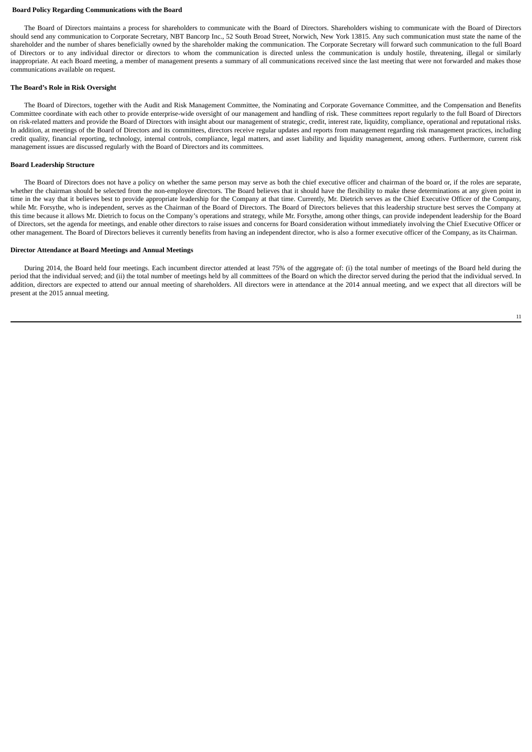**Board Policy Regarding Communications with the Board**

The Board of Directors maintains a process for shareholders to communicate with the Board of Directors. Shareholders wishing to communicate with the Board of Directors should send any communication to Corporate Secretary, NBT Bancorp Inc., 52 South Broad Street, Norwich, New York 13815. Any such communication must state the name of the shareholder and the number of shares beneficially owned by the shareholder making the communication. The Corporate Secretary will forward such communication to the full Board of Directors or to any individual director or directors to whom the communication is directed unless the communication is unduly hostile, threatening, illegal or similarly inappropriate. At each Board meeting, a member of management presents a summary of all communications received since the last meeting that were not forwarded and makes those communications available on request.

**The Board's Role in Risk Oversight**

The Board of Directors, together with the Audit and Risk Management Committee, the Nominating and Corporate Governance Committee, and the Compensation and Benefits Committee coordinate with each other to provide enterprise-wide oversight of our management and handling of risk. These committees report regularly to the full Board of Directors on risk-related matters and provide the Board of Directors with insight about our management of strategic, credit, interest rate, liquidity, compliance, operational and reputational risks. In addition, at meetings of the Board of Directors and its committees, directors receive regular updates and reports from management regarding risk management practices, including credit quality, financial reporting, technology, internal controls, compliance, legal matters, and asset liability and liquidity management, among others. Furthermore, current risk management issues are discussed regularly with the Board of Directors and its committees.

**Board Leadership Structure**

The Board of Directors does not have a policy on whether the same person may serve as both the chief executive officer and chairman of the board or, if the roles are separate, whether the chairman should be selected from the non-employee directors. The Board believes that it should have the flexibility to make these determinations at any given point in time in the way that it believes best to provide appropriate leadership for the Company at that time. Currently, Mr. Dietrich serves as the Chief Executive Officer of the Company, while Mr. Forsythe, who is independent, serves as the Chairman of the Board of Directors. The Board of Directors believes that this leadership structure best serves the Company at this time because it allows Mr. Dietrich to focus on the Company's operations and strategy, while Mr. Forsythe, among other things, can provide independent leadership for the Board of Directors, set the agenda for meetings, and enable other directors to raise issues and concerns for Board consideration without immediately involving the Chief Executive Officer or other management. The Board of Directors believes it currently benefits from having an independent director, who is also a former executive officer of the Company, as its Chairman.

**Director Attendance at Board Meetings and Annual Meetings**

During 2014, the Board held four meetings. Each incumbent director attended at least 75% of the aggregate of: (i) the total number of meetings of the Board held during the period that the individual served; and (ii) the total number of meetings held by all committees of the Board on which the director served during the period that the individual served. In addition, directors are expected to attend our annual meeting of shareholders. All directors were in attendance at the 2014 annual meeting, and we expect that all directors will be present at the 2015 annual meeting.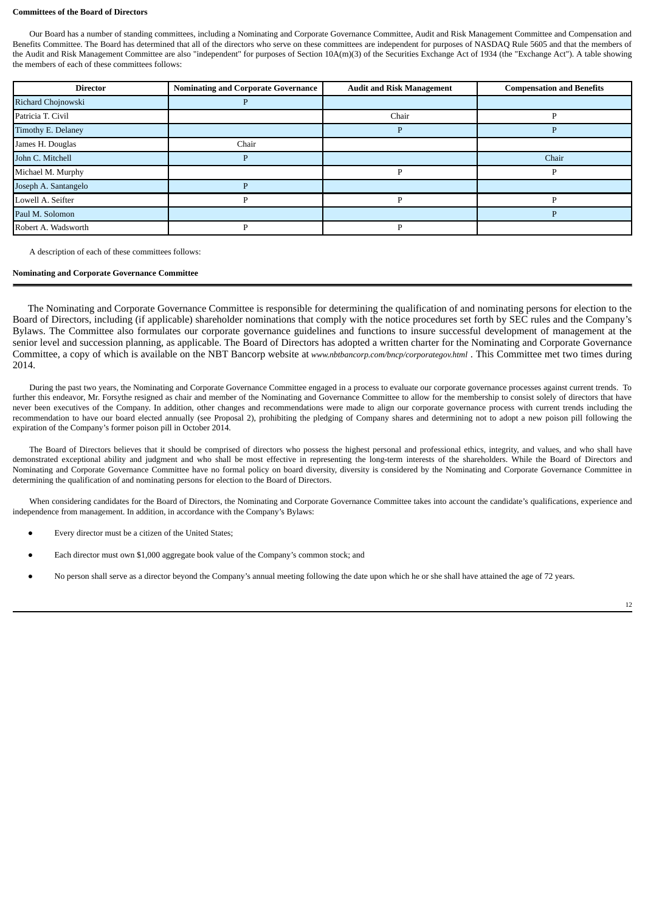**Committees of the Board of Directors**

Our Board has a number of standing committees, including a Nominating and Corporate Governance Committee, Audit and Risk Management Committee and Compensation and Benefits Committee. The Board has determined that all of the directors who serve on these committees are independent for purposes of NASDAQ Rule 5605 and that the members of the Audit and Risk Management Committee are also "independent" for purposes of Section 10A(m)(3) of the Securities Exchange Act of 1934 (the "Exchange Act"). A table showing the members of each of these committees follows:

| Director | Nominating and Corporate Governance | Audit and Risk Management | Compensation and Benefits |
| --- | --- | --- | --- |
| Richard Chojnowski | P | | |
| Patricia T. Civil | | Chair | P |
| Timothy E. Delaney | | P | P |
| James H. Douglas | Chair | | |
| John C. Mitchell | P | | Chair |
| Michael M. Murphy | | P | P |
| Joseph A. Santangelo | P | | |
| Lowell A. Seifter | P | P | P |
| Paul M. Solomon | | | P |
| Robert A. Wadsworth | P | P | |

A description of each of these committees follows:

**Nominating and Corporate Governance Committee**

The Nominating and Corporate Governance Committee is responsible for determining the qualification of and nominating persons for election to the Board of Directors, including (if applicable) shareholder nominations that comply with the notice procedures set forth by SEC rules and the Company's Bylaws. The Committee also formulates our corporate governance guidelines and functions to insure successful development of management at the senior level and succession planning, as applicable. The Board of Directors has adopted a written charter for the Nominating and Corporate Governance Committee, a copy of which is available on the NBT Bancorp website at *www.nbtbancorp.com/bncp/corporategov.html* . This Committee met two times during 2014.

During the past two years, the Nominating and Corporate Governance Committee engaged in a process to evaluate our corporate governance processes against current trends. To further this endeavor, Mr. Forsythe resigned as chair and member of the Nominating and Governance Committee to allow for the membership to consist solely of directors that have never been executives of the Company. In addition, other changes and recommendations were made to align our corporate governance process with current trends including the recommendation to have our board elected annually (see Proposal 2), prohibiting the pledging of Company shares and determining not to adopt a new poison pill following the expiration of the Company's former poison pill in October 2014.

The Board of Directors believes that it should be comprised of directors who possess the highest personal and professional ethics, integrity, and values, and who shall have demonstrated exceptional ability and judgment and who shall be most effective in representing the long-term interests of the shareholders. While the Board of Directors and Nominating and Corporate Governance Committee have no formal policy on board diversity, diversity is considered by the Nominating and Corporate Governance Committee in determining the qualification of and nominating persons for election to the Board of Directors.

When considering candidates for the Board of Directors, the Nominating and Corporate Governance Committee takes into account the candidate's qualifications, experience and independence from management. In addition, in accordance with the Company's Bylaws:

- Every director must be a citizen of the United States;
- Each director must own $1,000 aggregate book value of the Company's common stock; and
- No person shall serve as a director beyond the Company's annual meeting following the date upon which he or she shall have attained the age of 72 years.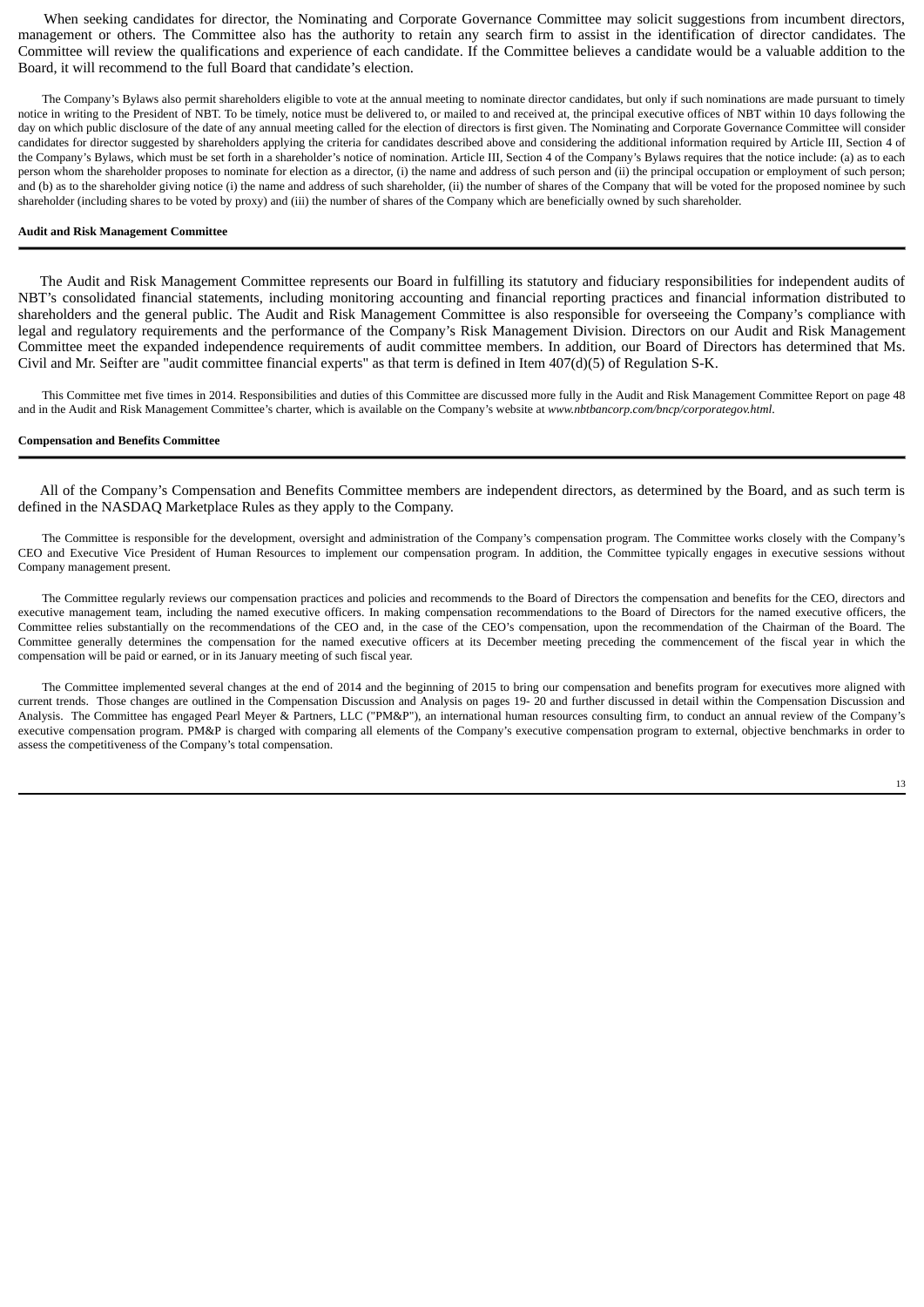When seeking candidates for director, the Nominating and Corporate Governance Committee may solicit suggestions from incumbent directors, management or others. The Committee also has the authority to retain any search firm to assist in the identification of director candidates. The Committee will review the qualifications and experience of each candidate. If the Committee believes a candidate would be a valuable addition to the Board, it will recommend to the full Board that candidate's election.

The Company's Bylaws also permit shareholders eligible to vote at the annual meeting to nominate director candidates, but only if such nominations are made pursuant to timely notice in writing to the President of NBT. To be timely, notice must be delivered to, or mailed to and received at, the principal executive offices of NBT within 10 days following the day on which public disclosure of the date of any annual meeting called for the election of directors is first given. The Nominating and Corporate Governance Committee will consider candidates for director suggested by shareholders applying the criteria for candidates described above and considering the additional information required by Article III, Section 4 of the Company's Bylaws, which must be set forth in a shareholder's notice of nomination. Article III, Section 4 of the Company's Bylaws requires that the notice include: (a) as to each person whom the shareholder proposes to nominate for election as a director, (i) the name and address of such person and (ii) the principal occupation or employment of such person; and (b) as to the shareholder giving notice (i) the name and address of such shareholder, (ii) the number of shares of the Company that will be voted for the proposed nominee by such shareholder (including shares to be voted by proxy) and (iii) the number of shares of the Company which are beneficially owned by such shareholder.

**Audit and Risk Management Committee**

The Audit and Risk Management Committee represents our Board in fulfilling its statutory and fiduciary responsibilities for independent audits of NBT's consolidated financial statements, including monitoring accounting and financial reporting practices and financial information distributed to shareholders and the general public. The Audit and Risk Management Committee is also responsible for overseeing the Company's compliance with legal and regulatory requirements and the performance of the Company's Risk Management Division. Directors on our Audit and Risk Management Committee meet the expanded independence requirements of audit committee members. In addition, our Board of Directors has determined that Ms. Civil and Mr. Seifter are "audit committee financial experts" as that term is defined in Item 407(d)(5) of Regulation S-K.

This Committee met five times in 2014. Responsibilities and duties of this Committee are discussed more fully in the Audit and Risk Management Committee Report on page 48 and in the Audit and Risk Management Committee's charter, which is available on the Company's website at *www.nbtbancorp.com/bncp/corporategov.html*.

**Compensation and Benefits Committee**

All of the Company's Compensation and Benefits Committee members are independent directors, as determined by the Board, and as such term is defined in the NASDAQ Marketplace Rules as they apply to the Company.

The Committee is responsible for the development, oversight and administration of the Company's compensation program. The Committee works closely with the Company's CEO and Executive Vice President of Human Resources to implement our compensation program. In addition, the Committee typically engages in executive sessions without Company management present.

The Committee regularly reviews our compensation practices and policies and recommends to the Board of Directors the compensation and benefits for the CEO, directors and executive management team, including the named executive officers. In making compensation recommendations to the Board of Directors for the named executive officers, the Committee relies substantially on the recommendations of the CEO and, in the case of the CEO's compensation, upon the recommendation of the Chairman of the Board. The Committee generally determines the compensation for the named executive officers at its December meeting preceding the commencement of the fiscal year in which the compensation will be paid or earned, or in its January meeting of such fiscal year.

The Committee implemented several changes at the end of 2014 and the beginning of 2015 to bring our compensation and benefits program for executives more aligned with current trends. Those changes are outlined in the Compensation Discussion and Analysis on pages 19- 20 and further discussed in detail within the Compensation Discussion and Analysis. The Committee has engaged Pearl Meyer & Partners, LLC ("PM&P"), an international human resources consulting firm, to conduct an annual review of the Company's executive compensation program. PM&P is charged with comparing all elements of the Company's executive compensation program to external, objective benchmarks in order to assess the competitiveness of the Company's total compensation.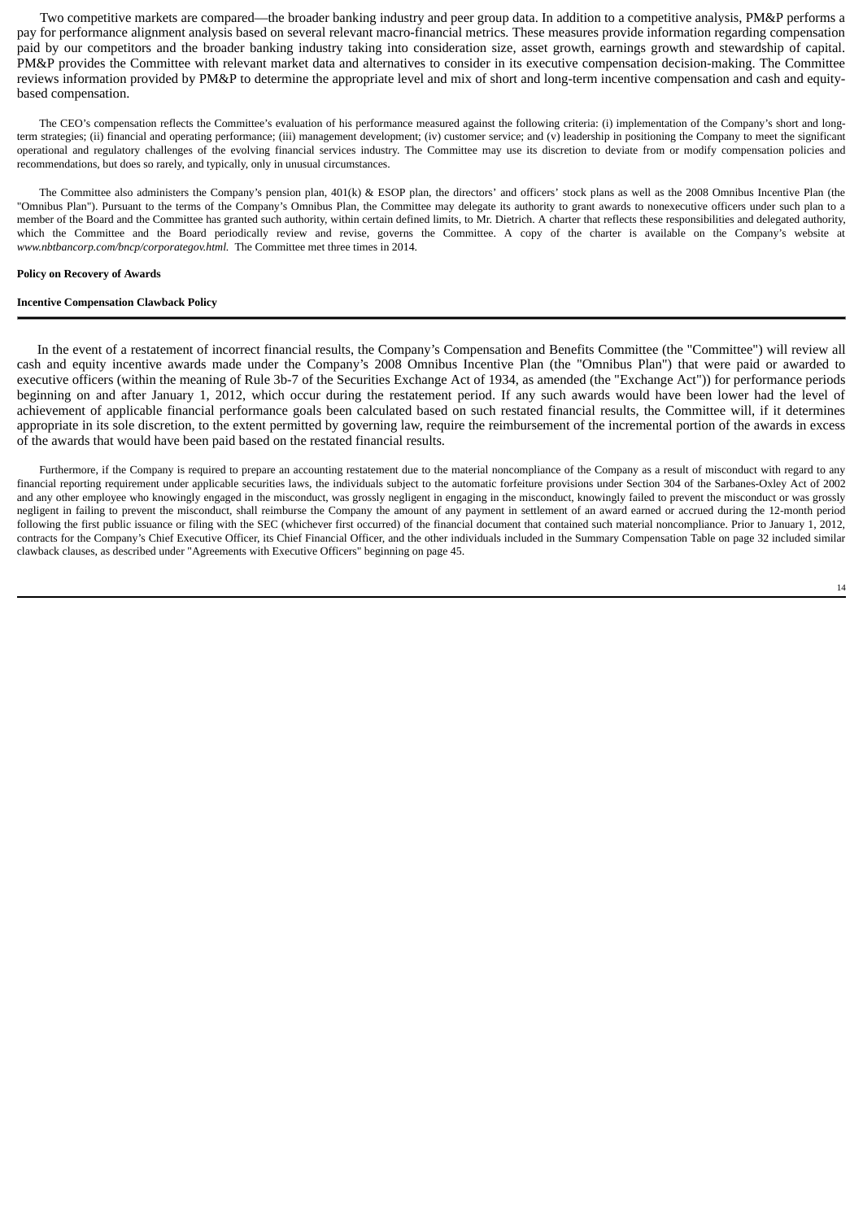Two competitive markets are compared—the broader banking industry and peer group data. In addition to a competitive analysis, PM&P performs a pay for performance alignment analysis based on several relevant macro-financial metrics. These measures provide information regarding compensation paid by our competitors and the broader banking industry taking into consideration size, asset growth, earnings growth and stewardship of capital. PM&P provides the Committee with relevant market data and alternatives to consider in its executive compensation decision-making. The Committee reviews information provided by PM&P to determine the appropriate level and mix of short and long-term incentive compensation and cash and equity-based compensation.

The CEO's compensation reflects the Committee's evaluation of his performance measured against the following criteria: (i) implementation of the Company's short and long-term strategies; (ii) financial and operating performance; (iii) management development; (iv) customer service; and (v) leadership in positioning the Company to meet the significant operational and regulatory challenges of the evolving financial services industry. The Committee may use its discretion to deviate from or modify compensation policies and recommendations, but does so rarely, and typically, only in unusual circumstances.

The Committee also administers the Company's pension plan, 401(k) & ESOP plan, the directors' and officers' stock plans as well as the 2008 Omnibus Incentive Plan (the "Omnibus Plan"). Pursuant to the terms of the Company's Omnibus Plan, the Committee may delegate its authority to grant awards to nonexecutive officers under such plan to a member of the Board and the Committee has granted such authority, within certain defined limits, to Mr. Dietrich. A charter that reflects these responsibilities and delegated authority, which the Committee and the Board periodically review and revise, governs the Committee. A copy of the charter is available on the Company's website at *www.nbtbancorp.com/bncp/corporategov.html.* The Committee met three times in 2014.

**Policy on Recovery of Awards**

**Incentive Compensation Clawback Policy**

In the event of a restatement of incorrect financial results, the Company's Compensation and Benefits Committee (the "Committee") will review all cash and equity incentive awards made under the Company's 2008 Omnibus Incentive Plan (the "Omnibus Plan") that were paid or awarded to executive officers (within the meaning of Rule 3b-7 of the Securities Exchange Act of 1934, as amended (the "Exchange Act")) for performance periods beginning on and after January 1, 2012, which occur during the restatement period. If any such awards would have been lower had the level of achievement of applicable financial performance goals been calculated based on such restated financial results, the Committee will, if it determines appropriate in its sole discretion, to the extent permitted by governing law, require the reimbursement of the incremental portion of the awards in excess of the awards that would have been paid based on the restated financial results.

Furthermore, if the Company is required to prepare an accounting restatement due to the material noncompliance of the Company as a result of misconduct with regard to any financial reporting requirement under applicable securities laws, the individuals subject to the automatic forfeiture provisions under Section 304 of the Sarbanes-Oxley Act of 2002 and any other employee who knowingly engaged in the misconduct, was grossly negligent in engaging in the misconduct, knowingly failed to prevent the misconduct or was grossly negligent in failing to prevent the misconduct, shall reimburse the Company the amount of any payment in settlement of an award earned or accrued during the 12-month period following the first public issuance or filing with the SEC (whichever first occurred) of the financial document that contained such material noncompliance. Prior to January 1, 2012, contracts for the Company's Chief Executive Officer, its Chief Financial Officer, and the other individuals included in the Summary Compensation Table on page 32 included similar clawback clauses, as described under "Agreements with Executive Officers" beginning on page 45.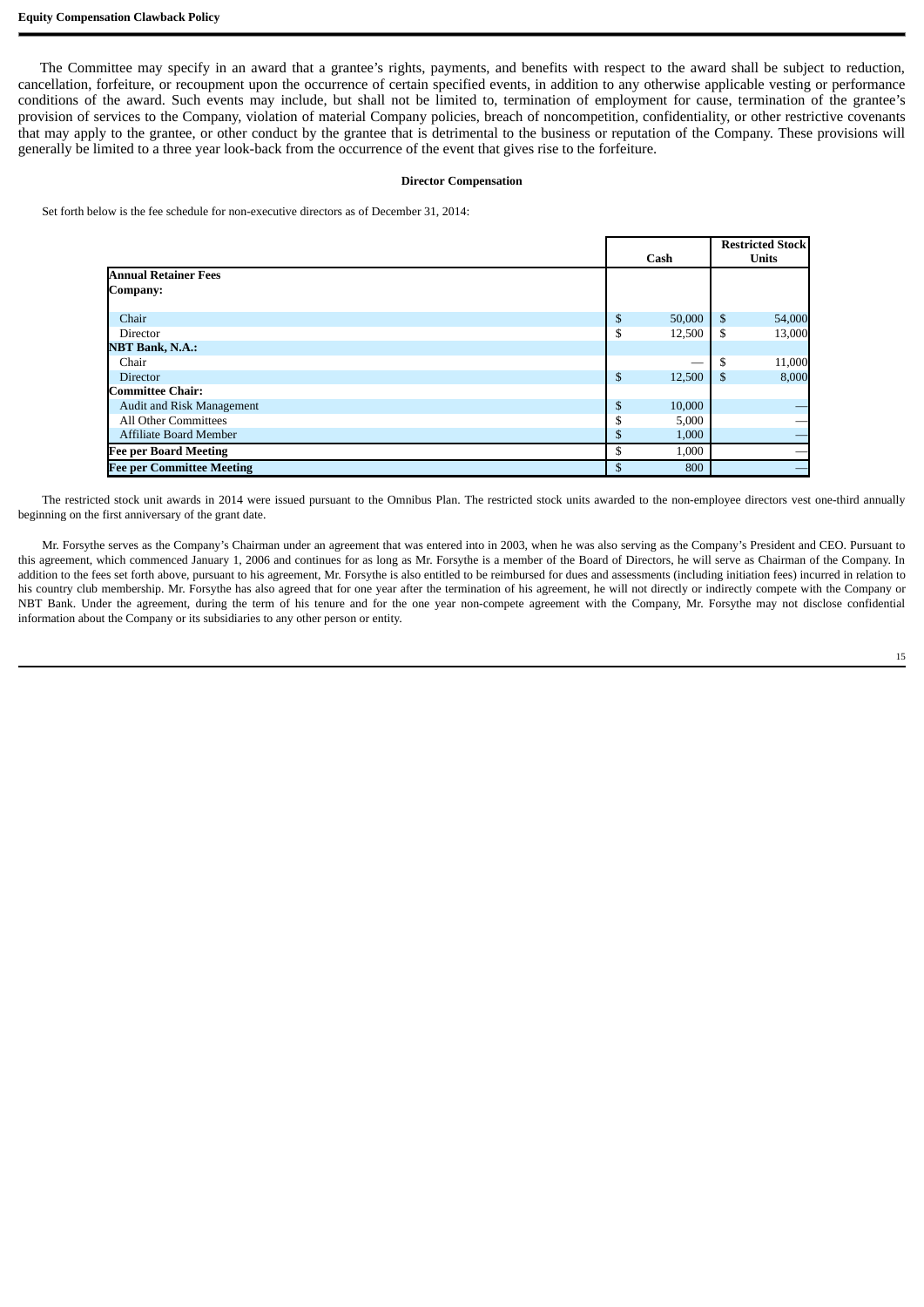## Equity Compensation Clawback Policy

The Committee may specify in an award that a grantee's rights, payments, and benefits with respect to the award shall be subject to reduction, cancellation, forfeiture, or recoupment upon the occurrence of certain specified events, in addition to any otherwise applicable vesting or performance conditions of the award. Such events may include, but shall not be limited to, termination of employment for cause, termination of the grantee's provision of services to the Company, violation of material Company policies, breach of noncompetition, confidentiality, or other restrictive covenants that may apply to the grantee, or other conduct by the grantee that is detrimental to the business or reputation of the Company. These provisions will generally be limited to a three year look-back from the occurrence of the event that gives rise to the forfeiture.

### Director Compensation

Set forth below is the fee schedule for non-executive directors as of December 31, 2014:

| | Cash | Restricted Stock Units |
|---|---|---|
| **Annual Retainer Fees** | | |
| **Company:** | | |
| Chair | $ 50,000 | $ 54,000 |
| Director | $ 12,500 | $ 13,000 |
| **NBT Bank, N.A.:** | | |
| Chair | — | $ 11,000 |
| Director | $ 12,500 | $ 8,000 |
| **Committee Chair:** | | |
| Audit and Risk Management | $ 10,000 | — |
| All Other Committees | $ 5,000 | — |
| Affiliate Board Member | $ 1,000 | — |
| **Fee per Board Meeting** | $ 1,000 | — |
| **Fee per Committee Meeting** | $ 800 | — |

The restricted stock unit awards in 2014 were issued pursuant to the Omnibus Plan. The restricted stock units awarded to the non-employee directors vest one-third annually beginning on the first anniversary of the grant date.

Mr. Forsythe serves as the Company's Chairman under an agreement that was entered into in 2003, when he was also serving as the Company's President and CEO. Pursuant to this agreement, which commenced January 1, 2006 and continues for as long as Mr. Forsythe is a member of the Board of Directors, he will serve as Chairman of the Company. In addition to the fees set forth above, pursuant to his agreement, Mr. Forsythe is also entitled to be reimbursed for dues and assessments (including initiation fees) incurred in relation to his country club membership. Mr. Forsythe has also agreed that for one year after the termination of his agreement, he will not directly or indirectly compete with the Company or NBT Bank. Under the agreement, during the term of his tenure and for the one year non-compete agreement with the Company, Mr. Forsythe may not disclose confidential information about the Company or its subsidiaries to any other person or entity.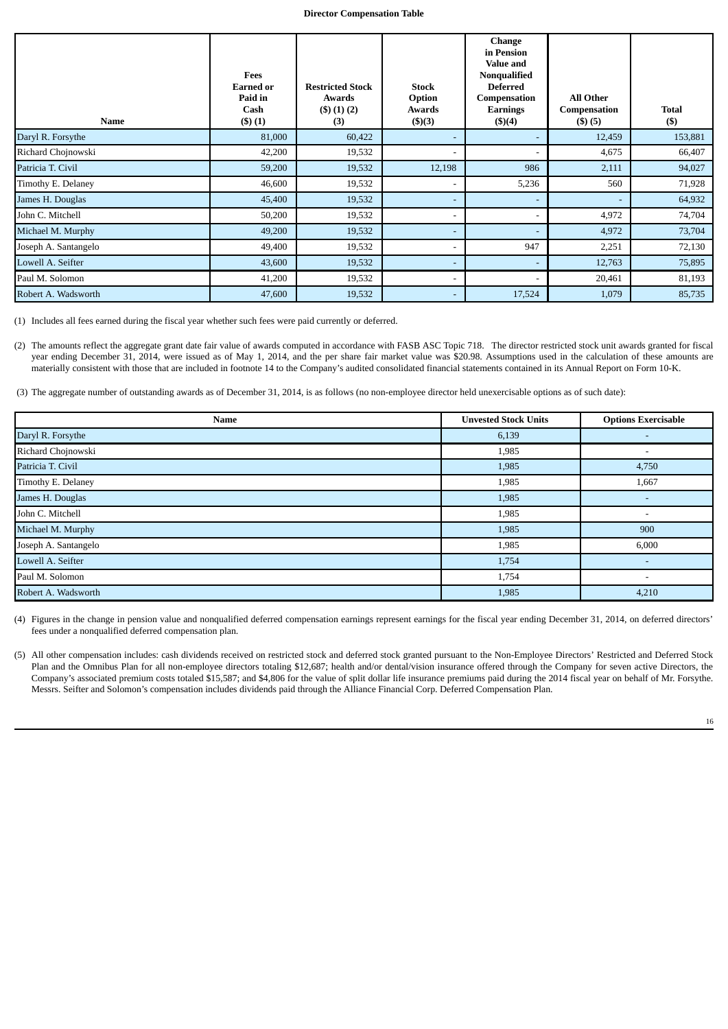**Director Compensation Table**

| Name | Fees Earned or Paid in Cash ($) (1) | Restricted Stock Awards ($) (1) (2) (3) | Stock Option Awards ($)(3) | Change in Pension Value and Nonqualified Deferred Compensation Earnings ($)(4) | All Other Compensation ($) (5) | Total ($) |
|---|---|---|---|---|---|---|
| Daryl R. Forsythe | 81,000 | 60,422 | - | - | 12,459 | 153,881 |
| Richard Chojnowski | 42,200 | 19,532 | - | - | 4,675 | 66,407 |
| Patricia T. Civil | 59,200 | 19,532 | 12,198 | 986 | 2,111 | 94,027 |
| Timothy E. Delaney | 46,600 | 19,532 | - | 5,236 | 560 | 71,928 |
| James H. Douglas | 45,400 | 19,532 | - | - | - | 64,932 |
| John C. Mitchell | 50,200 | 19,532 | - | - | 4,972 | 74,704 |
| Michael M. Murphy | 49,200 | 19,532 | - | - | 4,972 | 73,704 |
| Joseph A. Santangelo | 49,400 | 19,532 | - | 947 | 2,251 | 72,130 |
| Lowell A. Seifter | 43,600 | 19,532 | - | - | 12,763 | 75,895 |
| Paul M. Solomon | 41,200 | 19,532 | - | - | 20,461 | 81,193 |
| Robert A. Wadsworth | 47,600 | 19,532 | - | 17,524 | 1,079 | 85,735 |

(1) Includes all fees earned during the fiscal year whether such fees were paid currently or deferred.

(2) The amounts reflect the aggregate grant date fair value of awards computed in accordance with FASB ASC Topic 718. The director restricted stock unit awards granted for fiscal year ending December 31, 2014, were issued as of May 1, 2014, and the per share fair market value was $20.98. Assumptions used in the calculation of these amounts are materially consistent with those that are included in footnote 14 to the Company's audited consolidated financial statements contained in its Annual Report on Form 10-K.

(3) The aggregate number of outstanding awards as of December 31, 2014, is as follows (no non-employee director held unexercisable options as of such date):

| Name | Unvested Stock Units | Options Exercisable |
|---|---|---|
| Daryl R. Forsythe | 6,139 | - |
| Richard Chojnowski | 1,985 | - |
| Patricia T. Civil | 1,985 | 4,750 |
| Timothy E. Delaney | 1,985 | 1,667 |
| James H. Douglas | 1,985 | - |
| John C. Mitchell | 1,985 | - |
| Michael M. Murphy | 1,985 | 900 |
| Joseph A. Santangelo | 1,985 | 6,000 |
| Lowell A. Seifter | 1,754 | - |
| Paul M. Solomon | 1,754 | - |
| Robert A. Wadsworth | 1,985 | 4,210 |

(4) Figures in the change in pension value and nonqualified deferred compensation earnings represent earnings for the fiscal year ending December 31, 2014, on deferred directors' fees under a nonqualified deferred compensation plan.

(5) All other compensation includes: cash dividends received on restricted stock and deferred stock granted pursuant to the Non-Employee Directors' Restricted and Deferred Stock Plan and the Omnibus Plan for all non-employee directors totaling $12,687; health and/or dental/vision insurance offered through the Company for seven active Directors, the Company's associated premium costs totaled $15,587; and $4,806 for the value of split dollar life insurance premiums paid during the 2014 fiscal year on behalf of Mr. Forsythe. Messrs. Seifter and Solomon's compensation includes dividends paid through the Alliance Financial Corp. Deferred Compensation Plan.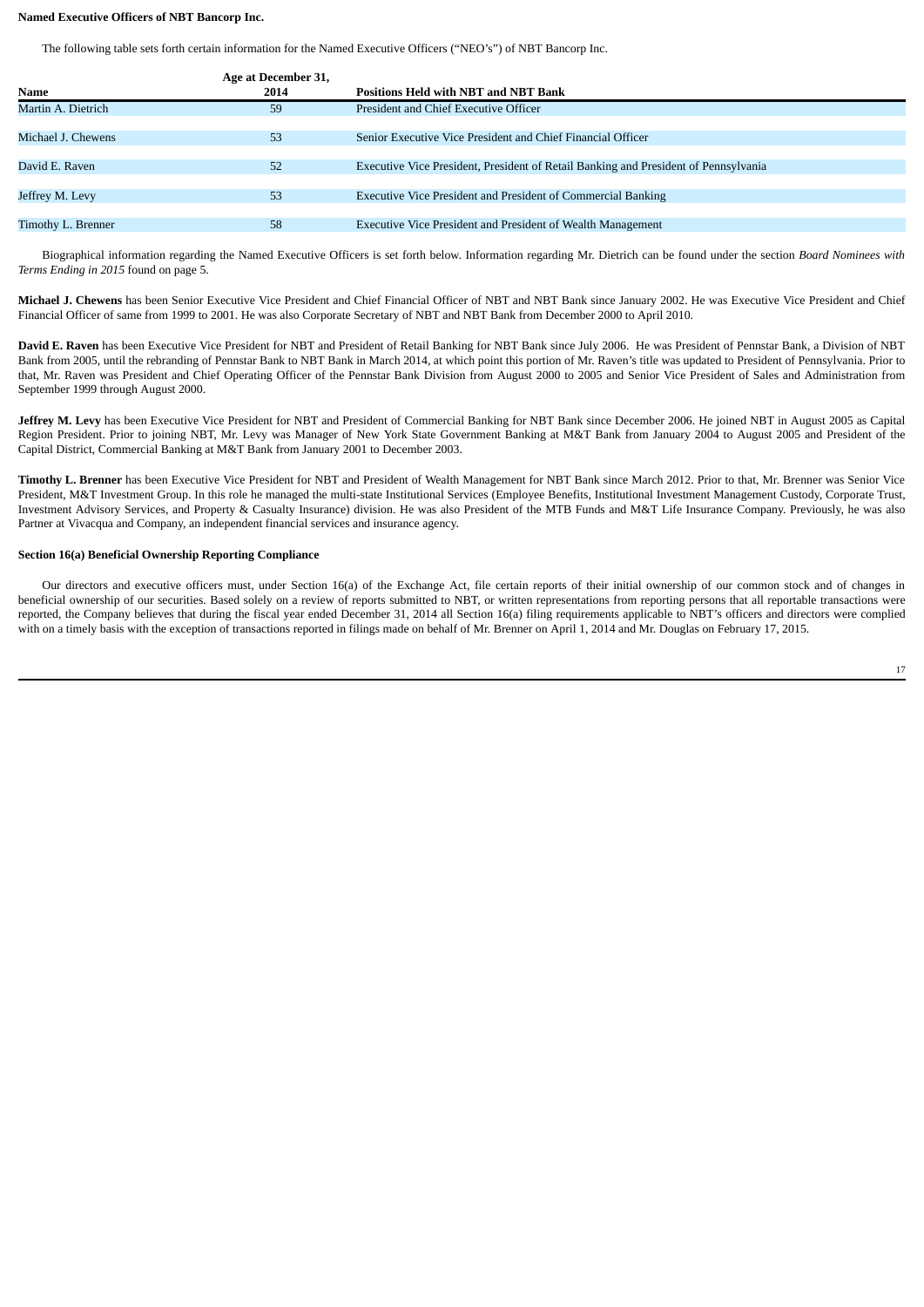**Named Executive Officers of NBT Bancorp Inc.**

The following table sets forth certain information for the Named Executive Officers ("NEO's") of NBT Bancorp Inc.

| Name | Age at December 31, 2014 | Positions Held with NBT and NBT Bank |
|---|---|---|
| Martin A. Dietrich | 59 | President and Chief Executive Officer |
| Michael J. Chewens | 53 | Senior Executive Vice President and Chief Financial Officer |
| David E. Raven | 52 | Executive Vice President, President of Retail Banking and President of Pennsylvania |
| Jeffrey M. Levy | 53 | Executive Vice President and President of Commercial Banking |
| Timothy L. Brenner | 58 | Executive Vice President and President of Wealth Management |

Biographical information regarding the Named Executive Officers is set forth below. Information regarding Mr. Dietrich can be found under the section *Board Nominees with Terms Ending in 2015* found on page 5.

**Michael J. Chewens** has been Senior Executive Vice President and Chief Financial Officer of NBT and NBT Bank since January 2002. He was Executive Vice President and Chief Financial Officer of same from 1999 to 2001. He was also Corporate Secretary of NBT and NBT Bank from December 2000 to April 2010.

**David E. Raven** has been Executive Vice President for NBT and President of Retail Banking for NBT Bank since July 2006. He was President of Pennstar Bank, a Division of NBT Bank from 2005, until the rebranding of Pennstar Bank to NBT Bank in March 2014, at which point this portion of Mr. Raven's title was updated to President of Pennsylvania. Prior to that, Mr. Raven was President and Chief Operating Officer of the Pennstar Bank Division from August 2000 to 2005 and Senior Vice President of Sales and Administration from September 1999 through August 2000.

**Jeffrey M. Levy** has been Executive Vice President for NBT and President of Commercial Banking for NBT Bank since December 2006. He joined NBT in August 2005 as Capital Region President. Prior to joining NBT, Mr. Levy was Manager of New York State Government Banking at M&T Bank from January 2004 to August 2005 and President of the Capital District, Commercial Banking at M&T Bank from January 2001 to December 2003.

**Timothy L. Brenner** has been Executive Vice President for NBT and President of Wealth Management for NBT Bank since March 2012. Prior to that, Mr. Brenner was Senior Vice President, M&T Investment Group. In this role he managed the multi-state Institutional Services (Employee Benefits, Institutional Investment Management Custody, Corporate Trust, Investment Advisory Services, and Property & Casualty Insurance) division. He was also President of the MTB Funds and M&T Life Insurance Company. Previously, he was also Partner at Vivacqua and Company, an independent financial services and insurance agency.

**Section 16(a) Beneficial Ownership Reporting Compliance**

Our directors and executive officers must, under Section 16(a) of the Exchange Act, file certain reports of their initial ownership of our common stock and of changes in beneficial ownership of our securities. Based solely on a review of reports submitted to NBT, or written representations from reporting persons that all reportable transactions were reported, the Company believes that during the fiscal year ended December 31, 2014 all Section 16(a) filing requirements applicable to NBT's officers and directors were complied with on a timely basis with the exception of transactions reported in filings made on behalf of Mr. Brenner on April 1, 2014 and Mr. Douglas on February 17, 2015.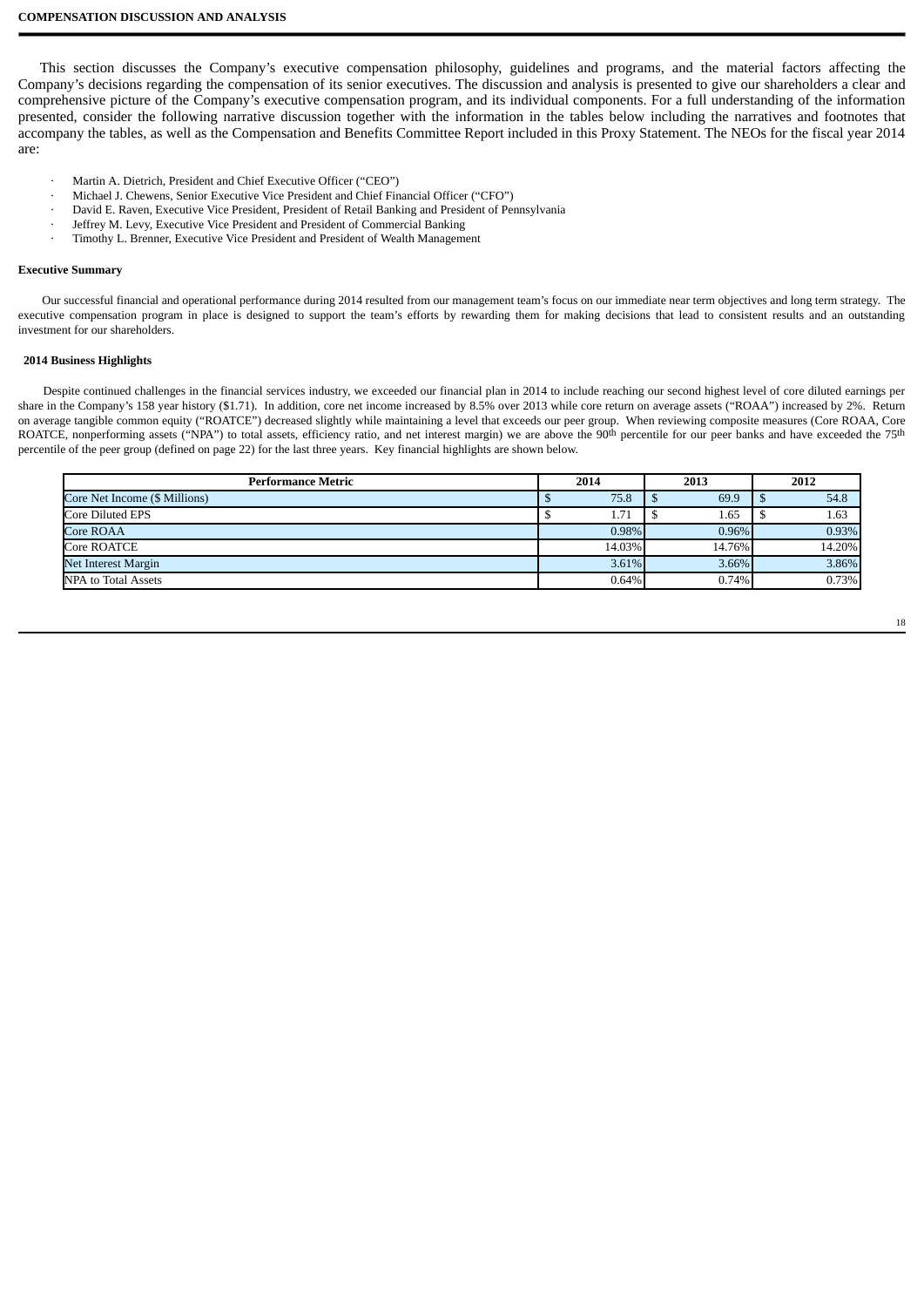# COMPENSATION DISCUSSION AND ANALYSIS

This section discusses the Company's executive compensation philosophy, guidelines and programs, and the material factors affecting the Company's decisions regarding the compensation of its senior executives. The discussion and analysis is presented to give our shareholders a clear and comprehensive picture of the Company's executive compensation program, and its individual components. For a full understanding of the information presented, consider the following narrative discussion together with the information in the tables below including the narratives and footnotes that accompany the tables, as well as the Compensation and Benefits Committee Report included in this Proxy Statement. The NEOs for the fiscal year 2014 are:

- Martin A. Dietrich, President and Chief Executive Officer ("CEO")
- Michael J. Chewens, Senior Executive Vice President and Chief Financial Officer ("CFO")
- David E. Raven, Executive Vice President, President of Retail Banking and President of Pennsylvania
- Jeffrey M. Levy, Executive Vice President and President of Commercial Banking
- Timothy L. Brenner, Executive Vice President and President of Wealth Management

**Executive Summary**

Our successful financial and operational performance during 2014 resulted from our management team's focus on our immediate near term objectives and long term strategy. The executive compensation program in place is designed to support the team's efforts by rewarding them for making decisions that lead to consistent results and an outstanding investment for our shareholders.

**2014 Business Highlights**

Despite continued challenges in the financial services industry, we exceeded our financial plan in 2014 to include reaching our second highest level of core diluted earnings per share in the Company's 158 year history ($1.71). In addition, core net income increased by 8.5% over 2013 while core return on average assets ("ROAA") increased by 2%. Return on average tangible common equity ("ROATCE") decreased slightly while maintaining a level that exceeds our peer group. When reviewing composite measures (Core ROAA, Core ROATCE, nonperforming assets ("NPA") to total assets, efficiency ratio, and net interest margin) we are above the 90th percentile for our peer banks and have exceeded the 75th percentile of the peer group (defined on page 22) for the last three years. Key financial highlights are shown below.

| Performance Metric | 2014 | 2013 | 2012 |
|---|---|---|---|
| Core Net Income ($ Millions) | $ 75.8 | $ 69.9 | $ 54.8 |
| Core Diluted EPS | $ 1.71 | $ 1.65 | $ 1.63 |
| Core ROAA | 0.98% | 0.96% | 0.93% |
| Core ROATCE | 14.03% | 14.76% | 14.20% |
| Net Interest Margin | 3.61% | 3.66% | 3.86% |
| NPA to Total Assets | 0.64% | 0.74% | 0.73% |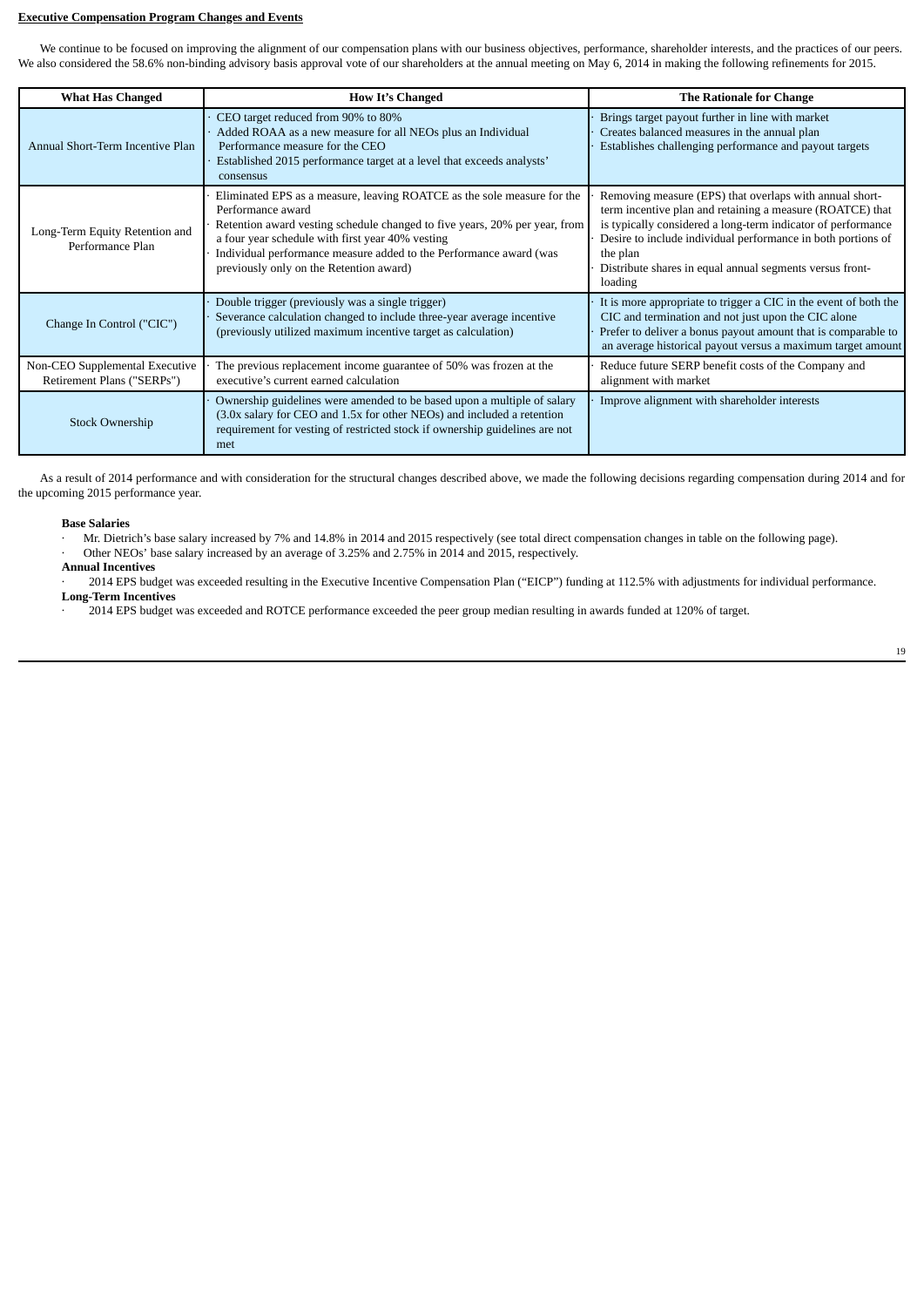**Executive Compensation Program Changes and Events**

We continue to be focused on improving the alignment of our compensation plans with our business objectives, performance, shareholder interests, and the practices of our peers. We also considered the 58.6% non-binding advisory basis approval vote of our shareholders at the annual meeting on May 6, 2014 in making the following refinements for 2015.

| What Has Changed | How It's Changed | The Rationale for Change |
|---|---|---|
| Annual Short-Term Incentive Plan | · CEO target reduced from 90% to 80%<br>· Added ROAA as a new measure for all NEOs plus an Individual Performance measure for the CEO<br>· Established 2015 performance target at a level that exceeds analysts' consensus | · Brings target payout further in line with market<br>· Creates balanced measures in the annual plan<br>· Establishes challenging performance and payout targets |
| Long-Term Equity Retention and Performance Plan | · Eliminated EPS as a measure, leaving ROATCE as the sole measure for the Performance award<br>· Retention award vesting schedule changed to five years, 20% per year, from a four year schedule with first year 40% vesting<br>· Individual performance measure added to the Performance award (was previously only on the Retention award) | · Removing measure (EPS) that overlaps with annual short-term incentive plan and retaining a measure (ROATCE) that is typically considered a long-term indicator of performance<br>· Desire to include individual performance in both portions of the plan<br>· Distribute shares in equal annual segments versus front-loading |
| Change In Control ("CIC") | · Double trigger (previously was a single trigger)<br>· Severance calculation changed to include three-year average incentive (previously utilized maximum incentive target as calculation) | · It is more appropriate to trigger a CIC in the event of both the CIC and termination and not just upon the CIC alone<br>· Prefer to deliver a bonus payout amount that is comparable to an average historical payout versus a maximum target amount |
| Non-CEO Supplemental Executive Retirement Plans ("SERPs") | · The previous replacement income guarantee of 50% was frozen at the executive's current earned calculation | · Reduce future SERP benefit costs of the Company and alignment with market |
| Stock Ownership | · Ownership guidelines were amended to be based upon a multiple of salary (3.0x salary for CEO and 1.5x for other NEOs) and included a retention requirement for vesting of restricted stock if ownership guidelines are not met | · Improve alignment with shareholder interests |

As a result of 2014 performance and with consideration for the structural changes described above, we made the following decisions regarding compensation during 2014 and for the upcoming 2015 performance year.

**Base Salaries**

- Mr. Dietrich's base salary increased by 7% and 14.8% in 2014 and 2015 respectively (see total direct compensation changes in table on the following page).
- Other NEOs' base salary increased by an average of 3.25% and 2.75% in 2014 and 2015, respectively.

**Annual Incentives**

- 2014 EPS budget was exceeded resulting in the Executive Incentive Compensation Plan ("EICP") funding at 112.5% with adjustments for individual performance.

**Long-Term Incentives**

- 2014 EPS budget was exceeded and ROTCE performance exceeded the peer group median resulting in awards funded at 120% of target.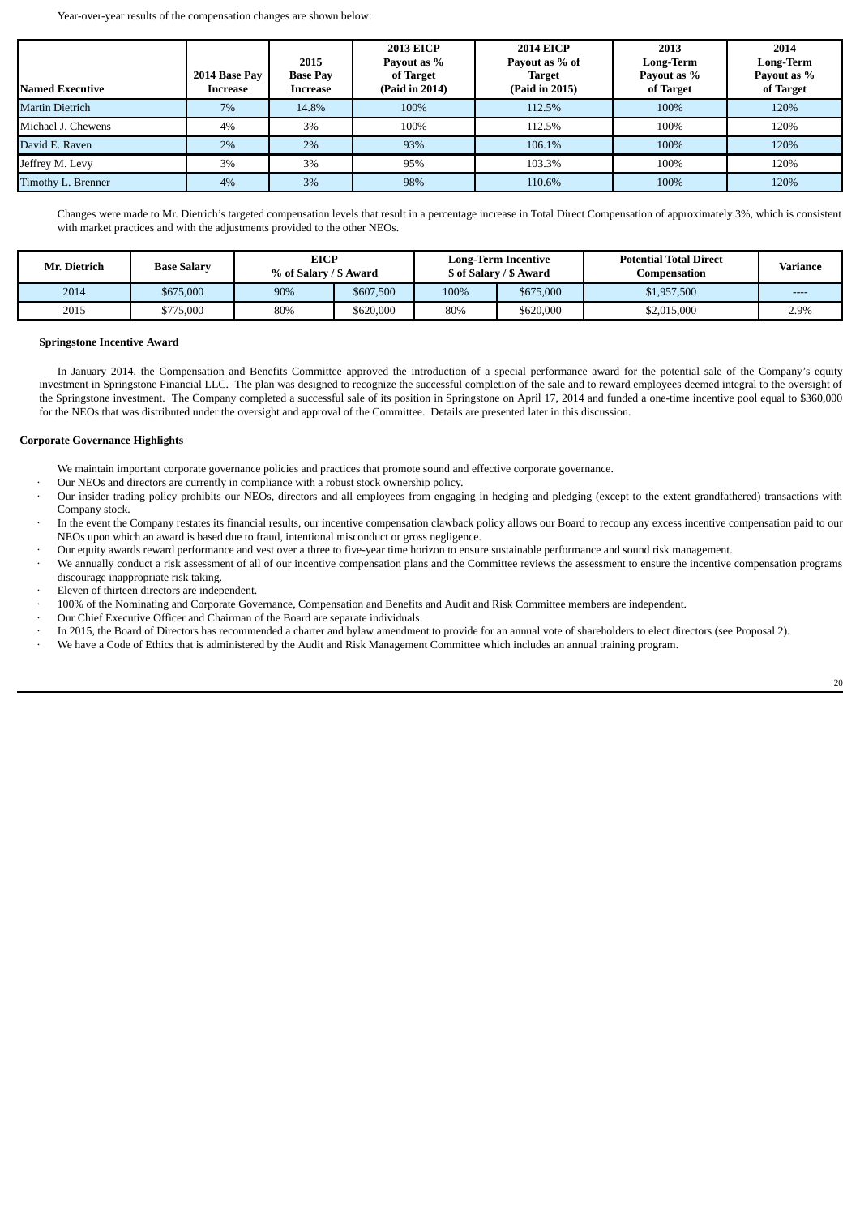Year-over-year results of the compensation changes are shown below:

| Named Executive | 2014 Base Pay Increase | 2015 Base Pay Increase | 2013 EICP Payout as % of Target (Paid in 2014) | 2014 EICP Payout as % of Target (Paid in 2015) | 2013 Long-Term Payout as % of Target | 2014 Long-Term Payout as % of Target |
|---|---|---|---|---|---|---|
| Martin Dietrich | 7% | 14.8% | 100% | 112.5% | 100% | 120% |
| Michael J. Chewens | 4% | 3% | 100% | 112.5% | 100% | 120% |
| David E. Raven | 2% | 2% | 93% | 106.1% | 100% | 120% |
| Jeffrey M. Levy | 3% | 3% | 95% | 103.3% | 100% | 120% |
| Timothy L. Brenner | 4% | 3% | 98% | 110.6% | 100% | 120% |

Changes were made to Mr. Dietrich's targeted compensation levels that result in a percentage increase in Total Direct Compensation of approximately 3%, which is consistent with market practices and with the adjustments provided to the other NEOs.

| Mr. Dietrich | Base Salary | EICP % of Salary / $ Award | | Long-Term Incentive $ of Salary / $ Award | | Potential Total Direct Compensation | Variance |
|---|---|---|---|---|---|---|---|
| 2014 | $675,000 | 90% | $607,500 | 100% | $675,000 | $1,957,500 | ---- |
| 2015 | $775,000 | 80% | $620,000 | 80% | $620,000 | $2,015,000 | 2.9% |

**Springstone Incentive Award**

In January 2014, the Compensation and Benefits Committee approved the introduction of a special performance award for the potential sale of the Company's equity investment in Springstone Financial LLC. The plan was designed to recognize the successful completion of the sale and to reward employees deemed integral to the oversight of the Springstone investment. The Company completed a successful sale of its position in Springstone on April 17, 2014 and funded a one-time incentive pool equal to $360,000 for the NEOs that was distributed under the oversight and approval of the Committee. Details are presented later in this discussion.

**Corporate Governance Highlights**

We maintain important corporate governance policies and practices that promote sound and effective corporate governance.

- Our NEOs and directors are currently in compliance with a robust stock ownership policy.
- Our insider trading policy prohibits our NEOs, directors and all employees from engaging in hedging and pledging (except to the extent grandfathered) transactions with Company stock.
- In the event the Company restates its financial results, our incentive compensation clawback policy allows our Board to recoup any excess incentive compensation paid to our NEOs upon which an award is based due to fraud, intentional misconduct or gross negligence.
- Our equity awards reward performance and vest over a three to five-year time horizon to ensure sustainable performance and sound risk management.
- We annually conduct a risk assessment of all of our incentive compensation plans and the Committee reviews the assessment to ensure the incentive compensation programs discourage inappropriate risk taking.
- Eleven of thirteen directors are independent.
- 100% of the Nominating and Corporate Governance, Compensation and Benefits and Audit and Risk Committee members are independent.
- Our Chief Executive Officer and Chairman of the Board are separate individuals.
- In 2015, the Board of Directors has recommended a charter and bylaw amendment to provide for an annual vote of shareholders to elect directors (see Proposal 2).
- We have a Code of Ethics that is administered by the Audit and Risk Management Committee which includes an annual training program.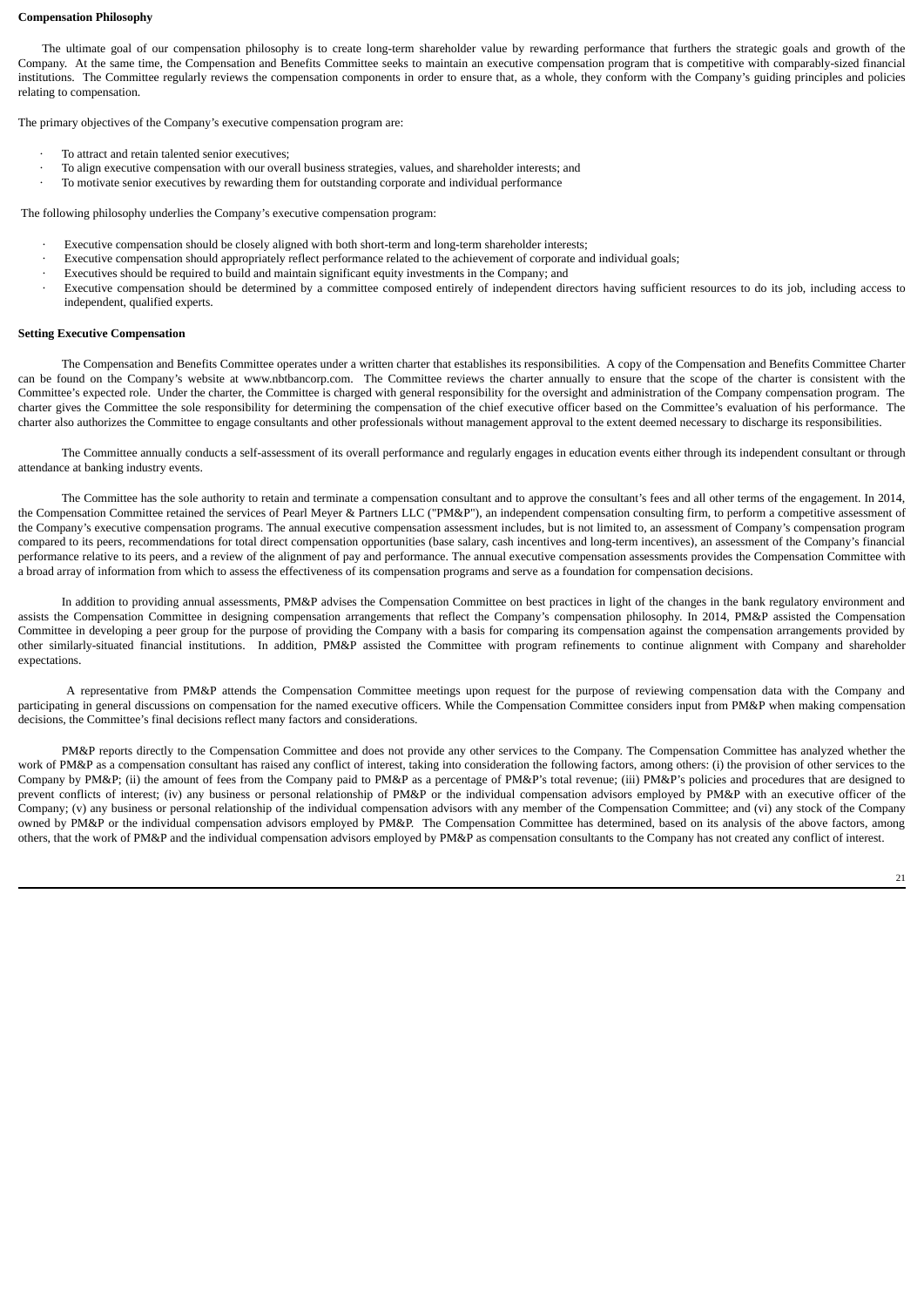**Compensation Philosophy**

The ultimate goal of our compensation philosophy is to create long-term shareholder value by rewarding performance that furthers the strategic goals and growth of the Company. At the same time, the Compensation and Benefits Committee seeks to maintain an executive compensation program that is competitive with comparably-sized financial institutions. The Committee regularly reviews the compensation components in order to ensure that, as a whole, they conform with the Company's guiding principles and policies relating to compensation.

The primary objectives of the Company's executive compensation program are:

- To attract and retain talented senior executives;
- To align executive compensation with our overall business strategies, values, and shareholder interests; and
- To motivate senior executives by rewarding them for outstanding corporate and individual performance

The following philosophy underlies the Company's executive compensation program:

- Executive compensation should be closely aligned with both short-term and long-term shareholder interests;
- Executive compensation should appropriately reflect performance related to the achievement of corporate and individual goals;
- Executives should be required to build and maintain significant equity investments in the Company; and
- Executive compensation should be determined by a committee composed entirely of independent directors having sufficient resources to do its job, including access to independent, qualified experts.

**Setting Executive Compensation**

The Compensation and Benefits Committee operates under a written charter that establishes its responsibilities. A copy of the Compensation and Benefits Committee Charter can be found on the Company's website at www.nbtbancorp.com. The Committee reviews the charter annually to ensure that the scope of the charter is consistent with the Committee's expected role. Under the charter, the Committee is charged with general responsibility for the oversight and administration of the Company compensation program. The charter gives the Committee the sole responsibility for determining the compensation of the chief executive officer based on the Committee's evaluation of his performance. The charter also authorizes the Committee to engage consultants and other professionals without management approval to the extent deemed necessary to discharge its responsibilities.

The Committee annually conducts a self-assessment of its overall performance and regularly engages in education events either through its independent consultant or through attendance at banking industry events.

The Committee has the sole authority to retain and terminate a compensation consultant and to approve the consultant's fees and all other terms of the engagement. In 2014, the Compensation Committee retained the services of Pearl Meyer & Partners LLC ("PM&P"), an independent compensation consulting firm, to perform a competitive assessment of the Company's executive compensation programs. The annual executive compensation assessment includes, but is not limited to, an assessment of Company's compensation program compared to its peers, recommendations for total direct compensation opportunities (base salary, cash incentives and long-term incentives), an assessment of the Company's financial performance relative to its peers, and a review of the alignment of pay and performance. The annual executive compensation assessments provides the Compensation Committee with a broad array of information from which to assess the effectiveness of its compensation programs and serve as a foundation for compensation decisions.

In addition to providing annual assessments, PM&P advises the Compensation Committee on best practices in light of the changes in the bank regulatory environment and assists the Compensation Committee in designing compensation arrangements that reflect the Company's compensation philosophy. In 2014, PM&P assisted the Compensation Committee in developing a peer group for the purpose of providing the Company with a basis for comparing its compensation against the compensation arrangements provided by other similarly-situated financial institutions. In addition, PM&P assisted the Committee with program refinements to continue alignment with Company and shareholder expectations.

A representative from PM&P attends the Compensation Committee meetings upon request for the purpose of reviewing compensation data with the Company and participating in general discussions on compensation for the named executive officers. While the Compensation Committee considers input from PM&P when making compensation decisions, the Committee's final decisions reflect many factors and considerations.

PM&P reports directly to the Compensation Committee and does not provide any other services to the Company. The Compensation Committee has analyzed whether the work of PM&P as a compensation consultant has raised any conflict of interest, taking into consideration the following factors, among others: (i) the provision of other services to the Company by PM&P; (ii) the amount of fees from the Company paid to PM&P as a percentage of PM&P's total revenue; (iii) PM&P's policies and procedures that are designed to prevent conflicts of interest; (iv) any business or personal relationship of PM&P or the individual compensation advisors employed by PM&P with an executive officer of the Company; (v) any business or personal relationship of the individual compensation advisors with any member of the Compensation Committee; and (vi) any stock of the Company owned by PM&P or the individual compensation advisors employed by PM&P. The Compensation Committee has determined, based on its analysis of the above factors, among others, that the work of PM&P and the individual compensation advisors employed by PM&P as compensation consultants to the Company has not created any conflict of interest.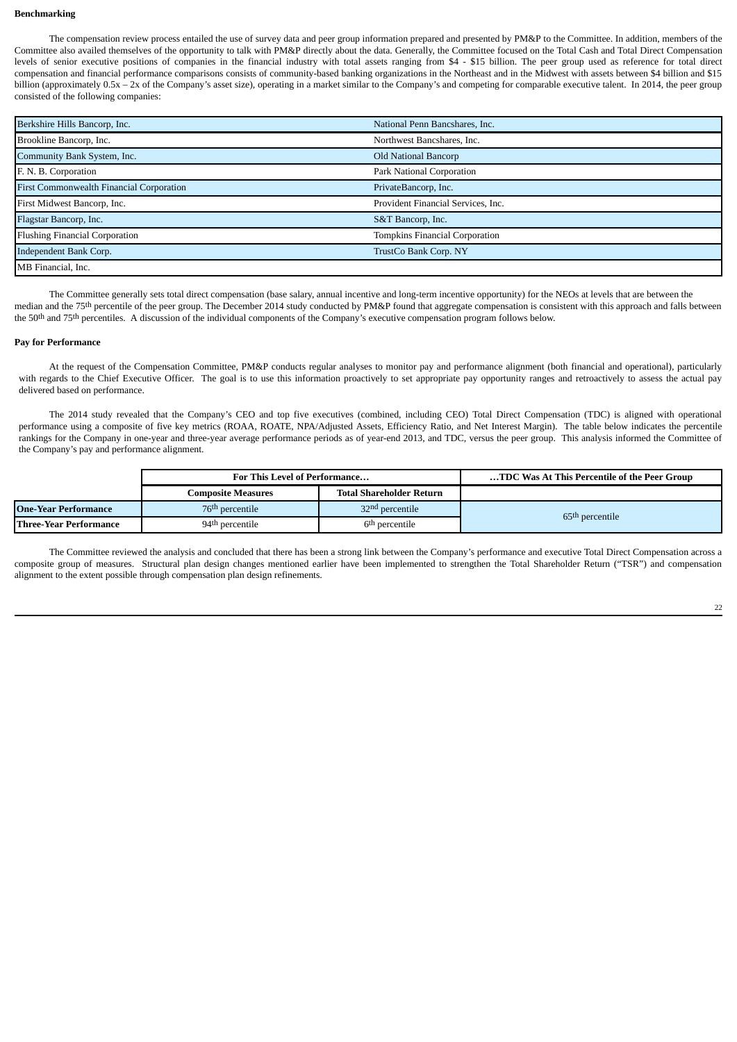**Benchmarking**

The compensation review process entailed the use of survey data and peer group information prepared and presented by PM&P to the Committee. In addition, members of the Committee also availed themselves of the opportunity to talk with PM&P directly about the data. Generally, the Committee focused on the Total Cash and Total Direct Compensation levels of senior executive positions of companies in the financial industry with total assets ranging from $4 - $15 billion. The peer group used as reference for total direct compensation and financial performance comparisons consists of community-based banking organizations in the Northeast and in the Midwest with assets between $4 billion and $15 billion (approximately 0.5x – 2x of the Company's asset size), operating in a market similar to the Company's and competing for comparable executive talent. In 2014, the peer group consisted of the following companies:

| | |
|---|---|
| Berkshire Hills Bancorp, Inc. | National Penn Bancshares, Inc. |
| Brookline Bancorp, Inc. | Northwest Bancshares, Inc. |
| Community Bank System, Inc. | Old National Bancorp |
| F. N. B. Corporation | Park National Corporation |
| First Commonwealth Financial Corporation | PrivateBancorp, Inc. |
| First Midwest Bancorp, Inc. | Provident Financial Services, Inc. |
| Flagstar Bancorp, Inc. | S&T Bancorp, Inc. |
| Flushing Financial Corporation | Tompkins Financial Corporation |
| Independent Bank Corp. | TrustCo Bank Corp. NY |
| MB Financial, Inc. | |

The Committee generally sets total direct compensation (base salary, annual incentive and long-term incentive opportunity) for the NEOs at levels that are between the median and the 75th percentile of the peer group. The December 2014 study conducted by PM&P found that aggregate compensation is consistent with this approach and falls between the 50th and 75th percentiles. A discussion of the individual components of the Company's executive compensation program follows below.

**Pay for Performance**

At the request of the Compensation Committee, PM&P conducts regular analyses to monitor pay and performance alignment (both financial and operational), particularly with regards to the Chief Executive Officer. The goal is to use this information proactively to set appropriate pay opportunity ranges and retroactively to assess the actual pay delivered based on performance.

The 2014 study revealed that the Company's CEO and top five executives (combined, including CEO) Total Direct Compensation (TDC) is aligned with operational performance using a composite of five key metrics (ROAA, ROATE, NPA/Adjusted Assets, Efficiency Ratio, and Net Interest Margin). The table below indicates the percentile rankings for the Company in one-year and three-year average performance periods as of year-end 2013, and TDC, versus the peer group. This analysis informed the Committee of the Company's pay and performance alignment.

| | For This Level of Performance… | | …TDC Was At This Percentile of the Peer Group |
|---|---|---|---|
| | Composite Measures | Total Shareholder Return | |
| **One-Year Performance** | 76th percentile | 32nd percentile | 65th percentile |
| **Three-Year Performance** | 94th percentile | 6th percentile | |

The Committee reviewed the analysis and concluded that there has been a strong link between the Company's performance and executive Total Direct Compensation across a composite group of measures. Structural plan design changes mentioned earlier have been implemented to strengthen the Total Shareholder Return ("TSR") and compensation alignment to the extent possible through compensation plan design refinements.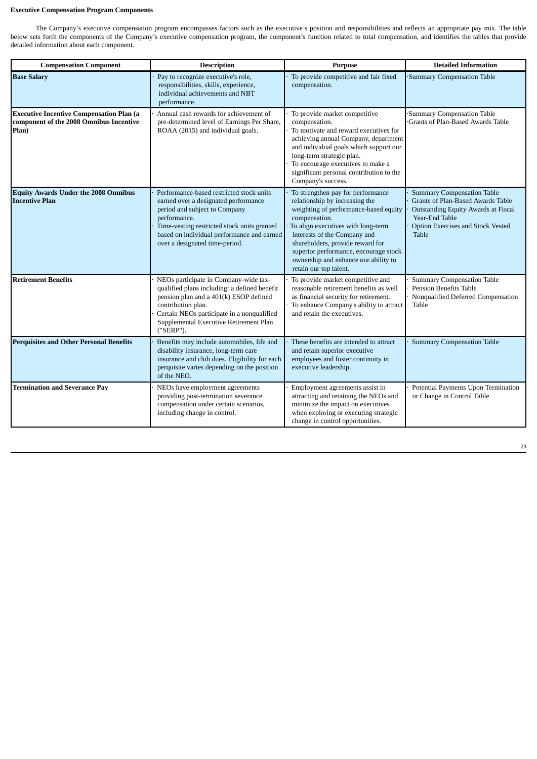**Executive Compensation Program Components**

The Company's executive compensation program encompasses factors such as the executive's position and responsibilities and reflects an appropriate pay mix. The table below sets forth the components of the Company's executive compensation program, the component's function related to total compensation, and identifies the tables that provide detailed information about each component.

| Compensation Component | Description | Purpose | Detailed Information |
|---|---|---|---|
| **Base Salary** | · Pay to recognize executive's role, responsibilities, skills, experience, individual achievements and NBT performance. | · To provide competitive and fair fixed compensation. | · Summary Compensation Table |
| **Executive Incentive Compensation Plan (a component of the 2008 Omnibus Incentive Plan)** | · Annual cash rewards for achievement of pre-determined level of Earnings Per Share, ROAA (2015) and individual goals. | · To provide market competitive compensation.<br>· To motivate and reward executives for achieving annual Company, department and individual goals which support our long-term strategic plan.<br>· To encourage executives to make a significant personal contribution to the Company's success. | · Summary Compensation Table<br>· Grants of Plan-Based Awards Table |
| **Equity Awards Under the 2008 Omnibus Incentive Plan** | · Performance-based restricted stock units earned over a designated performance period and subject to Company performance.<br>· Time-vesting restricted stock units granted based on individual performance and earned over a designated time-period. | · To strengthen pay for performance relationship by increasing the weighting of performance-based equity compensation.<br>· To align executives with long-term interests of the Company and shareholders, provide reward for superior performance, encourage stock ownership and enhance our ability to retain our top talent. | · Summary Compensation Table<br>· Grants of Plan-Based Awards Table<br>· Outstanding Equity Awards at Fiscal Year-End Table<br>· Option Exercises and Stock Vested Table |
| **Retirement Benefits** | · NEOs participate in Company-wide tax-qualified plans including: a defined benefit pension plan and a 401(k) ESOP defined contribution plan.<br>· Certain NEOs participate in a nonqualified Supplemental Executive Retirement Plan ("SERP"). | · To provide market competitive and reasonable retirement benefits as well as financial security for retirement.<br>· To enhance Company's ability to attract and retain the executives. | · Summary Compensation Table<br>· Pension Benefits Table<br>· Nonqualified Deferred Compensation Table |
| **Perquisites and Other Personal Benefits** | · Benefits may include automobiles, life and disability insurance, long-term care insurance and club dues. Eligibility for each perquisite varies depending on the position of the NEO. | · These benefits are intended to attract and retain superior executive employees and foster continuity in executive leadership. | · Summary Compensation Table |
| **Termination and Severance Pay** | · NEOs have employment agreements providing post-termination severance compensation under certain scenarios, including change in control. | · Employment agreements assist in attracting and retaining the NEOs and minimize the impact on executives when exploring or executing strategic change in control opportunities. | · Potential Payments Upon Termination or Change in Control Table |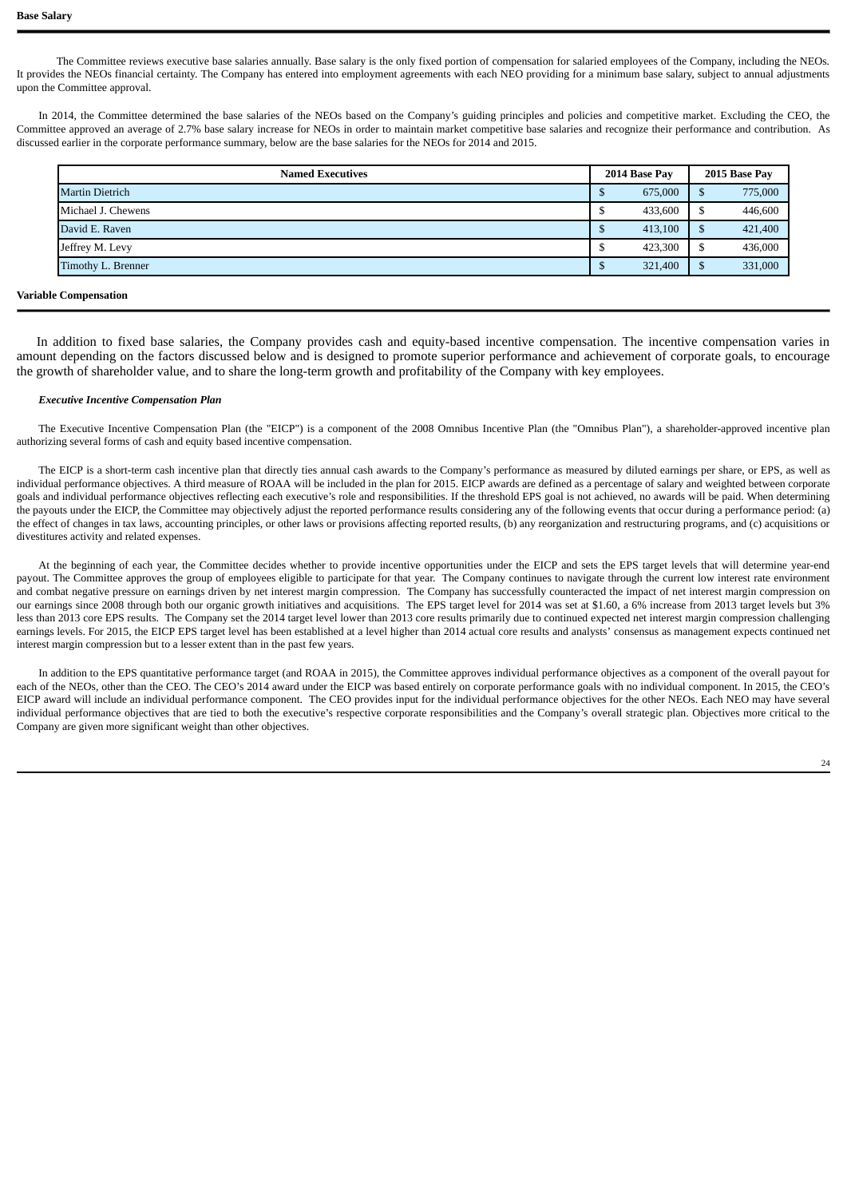**Base Salary**

The Committee reviews executive base salaries annually. Base salary is the only fixed portion of compensation for salaried employees of the Company, including the NEOs. It provides the NEOs financial certainty. The Company has entered into employment agreements with each NEO providing for a minimum base salary, subject to annual adjustments upon the Committee approval.

In 2014, the Committee determined the base salaries of the NEOs based on the Company's guiding principles and policies and competitive market. Excluding the CEO, the Committee approved an average of 2.7% base salary increase for NEOs in order to maintain market competitive base salaries and recognize their performance and contribution. As discussed earlier in the corporate performance summary, below are the base salaries for the NEOs for 2014 and 2015.

| Named Executives | 2014 Base Pay | 2015 Base Pay |
|---|---|---|
| Martin Dietrich | $ 675,000 | $ 775,000 |
| Michael J. Chewens | $ 433,600 | $ 446,600 |
| David E. Raven | $ 413,100 | $ 421,400 |
| Jeffrey M. Levy | $ 423,300 | $ 436,000 |
| Timothy L. Brenner | $ 321,400 | $ 331,000 |

**Variable Compensation**

In addition to fixed base salaries, the Company provides cash and equity-based incentive compensation. The incentive compensation varies in amount depending on the factors discussed below and is designed to promote superior performance and achievement of corporate goals, to encourage the growth of shareholder value, and to share the long-term growth and profitability of the Company with key employees.

***Executive Incentive Compensation Plan***

The Executive Incentive Compensation Plan (the "EICP") is a component of the 2008 Omnibus Incentive Plan (the "Omnibus Plan"), a shareholder-approved incentive plan authorizing several forms of cash and equity based incentive compensation.

The EICP is a short-term cash incentive plan that directly ties annual cash awards to the Company's performance as measured by diluted earnings per share, or EPS, as well as individual performance objectives. A third measure of ROAA will be included in the plan for 2015. EICP awards are defined as a percentage of salary and weighted between corporate goals and individual performance objectives reflecting each executive's role and responsibilities. If the threshold EPS goal is not achieved, no awards will be paid. When determining the payouts under the EICP, the Committee may objectively adjust the reported performance results considering any of the following events that occur during a performance period: (a) the effect of changes in tax laws, accounting principles, or other laws or provisions affecting reported results, (b) any reorganization and restructuring programs, and (c) acquisitions or divestitures activity and related expenses.

At the beginning of each year, the Committee decides whether to provide incentive opportunities under the EICP and sets the EPS target levels that will determine year-end payout. The Committee approves the group of employees eligible to participate for that year. The Company continues to navigate through the current low interest rate environment and combat negative pressure on earnings driven by net interest margin compression. The Company has successfully counteracted the impact of net interest margin compression on our earnings since 2008 through both our organic growth initiatives and acquisitions. The EPS target level for 2014 was set at $1.60, a 6% increase from 2013 target levels but 3% less than 2013 core EPS results. The Company set the 2014 target level lower than 2013 core results primarily due to continued expected net interest margin compression challenging earnings levels. For 2015, the EICP EPS target level has been established at a level higher than 2014 actual core results and analysts' consensus as management expects continued net interest margin compression but to a lesser extent than in the past few years.

In addition to the EPS quantitative performance target (and ROAA in 2015), the Committee approves individual performance objectives as a component of the overall payout for each of the NEOs, other than the CEO. The CEO's 2014 award under the EICP was based entirely on corporate performance goals with no individual component. In 2015, the CEO's EICP award will include an individual performance component. The CEO provides input for the individual performance objectives for the other NEOs. Each NEO may have several individual performance objectives that are tied to both the executive's respective corporate responsibilities and the Company's overall strategic plan. Objectives more critical to the Company are given more significant weight than other objectives.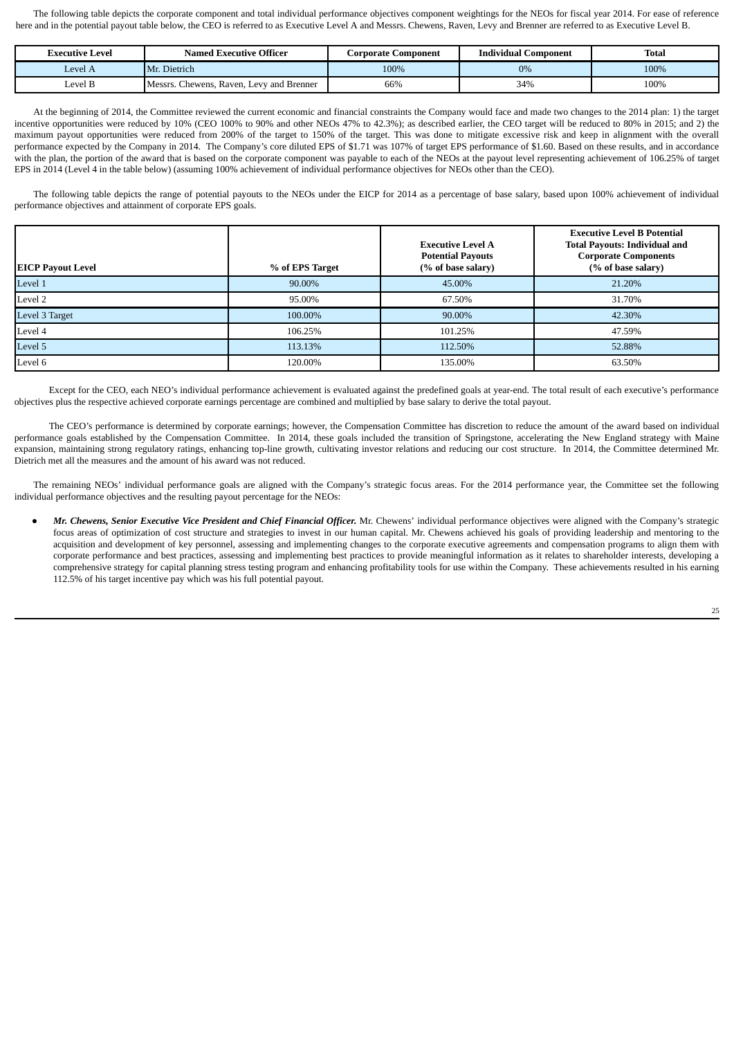The following table depicts the corporate component and total individual performance objectives component weightings for the NEOs for fiscal year 2014. For ease of reference here and in the potential payout table below, the CEO is referred to as Executive Level A and Messrs. Chewens, Raven, Levy and Brenner are referred to as Executive Level B.

| Executive Level | Named Executive Officer | Corporate Component | Individual Component | Total |
| --- | --- | --- | --- | --- |
| Level A | Mr. Dietrich | 100% | 0% | 100% |
| Level B | Messrs. Chewens, Raven, Levy and Brenner | 66% | 34% | 100% |

At the beginning of 2014, the Committee reviewed the current economic and financial constraints the Company would face and made two changes to the 2014 plan: 1) the target incentive opportunities were reduced by 10% (CEO 100% to 90% and other NEOs 47% to 42.3%); as described earlier, the CEO target will be reduced to 80% in 2015; and 2) the maximum payout opportunities were reduced from 200% of the target to 150% of the target. This was done to mitigate excessive risk and keep in alignment with the overall performance expected by the Company in 2014. The Company's core diluted EPS of $1.71 was 107% of target EPS performance of $1.60. Based on these results, and in accordance with the plan, the portion of the award that is based on the corporate component was payable to each of the NEOs at the payout level representing achievement of 106.25% of target EPS in 2014 (Level 4 in the table below) (assuming 100% achievement of individual performance objectives for NEOs other than the CEO).

The following table depicts the range of potential payouts to the NEOs under the EICP for 2014 as a percentage of base salary, based upon 100% achievement of individual performance objectives and attainment of corporate EPS goals.

| EICP Payout Level | % of EPS Target | Executive Level A Potential Payouts (% of base salary) | Executive Level B Potential Total Payouts: Individual and Corporate Components (% of base salary) |
| --- | --- | --- | --- |
| Level 1 | 90.00% | 45.00% | 21.20% |
| Level 2 | 95.00% | 67.50% | 31.70% |
| Level 3 Target | 100.00% | 90.00% | 42.30% |
| Level 4 | 106.25% | 101.25% | 47.59% |
| Level 5 | 113.13% | 112.50% | 52.88% |
| Level 6 | 120.00% | 135.00% | 63.50% |

Except for the CEO, each NEO's individual performance achievement is evaluated against the predefined goals at year-end. The total result of each executive's performance objectives plus the respective achieved corporate earnings percentage are combined and multiplied by base salary to derive the total payout.

The CEO's performance is determined by corporate earnings; however, the Compensation Committee has discretion to reduce the amount of the award based on individual performance goals established by the Compensation Committee. In 2014, these goals included the transition of Springstone, accelerating the New England strategy with Maine expansion, maintaining strong regulatory ratings, enhancing top-line growth, cultivating investor relations and reducing our cost structure. In 2014, the Committee determined Mr. Dietrich met all the measures and the amount of his award was not reduced.

The remaining NEOs' individual performance goals are aligned with the Company's strategic focus areas. For the 2014 performance year, the Committee set the following individual performance objectives and the resulting payout percentage for the NEOs:

- ***Mr. Chewens, Senior Executive Vice President and Chief Financial Officer.*** Mr. Chewens' individual performance objectives were aligned with the Company's strategic focus areas of optimization of cost structure and strategies to invest in our human capital. Mr. Chewens achieved his goals of providing leadership and mentoring to the acquisition and development of key personnel, assessing and implementing changes to the corporate executive agreements and compensation programs to align them with corporate performance and best practices, assessing and implementing best practices to provide meaningful information as it relates to shareholder interests, developing a comprehensive strategy for capital planning stress testing program and enhancing profitability tools for use within the Company. These achievements resulted in his earning 112.5% of his target incentive pay which was his full potential payout.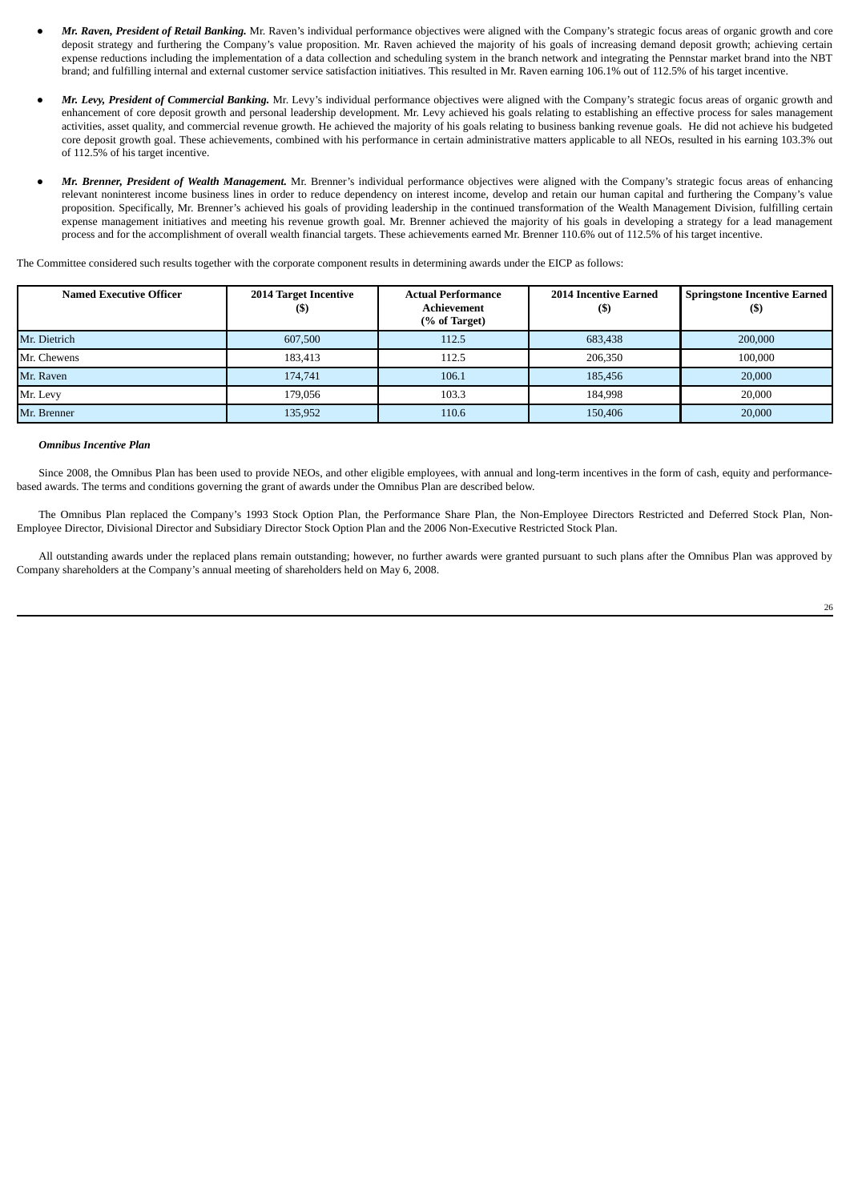- ***Mr. Raven, President of Retail Banking.*** Mr. Raven's individual performance objectives were aligned with the Company's strategic focus areas of organic growth and core deposit strategy and furthering the Company's value proposition. Mr. Raven achieved the majority of his goals of increasing demand deposit growth; achieving certain expense reductions including the implementation of a data collection and scheduling system in the branch network and integrating the Pennstar market brand into the NBT brand; and fulfilling internal and external customer service satisfaction initiatives. This resulted in Mr. Raven earning 106.1% out of 112.5% of his target incentive.

- ***Mr. Levy, President of Commercial Banking.*** Mr. Levy's individual performance objectives were aligned with the Company's strategic focus areas of organic growth and enhancement of core deposit growth and personal leadership development. Mr. Levy achieved his goals relating to establishing an effective process for sales management activities, asset quality, and commercial revenue growth. He achieved the majority of his goals relating to business banking revenue goals. He did not achieve his budgeted core deposit growth goal. These achievements, combined with his performance in certain administrative matters applicable to all NEOs, resulted in his earning 103.3% out of 112.5% of his target incentive.

- ***Mr. Brenner, President of Wealth Management.*** Mr. Brenner's individual performance objectives were aligned with the Company's strategic focus areas of enhancing relevant noninterest income business lines in order to reduce dependency on interest income, develop and retain our human capital and furthering the Company's value proposition. Specifically, Mr. Brenner's achieved his goals of providing leadership in the continued transformation of the Wealth Management Division, fulfilling certain expense management initiatives and meeting his revenue growth goal. Mr. Brenner achieved the majority of his goals in developing a strategy for a lead management process and for the accomplishment of overall wealth financial targets. These achievements earned Mr. Brenner 110.6% out of 112.5% of his target incentive.

The Committee considered such results together with the corporate component results in determining awards under the EICP as follows:

| Named Executive Officer | 2014 Target Incentive ($) | Actual Performance Achievement (% of Target) | 2014 Incentive Earned ($) | Springstone Incentive Earned ($) |
|---|---|---|---|---|
| Mr. Dietrich | 607,500 | 112.5 | 683,438 | 200,000 |
| Mr. Chewens | 183,413 | 112.5 | 206,350 | 100,000 |
| Mr. Raven | 174,741 | 106.1 | 185,456 | 20,000 |
| Mr. Levy | 179,056 | 103.3 | 184,998 | 20,000 |
| Mr. Brenner | 135,952 | 110.6 | 150,406 | 20,000 |

***Omnibus Incentive Plan***

Since 2008, the Omnibus Plan has been used to provide NEOs, and other eligible employees, with annual and long-term incentives in the form of cash, equity and performance-based awards. The terms and conditions governing the grant of awards under the Omnibus Plan are described below.

The Omnibus Plan replaced the Company's 1993 Stock Option Plan, the Performance Share Plan, the Non-Employee Directors Restricted and Deferred Stock Plan, Non-Employee Director, Divisional Director and Subsidiary Director Stock Option Plan and the 2006 Non-Executive Restricted Stock Plan.

All outstanding awards under the replaced plans remain outstanding; however, no further awards were granted pursuant to such plans after the Omnibus Plan was approved by Company shareholders at the Company's annual meeting of shareholders held on May 6, 2008.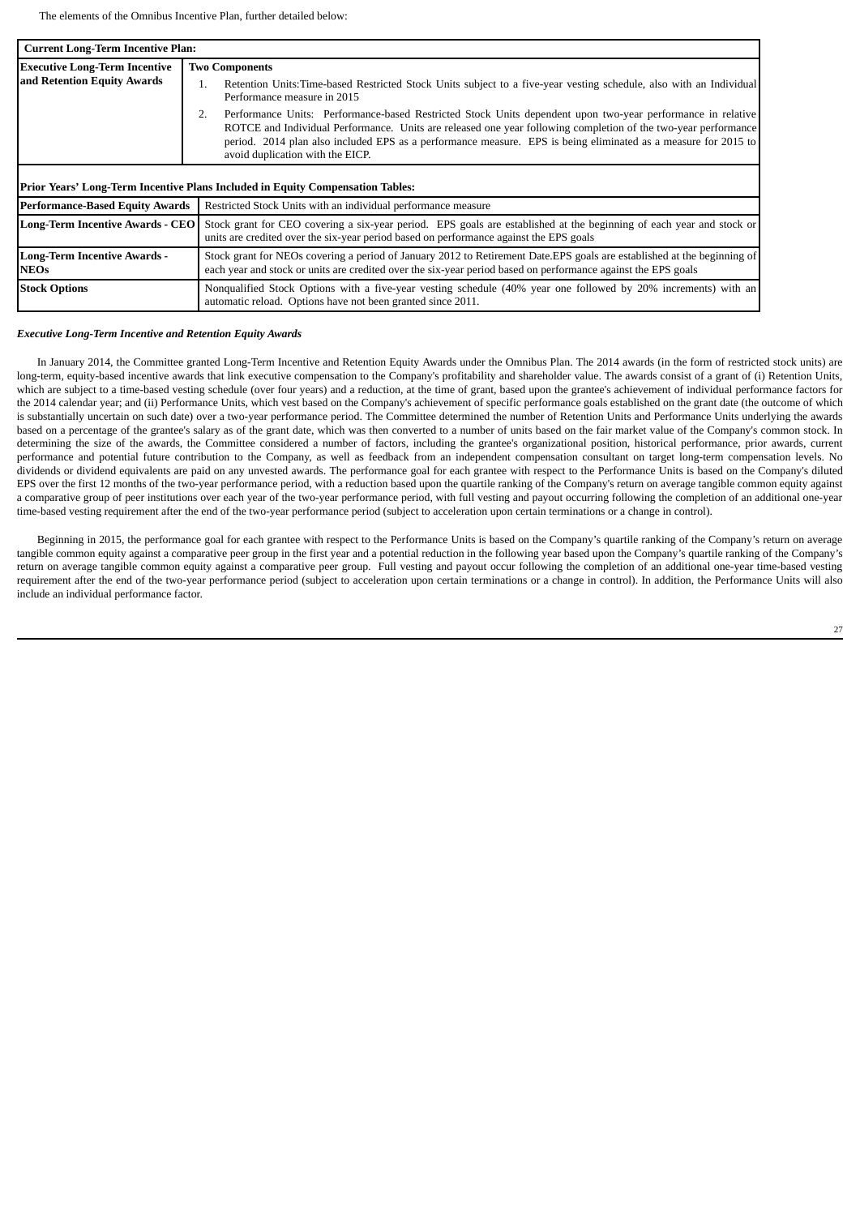The elements of the Omnibus Incentive Plan, further detailed below:

| **Current Long-Term Incentive Plan:** | |
|---|---|
| **Executive Long-Term Incentive and Retention Equity Awards** | **Two Components**<br>1. Retention Units:Time-based Restricted Stock Units subject to a five-year vesting schedule, also with an Individual Performance measure in 2015<br>2. Performance Units: Performance-based Restricted Stock Units dependent upon two-year performance in relative ROTCE and Individual Performance. Units are released one year following completion of the two-year performance period. 2014 plan also included EPS as a performance measure. EPS is being eliminated as a measure for 2015 to avoid duplication with the EICP. |
| **Prior Years' Long-Term Incentive Plans Included in Equity Compensation Tables:** | |
| **Performance-Based Equity Awards** | Restricted Stock Units with an individual performance measure |
| **Long-Term Incentive Awards - CEO** | Stock grant for CEO covering a six-year period. EPS goals are established at the beginning of each year and stock or units are credited over the six-year period based on performance against the EPS goals |
| **Long-Term Incentive Awards - NEOs** | Stock grant for NEOs covering a period of January 2012 to Retirement Date.EPS goals are established at the beginning of each year and stock or units are credited over the six-year period based on performance against the EPS goals |
| **Stock Options** | Nonqualified Stock Options with a five-year vesting schedule (40% year one followed by 20% increments) with an automatic reload. Options have not been granted since 2011. |

***Executive Long-Term Incentive and Retention Equity Awards***

In January 2014, the Committee granted Long-Term Incentive and Retention Equity Awards under the Omnibus Plan. The 2014 awards (in the form of restricted stock units) are long-term, equity-based incentive awards that link executive compensation to the Company's profitability and shareholder value. The awards consist of a grant of (i) Retention Units, which are subject to a time-based vesting schedule (over four years) and a reduction, at the time of grant, based upon the grantee's achievement of individual performance factors for the 2014 calendar year; and (ii) Performance Units, which vest based on the Company's achievement of specific performance goals established on the grant date (the outcome of which is substantially uncertain on such date) over a two-year performance period. The Committee determined the number of Retention Units and Performance Units underlying the awards based on a percentage of the grantee's salary as of the grant date, which was then converted to a number of units based on the fair market value of the Company's common stock. In determining the size of the awards, the Committee considered a number of factors, including the grantee's organizational position, historical performance, prior awards, current performance and potential future contribution to the Company, as well as feedback from an independent compensation consultant on target long-term compensation levels. No dividends or dividend equivalents are paid on any unvested awards. The performance goal for each grantee with respect to the Performance Units is based on the Company's diluted EPS over the first 12 months of the two-year performance period, with a reduction based upon the quartile ranking of the Company's return on average tangible common equity against a comparative group of peer institutions over each year of the two-year performance period, with full vesting and payout occurring following the completion of an additional one-year time-based vesting requirement after the end of the two-year performance period (subject to acceleration upon certain terminations or a change in control).

Beginning in 2015, the performance goal for each grantee with respect to the Performance Units is based on the Company's quartile ranking of the Company's return on average tangible common equity against a comparative peer group in the first year and a potential reduction in the following year based upon the Company's quartile ranking of the Company's return on average tangible common equity against a comparative peer group. Full vesting and payout occur following the completion of an additional one-year time-based vesting requirement after the end of the two-year performance period (subject to acceleration upon certain terminations or a change in control). In addition, the Performance Units will also include an individual performance factor.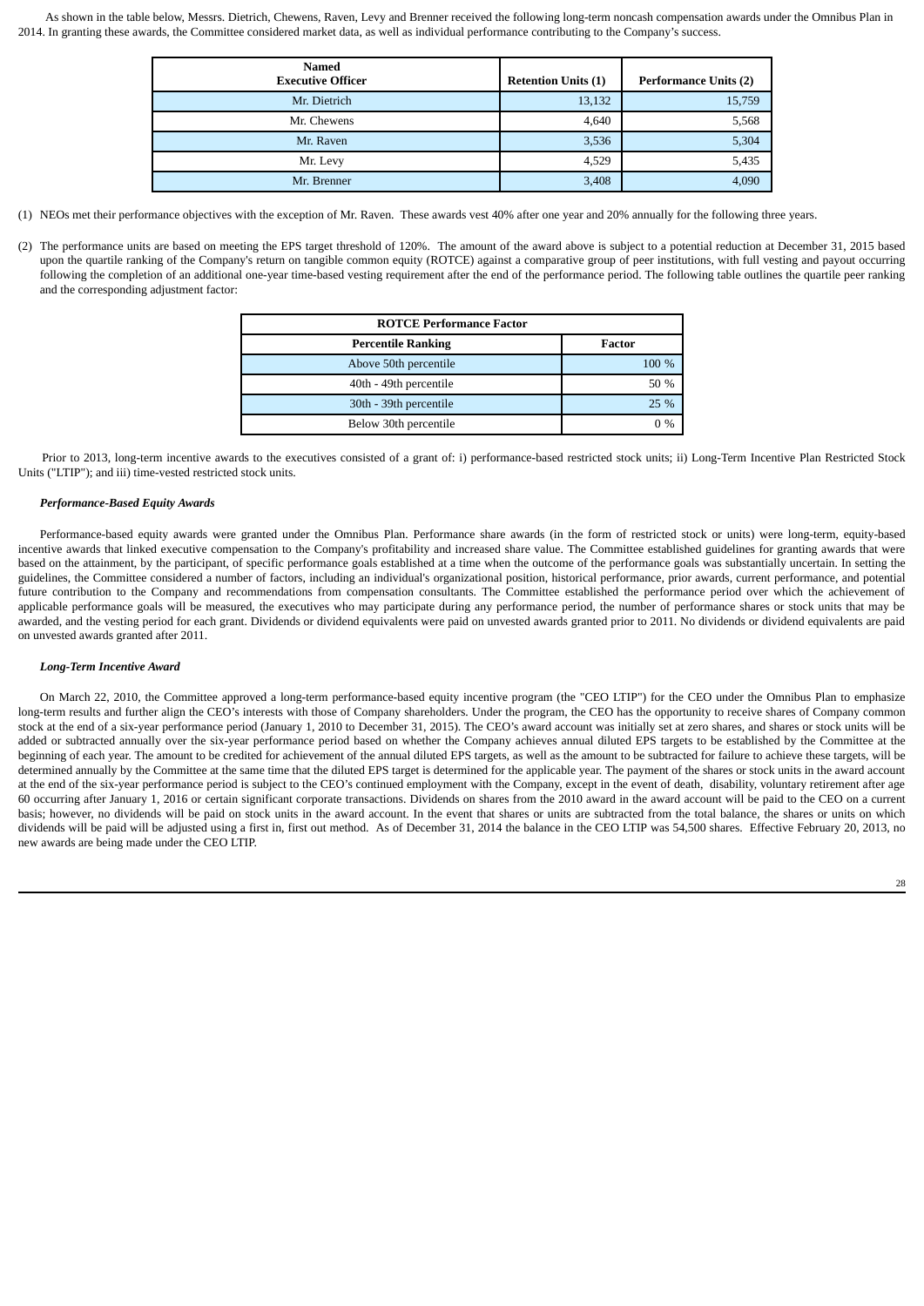As shown in the table below, Messrs. Dietrich, Chewens, Raven, Levy and Brenner received the following long-term noncash compensation awards under the Omnibus Plan in 2014. In granting these awards, the Committee considered market data, as well as individual performance contributing to the Company's success.

| Named Executive Officer | Retention Units (1) | Performance Units (2) |
|---|---|---|
| Mr. Dietrich | 13,132 | 15,759 |
| Mr. Chewens | 4,640 | 5,568 |
| Mr. Raven | 3,536 | 5,304 |
| Mr. Levy | 4,529 | 5,435 |
| Mr. Brenner | 3,408 | 4,090 |

(1) NEOs met their performance objectives with the exception of Mr. Raven. These awards vest 40% after one year and 20% annually for the following three years.

(2) The performance units are based on meeting the EPS target threshold of 120%. The amount of the award above is subject to a potential reduction at December 31, 2015 based upon the quartile ranking of the Company's return on tangible common equity (ROTCE) against a comparative group of peer institutions, with full vesting and payout occurring following the completion of an additional one-year time-based vesting requirement after the end of the performance period. The following table outlines the quartile peer ranking and the corresponding adjustment factor:

| ROTCE Performance Factor | |
|---|---|
| **Percentile Ranking** | **Factor** |
| Above 50th percentile | 100 % |
| 40th - 49th percentile | 50 % |
| 30th - 39th percentile | 25 % |
| Below 30th percentile | 0 % |

Prior to 2013, long-term incentive awards to the executives consisted of a grant of: i) performance-based restricted stock units; ii) Long-Term Incentive Plan Restricted Stock Units ("LTIP"); and iii) time-vested restricted stock units.

***Performance-Based Equity Awards***

Performance-based equity awards were granted under the Omnibus Plan. Performance share awards (in the form of restricted stock or units) were long-term, equity-based incentive awards that linked executive compensation to the Company's profitability and increased share value. The Committee established guidelines for granting awards that were based on the attainment, by the participant, of specific performance goals established at a time when the outcome of the performance goals was substantially uncertain. In setting the guidelines, the Committee considered a number of factors, including an individual's organizational position, historical performance, prior awards, current performance, and potential future contribution to the Company and recommendations from compensation consultants. The Committee established the performance period over which the achievement of applicable performance goals will be measured, the executives who may participate during any performance period, the number of performance shares or stock units that may be awarded, and the vesting period for each grant. Dividends or dividend equivalents were paid on unvested awards granted prior to 2011. No dividends or dividend equivalents are paid on unvested awards granted after 2011.

***Long-Term Incentive Award***

On March 22, 2010, the Committee approved a long-term performance-based equity incentive program (the "CEO LTIP") for the CEO under the Omnibus Plan to emphasize long-term results and further align the CEO's interests with those of Company shareholders. Under the program, the CEO has the opportunity to receive shares of Company common stock at the end of a six-year performance period (January 1, 2010 to December 31, 2015). The CEO's award account was initially set at zero shares, and shares or stock units will be added or subtracted annually over the six-year performance period based on whether the Company achieves annual diluted EPS targets to be established by the Committee at the beginning of each year. The amount to be credited for achievement of the annual diluted EPS targets, as well as the amount to be subtracted for failure to achieve these targets, will be determined annually by the Committee at the same time that the diluted EPS target is determined for the applicable year. The payment of the shares or stock units in the award account at the end of the six-year performance period is subject to the CEO's continued employment with the Company, except in the event of death, disability, voluntary retirement after age 60 occurring after January 1, 2016 or certain significant corporate transactions. Dividends on shares from the 2010 award in the award account will be paid to the CEO on a current basis; however, no dividends will be paid on stock units in the award account. In the event that shares or units are subtracted from the total balance, the shares or units on which dividends will be paid will be adjusted using a first in, first out method. As of December 31, 2014 the balance in the CEO LTIP was 54,500 shares. Effective February 20, 2013, no new awards are being made under the CEO LTIP.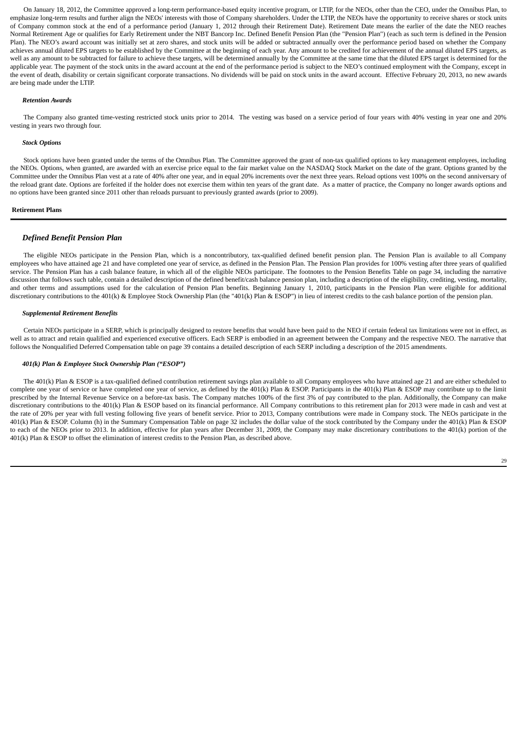On January 18, 2012, the Committee approved a long-term performance-based equity incentive program, or LTIP, for the NEOs, other than the CEO, under the Omnibus Plan, to emphasize long-term results and further align the NEOs' interests with those of Company shareholders. Under the LTIP, the NEOs have the opportunity to receive shares or stock units of Company common stock at the end of a performance period (January 1, 2012 through their Retirement Date). Retirement Date means the earlier of the date the NEO reaches Normal Retirement Age or qualifies for Early Retirement under the NBT Bancorp Inc. Defined Benefit Pension Plan (the "Pension Plan") (each as such term is defined in the Pension Plan). The NEO's award account was initially set at zero shares, and stock units will be added or subtracted annually over the performance period based on whether the Company achieves annual diluted EPS targets to be established by the Committee at the beginning of each year. Any amount to be credited for achievement of the annual diluted EPS targets, as well as any amount to be subtracted for failure to achieve these targets, will be determined annually by the Committee at the same time that the diluted EPS target is determined for the applicable year. The payment of the stock units in the award account at the end of the performance period is subject to the NEO's continued employment with the Company, except in the event of death, disability or certain significant corporate transactions. No dividends will be paid on stock units in the award account. Effective February 20, 2013, no new awards are being made under the LTIP.

***Retention Awards***

The Company also granted time-vesting restricted stock units prior to 2014. The vesting was based on a service period of four years with 40% vesting in year one and 20% vesting in years two through four.

***Stock Options***

Stock options have been granted under the terms of the Omnibus Plan. The Committee approved the grant of non-tax qualified options to key management employees, including the NEOs. Options, when granted, are awarded with an exercise price equal to the fair market value on the NASDAQ Stock Market on the date of the grant. Options granted by the Committee under the Omnibus Plan vest at a rate of 40% after one year, and in equal 20% increments over the next three years. Reload options vest 100% on the second anniversary of the reload grant date. Options are forfeited if the holder does not exercise them within ten years of the grant date. As a matter of practice, the Company no longer awards options and no options have been granted since 2011 other than reloads pursuant to previously granted awards (prior to 2009).

**Retirement Plans**

***Defined Benefit Pension Plan***

The eligible NEOs participate in the Pension Plan, which is a noncontributory, tax-qualified defined benefit pension plan. The Pension Plan is available to all Company employees who have attained age 21 and have completed one year of service, as defined in the Pension Plan. The Pension Plan provides for 100% vesting after three years of qualified service. The Pension Plan has a cash balance feature, in which all of the eligible NEOs participate. The footnotes to the Pension Benefits Table on page 34, including the narrative discussion that follows such table, contain a detailed description of the defined benefit/cash balance pension plan, including a description of the eligibility, crediting, vesting, mortality, and other terms and assumptions used for the calculation of Pension Plan benefits. Beginning January 1, 2010, participants in the Pension Plan were eligible for additional discretionary contributions to the 401(k) & Employee Stock Ownership Plan (the "401(k) Plan & ESOP") in lieu of interest credits to the cash balance portion of the pension plan.

***Supplemental Retirement Benefits***

Certain NEOs participate in a SERP, which is principally designed to restore benefits that would have been paid to the NEO if certain federal tax limitations were not in effect, as well as to attract and retain qualified and experienced executive officers. Each SERP is embodied in an agreement between the Company and the respective NEO. The narrative that follows the Nonqualified Deferred Compensation table on page 39 contains a detailed description of each SERP including a description of the 2015 amendments.

***401(k) Plan & Employee Stock Ownership Plan ("ESOP")***

The 401(k) Plan & ESOP is a tax-qualified defined contribution retirement savings plan available to all Company employees who have attained age 21 and are either scheduled to complete one year of service or have completed one year of service, as defined by the 401(k) Plan & ESOP. Participants in the 401(k) Plan & ESOP may contribute up to the limit prescribed by the Internal Revenue Service on a before-tax basis. The Company matches 100% of the first 3% of pay contributed to the plan. Additionally, the Company can make discretionary contributions to the 401(k) Plan & ESOP based on its financial performance. All Company contributions to this retirement plan for 2013 were made in cash and vest at the rate of 20% per year with full vesting following five years of benefit service. Prior to 2013, Company contributions were made in Company stock. The NEOs participate in the 401(k) Plan & ESOP. Column (h) in the Summary Compensation Table on page 32 includes the dollar value of the stock contributed by the Company under the 401(k) Plan & ESOP to each of the NEOs prior to 2013. In addition, effective for plan years after December 31, 2009, the Company may make discretionary contributions to the 401(k) portion of the 401(k) Plan & ESOP to offset the elimination of interest credits to the Pension Plan, as described above.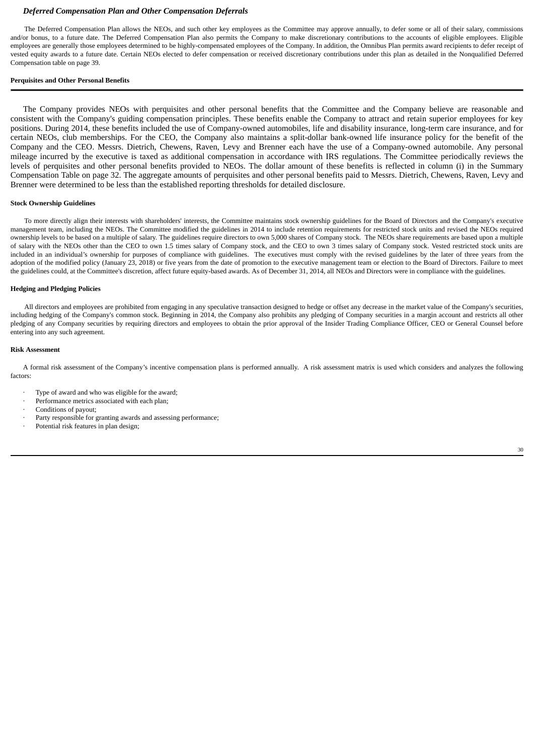### *Deferred Compensation Plan and Other Compensation Deferrals*

The Deferred Compensation Plan allows the NEOs, and such other key employees as the Committee may approve annually, to defer some or all of their salary, commissions and/or bonus, to a future date. The Deferred Compensation Plan also permits the Company to make discretionary contributions to the accounts of eligible employees. Eligible employees are generally those employees determined to be highly-compensated employees of the Company. In addition, the Omnibus Plan permits award recipients to defer receipt of vested equity awards to a future date. Certain NEOs elected to defer compensation or received discretionary contributions under this plan as detailed in the Nonqualified Deferred Compensation table on page 39.

#### Perquisites and Other Personal Benefits

The Company provides NEOs with perquisites and other personal benefits that the Committee and the Company believe are reasonable and consistent with the Company's guiding compensation principles. These benefits enable the Company to attract and retain superior employees for key positions. During 2014, these benefits included the use of Company-owned automobiles, life and disability insurance, long-term care insurance, and for certain NEOs, club memberships. For the CEO, the Company also maintains a split-dollar bank-owned life insurance policy for the benefit of the Company and the CEO. Messrs. Dietrich, Chewens, Raven, Levy and Brenner each have the use of a Company-owned automobile. Any personal mileage incurred by the executive is taxed as additional compensation in accordance with IRS regulations. The Committee periodically reviews the levels of perquisites and other personal benefits provided to NEOs. The dollar amount of these benefits is reflected in column (i) in the Summary Compensation Table on page 32. The aggregate amounts of perquisites and other personal benefits paid to Messrs. Dietrich, Chewens, Raven, Levy and Brenner were determined to be less than the established reporting thresholds for detailed disclosure.

#### Stock Ownership Guidelines

To more directly align their interests with shareholders' interests, the Committee maintains stock ownership guidelines for the Board of Directors and the Company's executive management team, including the NEOs. The Committee modified the guidelines in 2014 to include retention requirements for restricted stock units and revised the NEOs required ownership levels to be based on a multiple of salary. The guidelines require directors to own 5,000 shares of Company stock. The NEOs share requirements are based upon a multiple of salary with the NEOs other than the CEO to own 1.5 times salary of Company stock, and the CEO to own 3 times salary of Company stock. Vested restricted stock units are included in an individual's ownership for purposes of compliance with guidelines. The executives must comply with the revised guidelines by the later of three years from the adoption of the modified policy (January 23, 2018) or five years from the date of promotion to the executive management team or election to the Board of Directors. Failure to meet the guidelines could, at the Committee's discretion, affect future equity-based awards. As of December 31, 2014, all NEOs and Directors were in compliance with the guidelines.

#### Hedging and Pledging Policies

All directors and employees are prohibited from engaging in any speculative transaction designed to hedge or offset any decrease in the market value of the Company's securities, including hedging of the Company's common stock. Beginning in 2014, the Company also prohibits any pledging of Company securities in a margin account and restricts all other pledging of any Company securities by requiring directors and employees to obtain the prior approval of the Insider Trading Compliance Officer, CEO or General Counsel before entering into any such agreement.

#### Risk Assessment

A formal risk assessment of the Company's incentive compensation plans is performed annually. A risk assessment matrix is used which considers and analyzes the following factors:

- Type of award and who was eligible for the award;
- Performance metrics associated with each plan;
- Conditions of payout;
- Party responsible for granting awards and assessing performance;
- Potential risk features in plan design;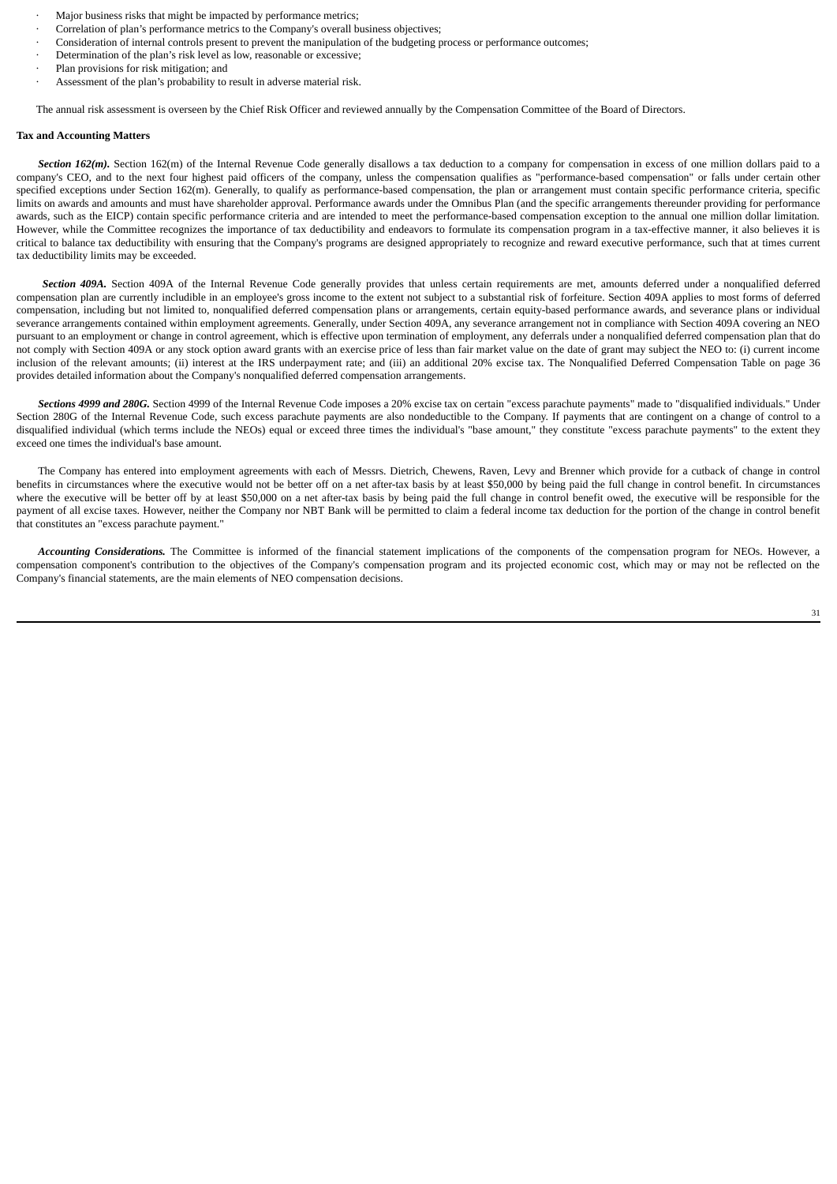- Major business risks that might be impacted by performance metrics;
- Correlation of plan's performance metrics to the Company's overall business objectives;
- Consideration of internal controls present to prevent the manipulation of the budgeting process or performance outcomes;
- Determination of the plan's risk level as low, reasonable or excessive;
- Plan provisions for risk mitigation; and
- Assessment of the plan's probability to result in adverse material risk.

The annual risk assessment is overseen by the Chief Risk Officer and reviewed annually by the Compensation Committee of the Board of Directors.

**Tax and Accounting Matters**

***Section 162(m).*** Section 162(m) of the Internal Revenue Code generally disallows a tax deduction to a company for compensation in excess of one million dollars paid to a company's CEO, and to the next four highest paid officers of the company, unless the compensation qualifies as "performance-based compensation" or falls under certain other specified exceptions under Section 162(m). Generally, to qualify as performance-based compensation, the plan or arrangement must contain specific performance criteria, specific limits on awards and amounts and must have shareholder approval. Performance awards under the Omnibus Plan (and the specific arrangements thereunder providing for performance awards, such as the EICP) contain specific performance criteria and are intended to meet the performance-based compensation exception to the annual one million dollar limitation. However, while the Committee recognizes the importance of tax deductibility and endeavors to formulate its compensation program in a tax-effective manner, it also believes it is critical to balance tax deductibility with ensuring that the Company's programs are designed appropriately to recognize and reward executive performance, such that at times current tax deductibility limits may be exceeded.

***Section 409A.*** Section 409A of the Internal Revenue Code generally provides that unless certain requirements are met, amounts deferred under a nonqualified deferred compensation plan are currently includible in an employee's gross income to the extent not subject to a substantial risk of forfeiture. Section 409A applies to most forms of deferred compensation, including but not limited to, nonqualified deferred compensation plans or arrangements, certain equity-based performance awards, and severance plans or individual severance arrangements contained within employment agreements. Generally, under Section 409A, any severance arrangement not in compliance with Section 409A covering an NEO pursuant to an employment or change in control agreement, which is effective upon termination of employment, any deferrals under a nonqualified deferred compensation plan that do not comply with Section 409A or any stock option award grants with an exercise price of less than fair market value on the date of grant may subject the NEO to: (i) current income inclusion of the relevant amounts; (ii) interest at the IRS underpayment rate; and (iii) an additional 20% excise tax. The Nonqualified Deferred Compensation Table on page 36 provides detailed information about the Company's nonqualified deferred compensation arrangements.

***Sections 4999 and 280G.*** Section 4999 of the Internal Revenue Code imposes a 20% excise tax on certain "excess parachute payments" made to "disqualified individuals." Under Section 280G of the Internal Revenue Code, such excess parachute payments are also nondeductible to the Company. If payments that are contingent on a change of control to a disqualified individual (which terms include the NEOs) equal or exceed three times the individual's "base amount," they constitute "excess parachute payments" to the extent they exceed one times the individual's base amount.

The Company has entered into employment agreements with each of Messrs. Dietrich, Chewens, Raven, Levy and Brenner which provide for a cutback of change in control benefits in circumstances where the executive would not be better off on a net after-tax basis by at least $50,000 by being paid the full change in control benefit. In circumstances where the executive will be better off by at least $50,000 on a net after-tax basis by being paid the full change in control benefit owed, the executive will be responsible for the payment of all excise taxes. However, neither the Company nor NBT Bank will be permitted to claim a federal income tax deduction for the portion of the change in control benefit that constitutes an "excess parachute payment."

***Accounting Considerations.*** The Committee is informed of the financial statement implications of the components of the compensation program for NEOs. However, a compensation component's contribution to the objectives of the Company's compensation program and its projected economic cost, which may or may not be reflected on the Company's financial statements, are the main elements of NEO compensation decisions.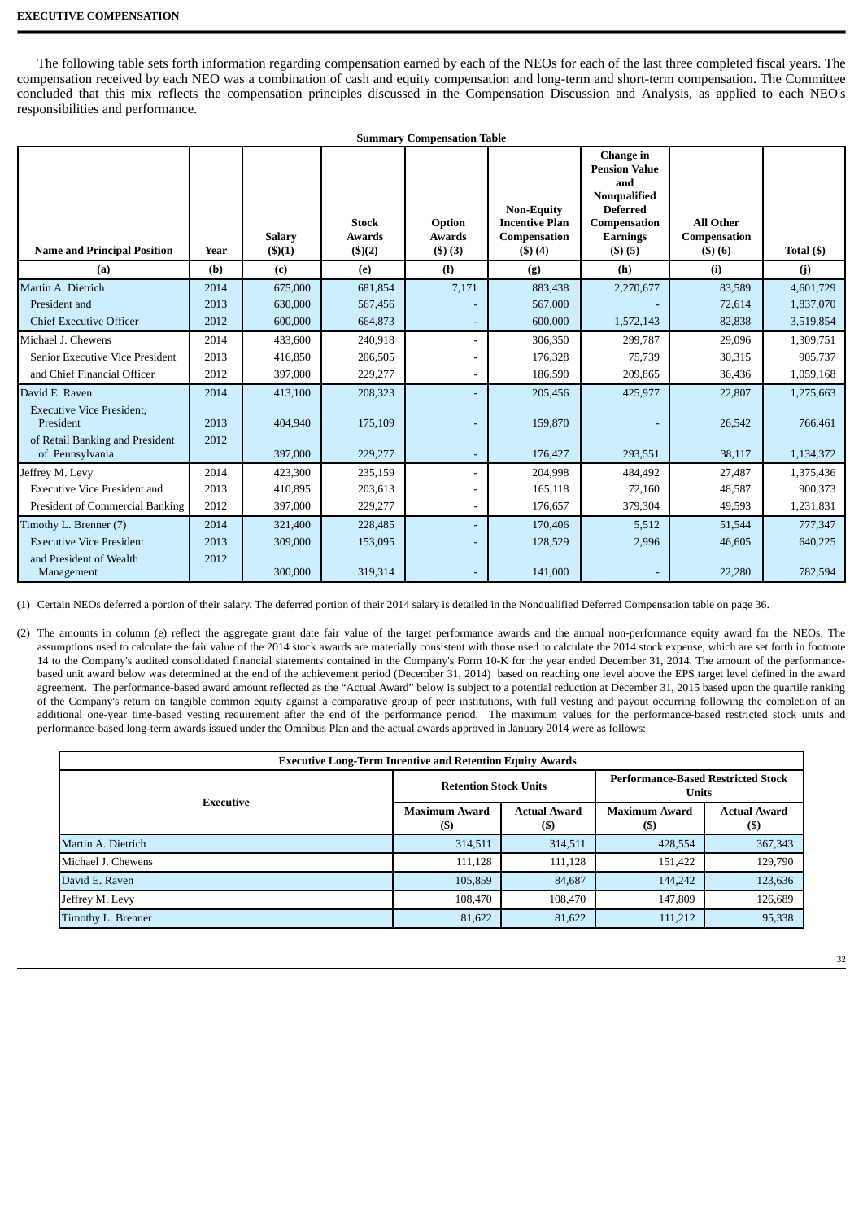**EXECUTIVE COMPENSATION**

The following table sets forth information regarding compensation earned by each of the NEOs for each of the last three completed fiscal years. The compensation received by each NEO was a combination of cash and equity compensation and long-term and short-term compensation. The Committee concluded that this mix reflects the compensation principles discussed in the Compensation Discussion and Analysis, as applied to each NEO's responsibilities and performance.

**Summary Compensation Table**

| Name and Principal Position | Year | Salary ($)(1) | Stock Awards ($)(2) | Option Awards ($) (3) | Non-Equity Incentive Plan Compensation ($) (4) | Change in Pension Value and Nonqualified Deferred Compensation Earnings ($) (5) | All Other Compensation ($) (6) | Total ($) |
|---|---|---|---|---|---|---|---|---|
| (a) | (b) | (c) | (e) | (f) | (g) | (h) | (i) | (j) |
| Martin A. Dietrich | 2014 | 675,000 | 681,854 | 7,171 | 883,438 | 2,270,677 | 83,589 | 4,601,729 |
| President and | 2013 | 630,000 | 567,456 | - | 567,000 | - | 72,614 | 1,837,070 |
| Chief Executive Officer | 2012 | 600,000 | 664,873 | - | 600,000 | 1,572,143 | 82,838 | 3,519,854 |
| Michael J. Chewens | 2014 | 433,600 | 240,918 | - | 306,350 | 299,787 | 29,096 | 1,309,751 |
| Senior Executive Vice President | 2013 | 416,850 | 206,505 | - | 176,328 | 75,739 | 30,315 | 905,737 |
| and Chief Financial Officer | 2012 | 397,000 | 229,277 | - | 186,590 | 209,865 | 36,436 | 1,059,168 |
| David E. Raven | 2014 | 413,100 | 208,323 | - | 205,456 | 425,977 | 22,807 | 1,275,663 |
| Executive Vice President, President | 2013 | 404,940 | 175,109 | - | 159,870 | - | 26,542 | 766,461 |
| of Retail Banking and President of Pennsylvania | 2012 | 397,000 | 229,277 | - | 176,427 | 293,551 | 38,117 | 1,134,372 |
| Jeffrey M. Levy | 2014 | 423,300 | 235,159 | - | 204,998 | 484,492 | 27,487 | 1,375,436 |
| Executive Vice President and | 2013 | 410,895 | 203,613 | - | 165,118 | 72,160 | 48,587 | 900,373 |
| President of Commercial Banking | 2012 | 397,000 | 229,277 | - | 176,657 | 379,304 | 49,593 | 1,231,831 |
| Timothy L. Brenner (7) | 2014 | 321,400 | 228,485 | - | 170,406 | 5,512 | 51,544 | 777,347 |
| Executive Vice President | 2013 | 309,000 | 153,095 | - | 128,529 | 2,996 | 46,605 | 640,225 |
| and President of Wealth Management | 2012 | 300,000 | 319,314 | - | 141,000 | - | 22,280 | 782,594 |

(1) Certain NEOs deferred a portion of their salary. The deferred portion of their 2014 salary is detailed in the Nonqualified Deferred Compensation table on page 36.

(2) The amounts in column (e) reflect the aggregate grant date fair value of the target performance awards and the annual non-performance equity award for the NEOs. The assumptions used to calculate the fair value of the 2014 stock awards are materially consistent with those used to calculate the 2014 stock expense, which are set forth in footnote 14 to the Company's audited consolidated financial statements contained in the Company's Form 10-K for the year ended December 31, 2014. The amount of the performance-based unit award below was determined at the end of the achievement period (December 31, 2014) based on reaching one level above the EPS target level defined in the award agreement. The performance-based award amount reflected as the "Actual Award" below is subject to a potential reduction at December 31, 2015 based upon the quartile ranking of the Company's return on tangible common equity against a comparative group of peer institutions, with full vesting and payout occurring following the completion of an additional one-year time-based vesting requirement after the end of the performance period. The maximum values for the performance-based restricted stock units and performance-based long-term awards issued under the Omnibus Plan and the actual awards approved in January 2014 were as follows:

**Executive Long-Term Incentive and Retention Equity Awards**

| Executive | Retention Stock Units | | Performance-Based Restricted Stock Units | |
|---|---|---|---|---|
| | Maximum Award ($) | Actual Award ($) | Maximum Award ($) | Actual Award ($) |
| Martin A. Dietrich | 314,511 | 314,511 | 428,554 | 367,343 |
| Michael J. Chewens | 111,128 | 111,128 | 151,422 | 129,790 |
| David E. Raven | 105,859 | 84,687 | 144,242 | 123,636 |
| Jeffrey M. Levy | 108,470 | 108,470 | 147,809 | 126,689 |
| Timothy L. Brenner | 81,622 | 81,622 | 111,212 | 95,338 |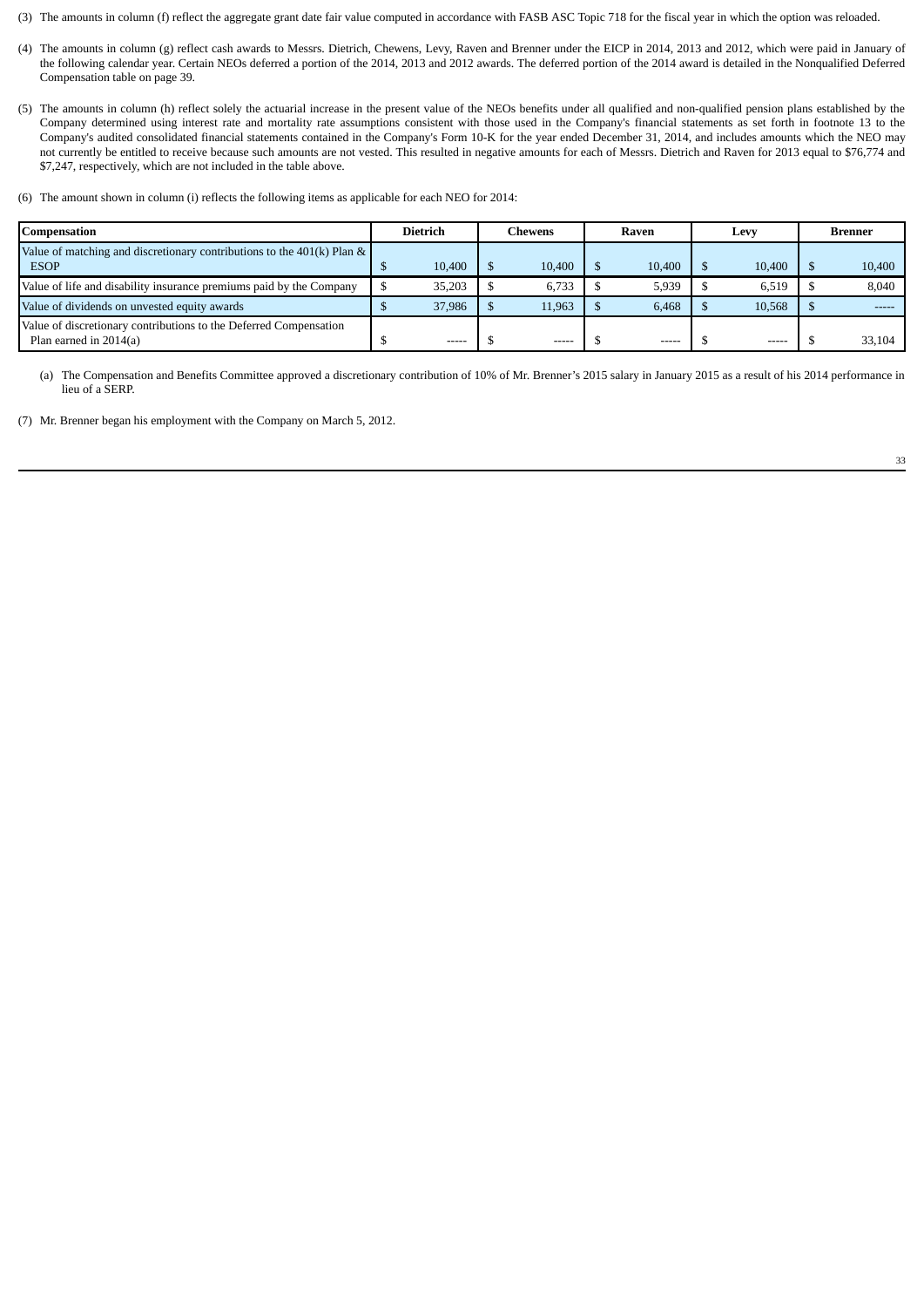(3) The amounts in column (f) reflect the aggregate grant date fair value computed in accordance with FASB ASC Topic 718 for the fiscal year in which the option was reloaded.

(4) The amounts in column (g) reflect cash awards to Messrs. Dietrich, Chewens, Levy, Raven and Brenner under the EICP in 2014, 2013 and 2012, which were paid in January of the following calendar year. Certain NEOs deferred a portion of the 2014, 2013 and 2012 awards. The deferred portion of the 2014 award is detailed in the Nonqualified Deferred Compensation table on page 39.

(5) The amounts in column (h) reflect solely the actuarial increase in the present value of the NEOs benefits under all qualified and non-qualified pension plans established by the Company determined using interest rate and mortality rate assumptions consistent with those used in the Company's financial statements as set forth in footnote 13 to the Company's audited consolidated financial statements contained in the Company's Form 10-K for the year ended December 31, 2014, and includes amounts which the NEO may not currently be entitled to receive because such amounts are not vested. This resulted in negative amounts for each of Messrs. Dietrich and Raven for 2013 equal to $76,774 and $7,247, respectively, which are not included in the table above.

(6) The amount shown in column (i) reflects the following items as applicable for each NEO for 2014:

| Compensation | Dietrich | Chewens | Raven | Levy | Brenner |
|---|---|---|---|---|---|
| Value of matching and discretionary contributions to the 401(k) Plan & ESOP | $ 10,400 | $ 10,400 | $ 10,400 | $ 10,400 | $ 10,400 |
| Value of life and disability insurance premiums paid by the Company | $ 35,203 | $ 6,733 | $ 5,939 | $ 6,519 | $ 8,040 |
| Value of dividends on unvested equity awards | $ 37,986 | $ 11,963 | $ 6,468 | $ 10,568 | $ ----- |
| Value of discretionary contributions to the Deferred Compensation Plan earned in 2014(a) | $ ----- | $ ----- | $ ----- | $ ----- | $ 33,104 |

(a) The Compensation and Benefits Committee approved a discretionary contribution of 10% of Mr. Brenner's 2015 salary in January 2015 as a result of his 2014 performance in lieu of a SERP.

(7) Mr. Brenner began his employment with the Company on March 5, 2012.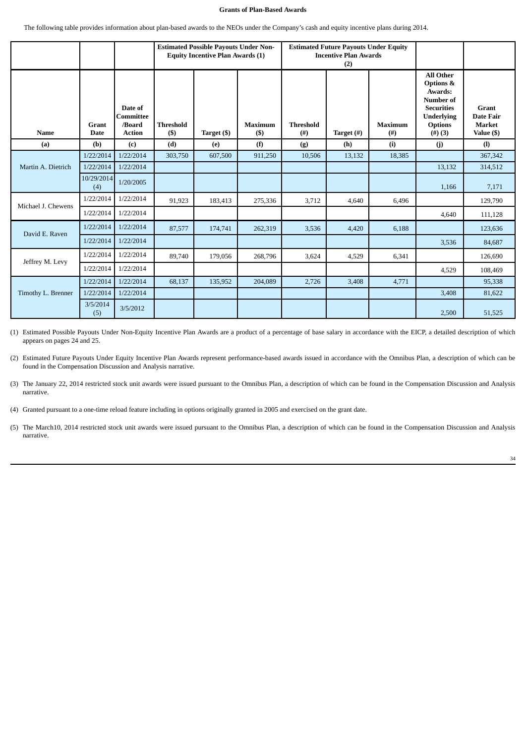**Grants of Plan-Based Awards**

The following table provides information about plan-based awards to the NEOs under the Company's cash and equity incentive plans during 2014.

| | | | Estimated Possible Payouts Under Non-Equity Incentive Plan Awards (1) | | | Estimated Future Payouts Under Equity Incentive Plan Awards (2) | | | | |
|---|---|---|---|---|---|---|---|---|---|---|
| **Name** | **Grant Date** | **Date of Committee /Board Action** | **Threshold ($)** | **Target ($)** | **Maximum ($)** | **Threshold (#)** | **Target (#)** | **Maximum (#)** | **All Other Options & Awards: Number of Securities Underlying Options (#) (3)** | **Grant Date Fair Market Value ($)** |
| **(a)** | **(b)** | **(c)** | **(d)** | **(e)** | **(f)** | **(g)** | **(h)** | **(i)** | **(j)** | **(l)** |
| Martin A. Dietrich | 1/22/2014 | 1/22/2014 | 303,750 | 607,500 | 911,250 | 10,506 | 13,132 | 18,385 | | 367,342 |
| | 1/22/2014 | 1/22/2014 | | | | | | | 13,132 | 314,512 |
| | 10/29/2014 (4) | 1/20/2005 | | | | | | | 1,166 | 7,171 |
| Michael J. Chewens | 1/22/2014 | 1/22/2014 | 91,923 | 183,413 | 275,336 | 3,712 | 4,640 | 6,496 | | 129,790 |
| | 1/22/2014 | 1/22/2014 | | | | | | | 4,640 | 111,128 |
| David E. Raven | 1/22/2014 | 1/22/2014 | 87,577 | 174,741 | 262,319 | 3,536 | 4,420 | 6,188 | | 123,636 |
| | 1/22/2014 | 1/22/2014 | | | | | | | 3,536 | 84,687 |
| Jeffrey M. Levy | 1/22/2014 | 1/22/2014 | 89,740 | 179,056 | 268,796 | 3,624 | 4,529 | 6,341 | | 126,690 |
| | 1/22/2014 | 1/22/2014 | | | | | | | 4,529 | 108,469 |
| Timothy L. Brenner | 1/22/2014 | 1/22/2014 | 68,137 | 135,952 | 204,089 | 2,726 | 3,408 | 4,771 | | 95,338 |
| | 1/22/2014 | 1/22/2014 | | | | | | | 3,408 | 81,622 |
| | 3/5/2014 (5) | 3/5/2012 | | | | | | | 2,500 | 51,525 |

(1) Estimated Possible Payouts Under Non-Equity Incentive Plan Awards are a product of a percentage of base salary in accordance with the EICP, a detailed description of which appears on pages 24 and 25.

(2) Estimated Future Payouts Under Equity Incentive Plan Awards represent performance-based awards issued in accordance with the Omnibus Plan, a description of which can be found in the Compensation Discussion and Analysis narrative.

(3) The January 22, 2014 restricted stock unit awards were issued pursuant to the Omnibus Plan, a description of which can be found in the Compensation Discussion and Analysis narrative.

(4) Granted pursuant to a one-time reload feature including in options originally granted in 2005 and exercised on the grant date.

(5) The March10, 2014 restricted stock unit awards were issued pursuant to the Omnibus Plan, a description of which can be found in the Compensation Discussion and Analysis narrative.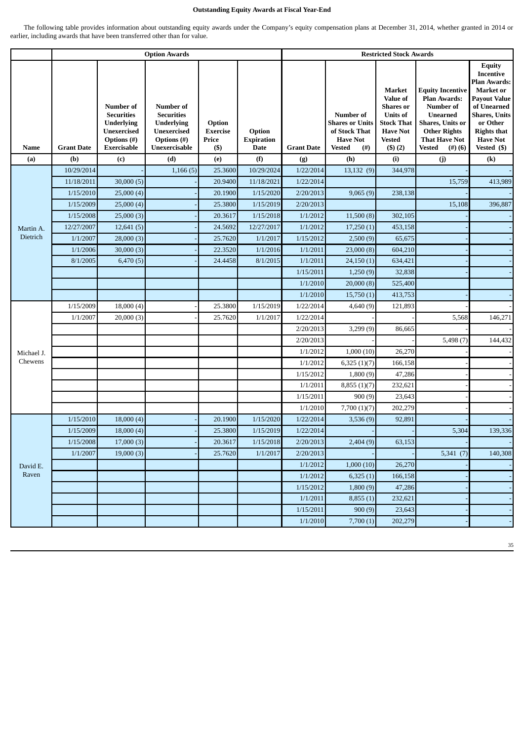## Outstanding Equity Awards at Fiscal Year-End

The following table provides information about outstanding equity awards under the Company's equity compensation plans at December 31, 2014, whether granted in 2014 or earlier, including awards that have been transferred other than for value.

| | Option Awards | | | | | Restricted Stock Awards | | | | |
|---|---|---|---|---|---|---|---|---|---|---|
| **Name** | **Grant Date** | **Number of Securities Underlying Unexercised Options (#) Exercisable** | **Number of Securities Underlying Unexercised Options (#) Unexercisable** | **Option Exercise Price ($)** | **Option Expiration Date** | **Grant Date** | **Number of Shares or Units of Stock That Have Not Vested (#)** | **Market Value of Shares or Units of Stock That Have Not Vested ($) (2)** | **Equity Incentive Plan Awards: Number of Unearned Shares, Units or Other Rights That Have Not Vested (#) (6)** | **Equity Incentive Plan Awards: Market or Payout Value of Unearned Shares, Units or Other Rights that Have Not Vested ($)** |
| **(a)** | **(b)** | **(c)** | **(d)** | **(e)** | **(f)** | **(g)** | **(h)** | **(i)** | **(j)** | **(k)** |
| Martin A. Dietrich | 10/29/2014 | - | 1,166 (5) | 25.3600 | 10/29/2024 | 1/22/2014 | 13,132 (9) | 344,978 | - | - |
| | 11/18/2011 | 30,000 (5) | - | 20.9400 | 11/18/2021 | 1/22/2014 | | | 15,759 | 413,989 |
| | 1/15/2010 | 25,000 (4) | - | 20.1900 | 1/15/2020 | 2/20/2013 | 9,065 (9) | 238,138 | - | - |
| | 1/15/2009 | 25,000 (4) | - | 25.3800 | 1/15/2019 | 2/20/2013 | | | 15,108 | 396,887 |
| | 1/15/2008 | 25,000 (3) | - | 20.3617 | 1/15/2018 | 1/1/2012 | 11,500 (8) | 302,105 | - | - |
| | 12/27/2007 | 12,641 (5) | - | 24.5692 | 12/27/2017 | 1/1/2012 | 17,250 (1) | 453,158 | - | - |
| | 1/1/2007 | 28,000 (3) | - | 25.7620 | 1/1/2017 | 1/15/2012 | 2,500 (9) | 65,675 | - | - |
| | 1/1/2006 | 30,000 (3) | - | 22.3520 | 1/1/2016 | 1/1/2011 | 23,000 (8) | 604,210 | - | - |
| | 8/1/2005 | 6,470 (5) | - | 24.4458 | 8/1/2015 | 1/1/2011 | 24,150 (1) | 634,421 | - | - |
| | | | | | | 1/15/2011 | 1,250 (9) | 32,838 | - | - |
| | | | | | | 1/1/2010 | 20,000 (8) | 525,400 | | |
| | | | | | | 1/1/2010 | 15,750 (1) | 413,753 | - | - |
| Michael J. Chewens | 1/15/2009 | 18,000 (4) | - | 25.3800 | 1/15/2019 | 1/22/2014 | 4,640 (9) | 121,893 | - | - |
| | 1/1/2007 | 20,000 (3) | - | 25.7620 | 1/1/2017 | 1/22/2014 | - | - | 5,568 | 146,271 |
| | | | | | | 2/20/2013 | 3,299 (9) | 86,665 | - | - |
| | | | | | | 2/20/2013 | - | - | 5,498 (7) | 144,432 |
| | | | | | | 1/1/2012 | 1,000 (10) | 26,270 | - | - |
| | | | | | | 1/1/2012 | 6,325 (1)(7) | 166,158 | - | - |
| | | | | | | 1/15/2012 | 1,800 (9) | 47,286 | - | - |
| | | | | | | 1/1/2011 | 8,855 (1)(7) | 232,621 | - | - |
| | | | | | | 1/15/2011 | 900 (9) | 23,643 | - | - |
| | | | | | | 1/1/2010 | 7,700 (1)(7) | 202,279 | - | - |
| David E. Raven | 1/15/2010 | 18,000 (4) | - | 20.1900 | 1/15/2020 | 1/22/2014 | 3,536 (9) | 92,891 | - | - |
| | 1/15/2009 | 18,000 (4) | - | 25.3800 | 1/15/2019 | 1/22/2014 | - | - | 5,304 | 139,336 |
| | 1/15/2008 | 17,000 (3) | - | 20.3617 | 1/15/2018 | 2/20/2013 | 2,404 (9) | 63,153 | - | - |
| | 1/1/2007 | 19,000 (3) | - | 25.7620 | 1/1/2017 | 2/20/2013 | - | - | 5,341 (7) | 140,308 |
| | | | | | | 1/1/2012 | 1,000 (10) | 26,270 | - | - |
| | | | | | | 1/1/2012 | 6,325 (1) | 166,158 | - | - |
| | | | | | | 1/15/2012 | 1,800 (9) | 47,286 | - | - |
| | | | | | | 1/1/2011 | 8,855 (1) | 232,621 | - | - |
| | | | | | | 1/15/2011 | 900 (9) | 23,643 | - | - |
| | | | | | | 1/1/2010 | 7,700 (1) | 202,279 | - | - |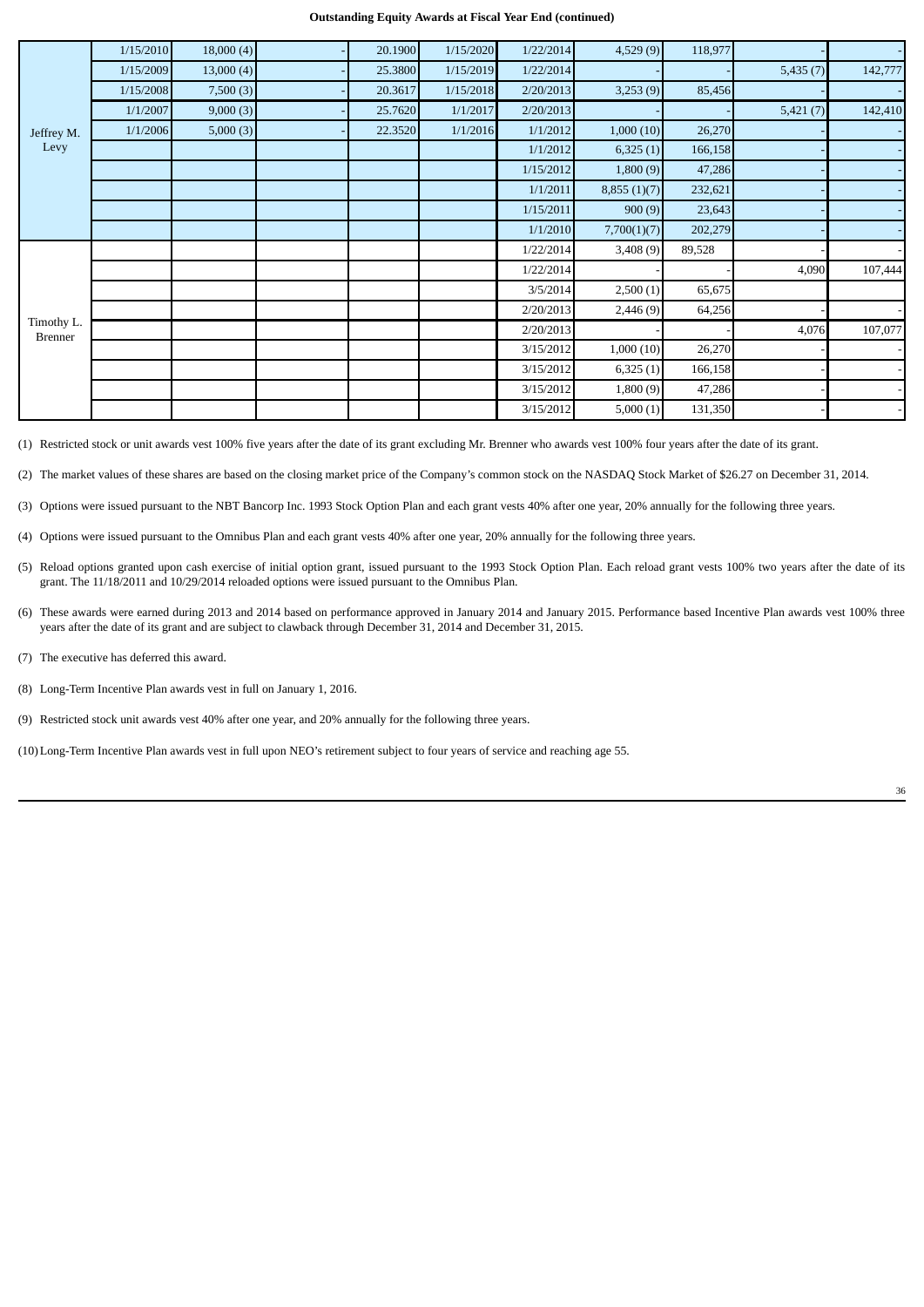**Outstanding Equity Awards at Fiscal Year End (continued)**

| | | | | | | | | | | |
|---|---|---|---|---|---|---|---|---|---|---|
| Jeffrey M. Levy | 1/15/2010 | 18,000 (4) | - | 20.1900 | 1/15/2020 | 1/22/2014 | 4,529 (9) | 118,977 | - | - |
| | 1/15/2009 | 13,000 (4) | - | 25.3800 | 1/15/2019 | 1/22/2014 | - | - | 5,435 (7) | 142,777 |
| | 1/15/2008 | 7,500 (3) | - | 20.3617 | 1/15/2018 | 2/20/2013 | 3,253 (9) | 85,456 | - | - |
| | 1/1/2007 | 9,000 (3) | - | 25.7620 | 1/1/2017 | 2/20/2013 | - | - | 5,421 (7) | 142,410 |
| | 1/1/2006 | 5,000 (3) | - | 22.3520 | 1/1/2016 | 1/1/2012 | 1,000 (10) | 26,270 | - | - |
| | | | | | | 1/1/2012 | 6,325 (1) | 166,158 | - | - |
| | | | | | | 1/15/2012 | 1,800 (9) | 47,286 | - | - |
| | | | | | | 1/1/2011 | 8,855 (1)(7) | 232,621 | - | - |
| | | | | | | 1/15/2011 | 900 (9) | 23,643 | - | - |
| | | | | | | 1/1/2010 | 7,700(1)(7) | 202,279 | - | - |
| Timothy L. Brenner | | | | | | 1/22/2014 | 3,408 (9) | 89,528 | - | - |
| | | | | | | 1/22/2014 | - | - | 4,090 | 107,444 |
| | | | | | | 3/5/2014 | 2,500 (1) | 65,675 | | |
| | | | | | | 2/20/2013 | 2,446 (9) | 64,256 | - | - |
| | | | | | | 2/20/2013 | - | - | 4,076 | 107,077 |
| | | | | | | 3/15/2012 | 1,000 (10) | 26,270 | - | - |
| | | | | | | 3/15/2012 | 6,325 (1) | 166,158 | - | - |
| | | | | | | 3/15/2012 | 1,800 (9) | 47,286 | - | - |
| | | | | | | 3/15/2012 | 5,000 (1) | 131,350 | - | - |

(1) Restricted stock or unit awards vest 100% five years after the date of its grant excluding Mr. Brenner who awards vest 100% four years after the date of its grant.

(2) The market values of these shares are based on the closing market price of the Company's common stock on the NASDAQ Stock Market of $26.27 on December 31, 2014.

(3) Options were issued pursuant to the NBT Bancorp Inc. 1993 Stock Option Plan and each grant vests 40% after one year, 20% annually for the following three years.

(4) Options were issued pursuant to the Omnibus Plan and each grant vests 40% after one year, 20% annually for the following three years.

(5) Reload options granted upon cash exercise of initial option grant, issued pursuant to the 1993 Stock Option Plan. Each reload grant vests 100% two years after the date of its grant. The 11/18/2011 and 10/29/2014 reloaded options were issued pursuant to the Omnibus Plan.

(6) These awards were earned during 2013 and 2014 based on performance approved in January 2014 and January 2015. Performance based Incentive Plan awards vest 100% three years after the date of its grant and are subject to clawback through December 31, 2014 and December 31, 2015.

(7) The executive has deferred this award.

(8) Long-Term Incentive Plan awards vest in full on January 1, 2016.

(9) Restricted stock unit awards vest 40% after one year, and 20% annually for the following three years.

(10) Long-Term Incentive Plan awards vest in full upon NEO's retirement subject to four years of service and reaching age 55.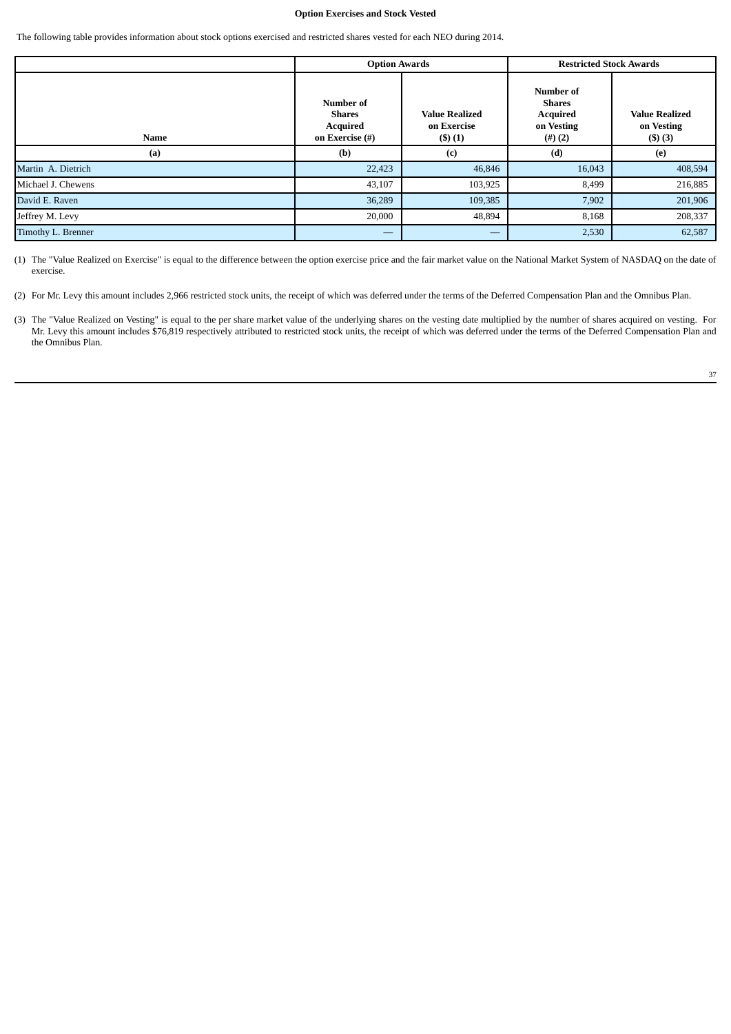**Option Exercises and Stock Vested**

The following table provides information about stock options exercised and restricted shares vested for each NEO during 2014.

| | Option Awards | | Restricted Stock Awards | |
|---|---|---|---|---|
| Name | Number of Shares Acquired on Exercise (#) | Value Realized on Exercise ($) (1) | Number of Shares Acquired on Vesting (#) (2) | Value Realized on Vesting ($) (3) |
| (a) | (b) | (c) | (d) | (e) |
| Martin A. Dietrich | 22,423 | 46,846 | 16,043 | 408,594 |
| Michael J. Chewens | 43,107 | 103,925 | 8,499 | 216,885 |
| David E. Raven | 36,289 | 109,385 | 7,902 | 201,906 |
| Jeffrey M. Levy | 20,000 | 48,894 | 8,168 | 208,337 |
| Timothy L. Brenner | — | — | 2,530 | 62,587 |

(1) The "Value Realized on Exercise" is equal to the difference between the option exercise price and the fair market value on the National Market System of NASDAQ on the date of exercise.

(2) For Mr. Levy this amount includes 2,966 restricted stock units, the receipt of which was deferred under the terms of the Deferred Compensation Plan and the Omnibus Plan.

(3) The "Value Realized on Vesting" is equal to the per share market value of the underlying shares on the vesting date multiplied by the number of shares acquired on vesting. For Mr. Levy this amount includes $76,819 respectively attributed to restricted stock units, the receipt of which was deferred under the terms of the Deferred Compensation Plan and the Omnibus Plan.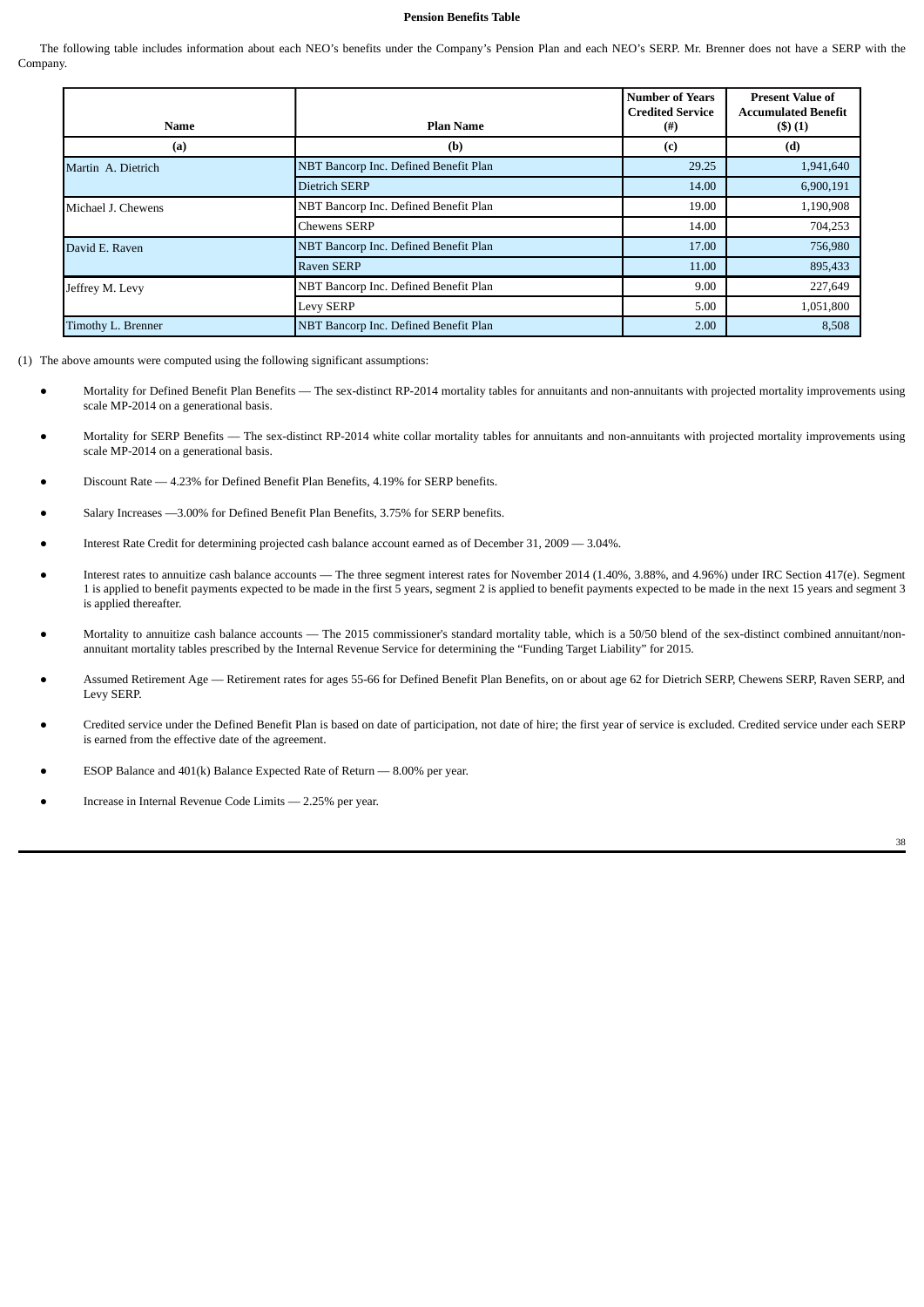**Pension Benefits Table**

The following table includes information about each NEO's benefits under the Company's Pension Plan and each NEO's SERP. Mr. Brenner does not have a SERP with the Company.

| Name | Plan Name | Number of Years Credited Service (#) | Present Value of Accumulated Benefit ($) (1) |
|---|---|---|---|
| (a) | (b) | (c) | (d) |
| Martin A. Dietrich | NBT Bancorp Inc. Defined Benefit Plan | 29.25 | 1,941,640 |
| | Dietrich SERP | 14.00 | 6,900,191 |
| Michael J. Chewens | NBT Bancorp Inc. Defined Benefit Plan | 19.00 | 1,190,908 |
| | Chewens SERP | 14.00 | 704,253 |
| David E. Raven | NBT Bancorp Inc. Defined Benefit Plan | 17.00 | 756,980 |
| | Raven SERP | 11.00 | 895,433 |
| Jeffrey M. Levy | NBT Bancorp Inc. Defined Benefit Plan | 9.00 | 227,649 |
| | Levy SERP | 5.00 | 1,051,800 |
| Timothy L. Brenner | NBT Bancorp Inc. Defined Benefit Plan | 2.00 | 8,508 |

(1) The above amounts were computed using the following significant assumptions:

- Mortality for Defined Benefit Plan Benefits — The sex-distinct RP-2014 mortality tables for annuitants and non-annuitants with projected mortality improvements using scale MP-2014 on a generational basis.
- Mortality for SERP Benefits — The sex-distinct RP-2014 white collar mortality tables for annuitants and non-annuitants with projected mortality improvements using scale MP-2014 on a generational basis.
- Discount Rate — 4.23% for Defined Benefit Plan Benefits, 4.19% for SERP benefits.
- Salary Increases —3.00% for Defined Benefit Plan Benefits, 3.75% for SERP benefits.
- Interest Rate Credit for determining projected cash balance account earned as of December 31, 2009 — 3.04%.
- Interest rates to annuitize cash balance accounts — The three segment interest rates for November 2014 (1.40%, 3.88%, and 4.96%) under IRC Section 417(e). Segment 1 is applied to benefit payments expected to be made in the first 5 years, segment 2 is applied to benefit payments expected to be made in the next 15 years and segment 3 is applied thereafter.
- Mortality to annuitize cash balance accounts — The 2015 commissioner's standard mortality table, which is a 50/50 blend of the sex-distinct combined annuitant/non-annuitant mortality tables prescribed by the Internal Revenue Service for determining the "Funding Target Liability" for 2015.
- Assumed Retirement Age — Retirement rates for ages 55-66 for Defined Benefit Plan Benefits, on or about age 62 for Dietrich SERP, Chewens SERP, Raven SERP, and Levy SERP.
- Credited service under the Defined Benefit Plan is based on date of participation, not date of hire; the first year of service is excluded. Credited service under each SERP is earned from the effective date of the agreement.
- ESOP Balance and 401(k) Balance Expected Rate of Return — 8.00% per year.
- Increase in Internal Revenue Code Limits — 2.25% per year.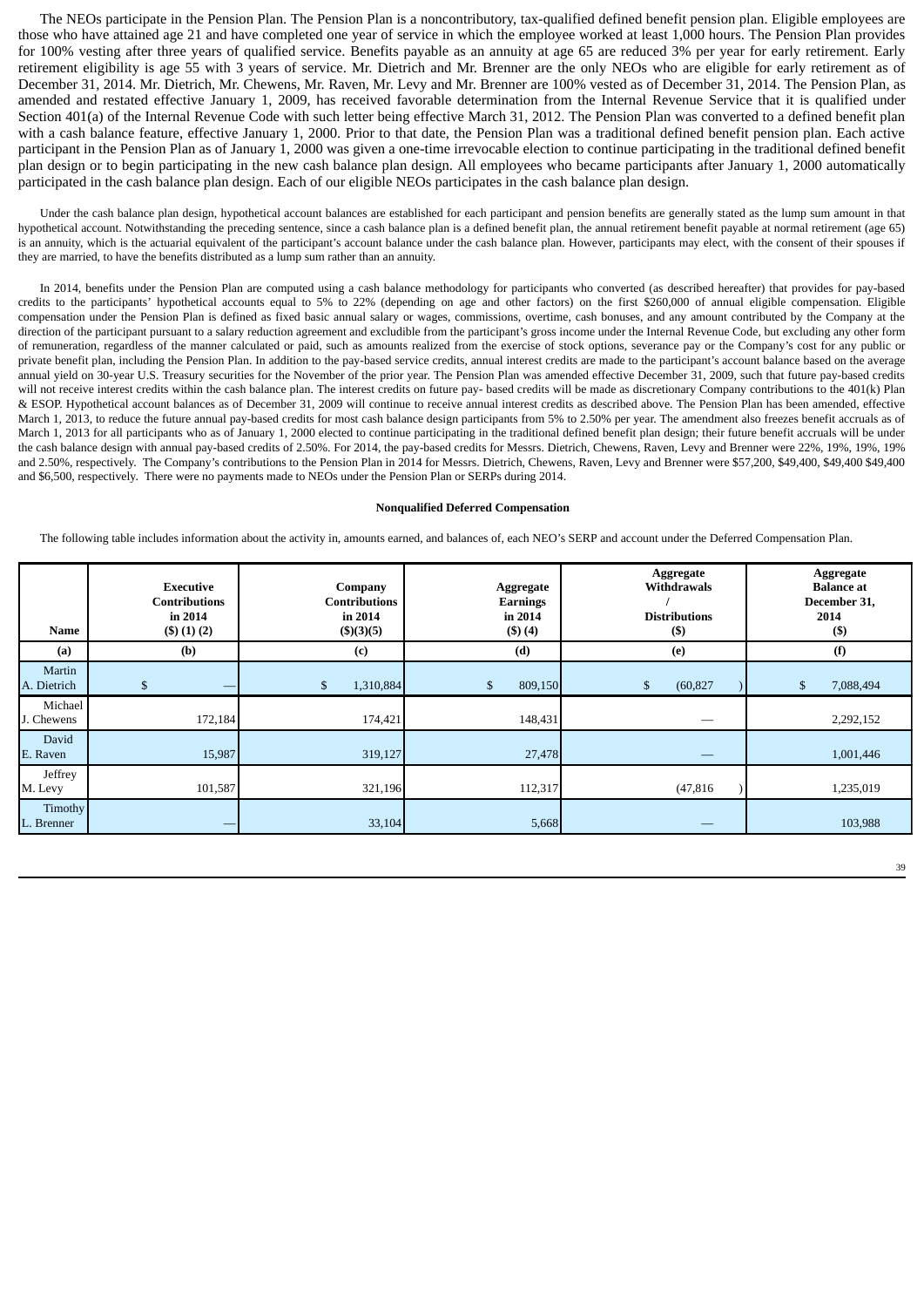The NEOs participate in the Pension Plan. The Pension Plan is a noncontributory, tax-qualified defined benefit pension plan. Eligible employees are those who have attained age 21 and have completed one year of service in which the employee worked at least 1,000 hours. The Pension Plan provides for 100% vesting after three years of qualified service. Benefits payable as an annuity at age 65 are reduced 3% per year for early retirement. Early retirement eligibility is age 55 with 3 years of service. Mr. Dietrich and Mr. Brenner are the only NEOs who are eligible for early retirement as of December 31, 2014. Mr. Dietrich, Mr. Chewens, Mr. Raven, Mr. Levy and Mr. Brenner are 100% vested as of December 31, 2014. The Pension Plan, as amended and restated effective January 1, 2009, has received favorable determination from the Internal Revenue Service that it is qualified under Section 401(a) of the Internal Revenue Code with such letter being effective March 31, 2012. The Pension Plan was converted to a defined benefit plan with a cash balance feature, effective January 1, 2000. Prior to that date, the Pension Plan was a traditional defined benefit pension plan. Each active participant in the Pension Plan as of January 1, 2000 was given a one-time irrevocable election to continue participating in the traditional defined benefit plan design or to begin participating in the new cash balance plan design. All employees who became participants after January 1, 2000 automatically participated in the cash balance plan design. Each of our eligible NEOs participates in the cash balance plan design.

Under the cash balance plan design, hypothetical account balances are established for each participant and pension benefits are generally stated as the lump sum amount in that hypothetical account. Notwithstanding the preceding sentence, since a cash balance plan is a defined benefit plan, the annual retirement benefit payable at normal retirement (age 65) is an annuity, which is the actuarial equivalent of the participant's account balance under the cash balance plan. However, participants may elect, with the consent of their spouses if they are married, to have the benefits distributed as a lump sum rather than an annuity.

In 2014, benefits under the Pension Plan are computed using a cash balance methodology for participants who converted (as described hereafter) that provides for pay-based credits to the participants' hypothetical accounts equal to 5% to 22% (depending on age and other factors) on the first $260,000 of annual eligible compensation. Eligible compensation under the Pension Plan is defined as fixed basic annual salary or wages, commissions, overtime, cash bonuses, and any amount contributed by the Company at the direction of the participant pursuant to a salary reduction agreement and excludible from the participant's gross income under the Internal Revenue Code, but excluding any other form of remuneration, regardless of the manner calculated or paid, such as amounts realized from the exercise of stock options, severance pay or the Company's cost for any public or private benefit plan, including the Pension Plan. In addition to the pay-based service credits, annual interest credits are made to the participant's account balance based on the average annual yield on 30-year U.S. Treasury securities for the November of the prior year. The Pension Plan was amended effective December 31, 2009, such that future pay-based credits will not receive interest credits within the cash balance plan. The interest credits on future pay- based credits will be made as discretionary Company contributions to the 401(k) Plan & ESOP. Hypothetical account balances as of December 31, 2009 will continue to receive annual interest credits as described above. The Pension Plan has been amended, effective March 1, 2013, to reduce the future annual pay-based credits for most cash balance design participants from 5% to 2.50% per year. The amendment also freezes benefit accruals as of March 1, 2013 for all participants who as of January 1, 2000 elected to continue participating in the traditional defined benefit plan design; their future benefit accruals will be under the cash balance design with annual pay-based credits of 2.50%. For 2014, the pay-based credits for Messrs. Dietrich, Chewens, Raven, Levy and Brenner were 22%, 19%, 19%, 19% and 2.50%, respectively. The Company's contributions to the Pension Plan in 2014 for Messrs. Dietrich, Chewens, Raven, Levy and Brenner were $57,200, $49,400, $49,400 $49,400 and $6,500, respectively. There were no payments made to NEOs under the Pension Plan or SERPs during 2014.

**Nonqualified Deferred Compensation**

The following table includes information about the activity in, amounts earned, and balances of, each NEO's SERP and account under the Deferred Compensation Plan.

| Name | Executive Contributions in 2014 ($) (1) (2) | Company Contributions in 2014 ($)(3)(5) | Aggregate Earnings in 2014 ($) (4) | Aggregate Withdrawals / Distributions ($) | Aggregate Balance at December 31, 2014 ($) |
|---|---|---|---|---|---|
| (a) | (b) | (c) | (d) | (e) | (f) |
| Martin A. Dietrich | $ — | $ 1,310,884 | $ 809,150 | $ (60,827) | $ 7,088,494 |
| Michael J. Chewens | 172,184 | 174,421 | 148,431 | — | 2,292,152 |
| David E. Raven | 15,987 | 319,127 | 27,478 | — | 1,001,446 |
| Jeffrey M. Levy | 101,587 | 321,196 | 112,317 | (47,816) | 1,235,019 |
| Timothy L. Brenner | — | 33,104 | 5,668 | — | 103,988 |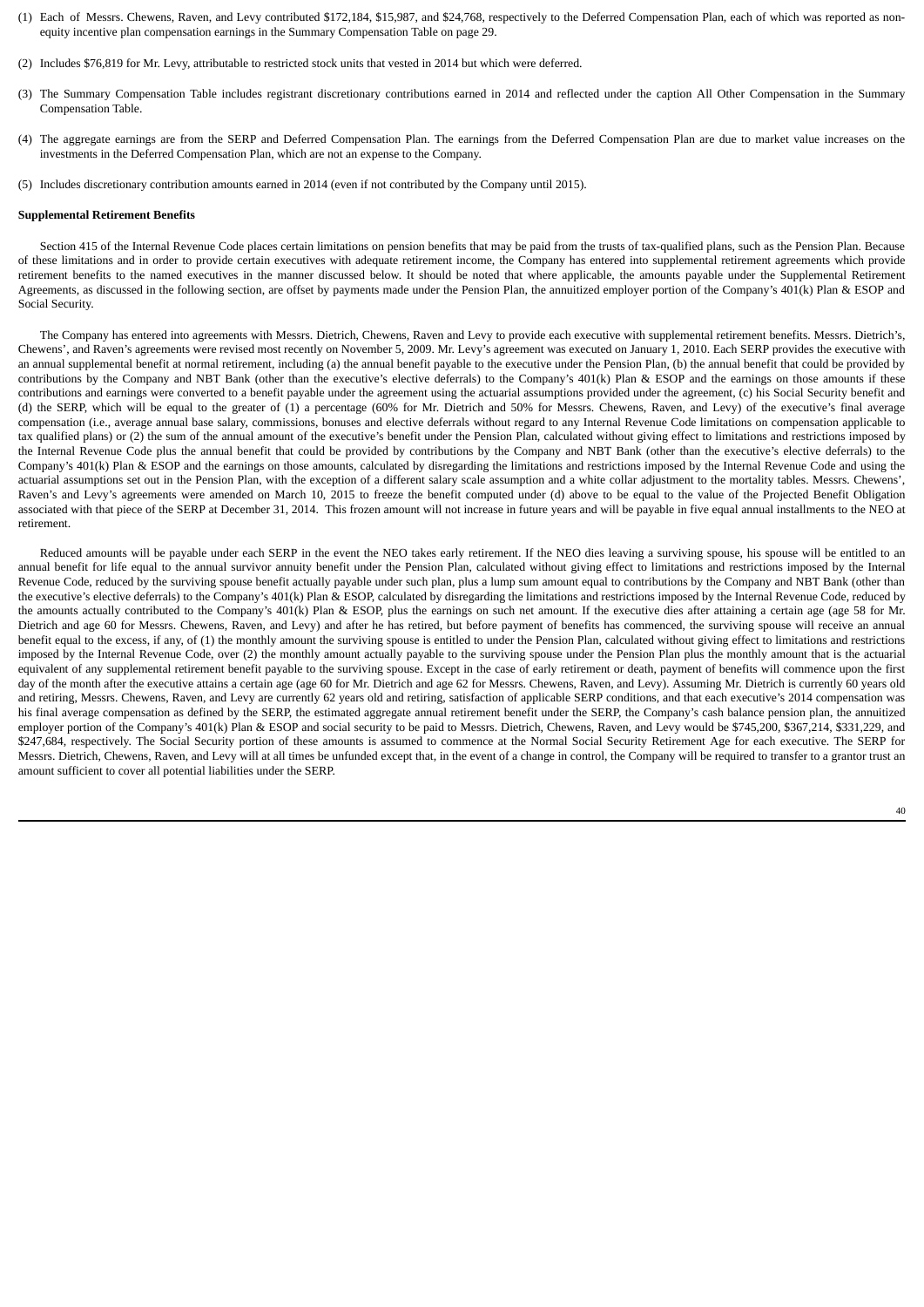(1) Each of Messrs. Chewens, Raven, and Levy contributed $172,184, $15,987, and $24,768, respectively to the Deferred Compensation Plan, each of which was reported as non-equity incentive plan compensation earnings in the Summary Compensation Table on page 29.

(2) Includes $76,819 for Mr. Levy, attributable to restricted stock units that vested in 2014 but which were deferred.

(3) The Summary Compensation Table includes registrant discretionary contributions earned in 2014 and reflected under the caption All Other Compensation in the Summary Compensation Table.

(4) The aggregate earnings are from the SERP and Deferred Compensation Plan. The earnings from the Deferred Compensation Plan are due to market value increases on the investments in the Deferred Compensation Plan, which are not an expense to the Company.

(5) Includes discretionary contribution amounts earned in 2014 (even if not contributed by the Company until 2015).

**Supplemental Retirement Benefits**

Section 415 of the Internal Revenue Code places certain limitations on pension benefits that may be paid from the trusts of tax-qualified plans, such as the Pension Plan. Because of these limitations and in order to provide certain executives with adequate retirement income, the Company has entered into supplemental retirement agreements which provide retirement benefits to the named executives in the manner discussed below. It should be noted that where applicable, the amounts payable under the Supplemental Retirement Agreements, as discussed in the following section, are offset by payments made under the Pension Plan, the annuitized employer portion of the Company's 401(k) Plan & ESOP and Social Security.

The Company has entered into agreements with Messrs. Dietrich, Chewens, Raven and Levy to provide each executive with supplemental retirement benefits. Messrs. Dietrich's, Chewens', and Raven's agreements were revised most recently on November 5, 2009. Mr. Levy's agreement was executed on January 1, 2010. Each SERP provides the executive with an annual supplemental benefit at normal retirement, including (a) the annual benefit payable to the executive under the Pension Plan, (b) the annual benefit that could be provided by contributions by the Company and NBT Bank (other than the executive's elective deferrals) to the Company's 401(k) Plan & ESOP and the earnings on those amounts if these contributions and earnings were converted to a benefit payable under the agreement using the actuarial assumptions provided under the agreement, (c) his Social Security benefit and (d) the SERP, which will be equal to the greater of (1) a percentage (60% for Mr. Dietrich and 50% for Messrs. Chewens, Raven, and Levy) of the executive's final average compensation (i.e., average annual base salary, commissions, bonuses and elective deferrals without regard to any Internal Revenue Code limitations on compensation applicable to tax qualified plans) or (2) the sum of the annual amount of the executive's benefit under the Pension Plan, calculated without giving effect to limitations and restrictions imposed by the Internal Revenue Code plus the annual benefit that could be provided by contributions by the Company and NBT Bank (other than the executive's elective deferrals) to the Company's 401(k) Plan & ESOP and the earnings on those amounts, calculated by disregarding the limitations and restrictions imposed by the Internal Revenue Code and using the actuarial assumptions set out in the Pension Plan, with the exception of a different salary scale assumption and a white collar adjustment to the mortality tables. Messrs. Chewens', Raven's and Levy's agreements were amended on March 10, 2015 to freeze the benefit computed under (d) above to be equal to the value of the Projected Benefit Obligation associated with that piece of the SERP at December 31, 2014. This frozen amount will not increase in future years and will be payable in five equal annual installments to the NEO at retirement.

Reduced amounts will be payable under each SERP in the event the NEO takes early retirement. If the NEO dies leaving a surviving spouse, his spouse will be entitled to an annual benefit for life equal to the annual survivor annuity benefit under the Pension Plan, calculated without giving effect to limitations and restrictions imposed by the Internal Revenue Code, reduced by the surviving spouse benefit actually payable under such plan, plus a lump sum amount equal to contributions by the Company and NBT Bank (other than the executive's elective deferrals) to the Company's 401(k) Plan & ESOP, calculated by disregarding the limitations and restrictions imposed by the Internal Revenue Code, reduced by the amounts actually contributed to the Company's 401(k) Plan & ESOP, plus the earnings on such net amount. If the executive dies after attaining a certain age (age 58 for Mr. Dietrich and age 60 for Messrs. Chewens, Raven, and Levy) and after he has retired, but before payment of benefits has commenced, the surviving spouse will receive an annual benefit equal to the excess, if any, of (1) the monthly amount the surviving spouse is entitled to under the Pension Plan, calculated without giving effect to limitations and restrictions imposed by the Internal Revenue Code, over (2) the monthly amount actually payable to the surviving spouse under the Pension Plan plus the monthly amount that is the actuarial equivalent of any supplemental retirement benefit payable to the surviving spouse. Except in the case of early retirement or death, payment of benefits will commence upon the first day of the month after the executive attains a certain age (age 60 for Mr. Dietrich and age 62 for Messrs. Chewens, Raven, and Levy). Assuming Mr. Dietrich is currently 60 years old and retiring, Messrs. Chewens, Raven, and Levy are currently 62 years old and retiring, satisfaction of applicable SERP conditions, and that each executive's 2014 compensation was his final average compensation as defined by the SERP, the estimated aggregate annual retirement benefit under the SERP, the Company's cash balance pension plan, the annuitized employer portion of the Company's 401(k) Plan & ESOP and social security to be paid to Messrs. Dietrich, Chewens, Raven, and Levy would be $745,200, $367,214, $331,229, and $247,684, respectively. The Social Security portion of these amounts is assumed to commence at the Normal Social Security Retirement Age for each executive. The SERP for Messrs. Dietrich, Chewens, Raven, and Levy will at all times be unfunded except that, in the event of a change in control, the Company will be required to transfer to a grantor trust an amount sufficient to cover all potential liabilities under the SERP.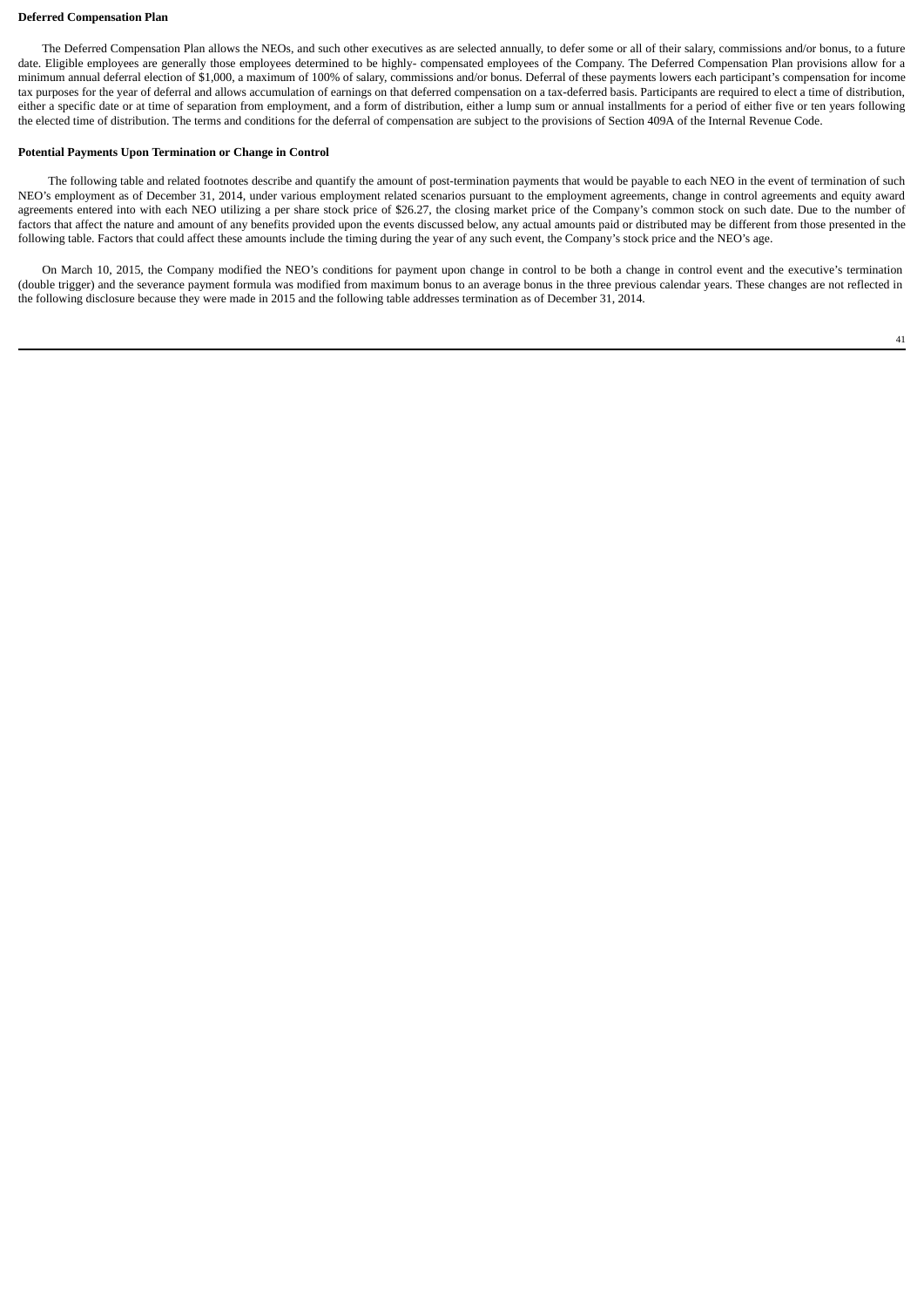**Deferred Compensation Plan**

The Deferred Compensation Plan allows the NEOs, and such other executives as are selected annually, to defer some or all of their salary, commissions and/or bonus, to a future date. Eligible employees are generally those employees determined to be highly- compensated employees of the Company. The Deferred Compensation Plan provisions allow for a minimum annual deferral election of $1,000, a maximum of 100% of salary, commissions and/or bonus. Deferral of these payments lowers each participant's compensation for income tax purposes for the year of deferral and allows accumulation of earnings on that deferred compensation on a tax-deferred basis. Participants are required to elect a time of distribution, either a specific date or at time of separation from employment, and a form of distribution, either a lump sum or annual installments for a period of either five or ten years following the elected time of distribution. The terms and conditions for the deferral of compensation are subject to the provisions of Section 409A of the Internal Revenue Code.

**Potential Payments Upon Termination or Change in Control**

The following table and related footnotes describe and quantify the amount of post-termination payments that would be payable to each NEO in the event of termination of such NEO's employment as of December 31, 2014, under various employment related scenarios pursuant to the employment agreements, change in control agreements and equity award agreements entered into with each NEO utilizing a per share stock price of $26.27, the closing market price of the Company's common stock on such date. Due to the number of factors that affect the nature and amount of any benefits provided upon the events discussed below, any actual amounts paid or distributed may be different from those presented in the following table. Factors that could affect these amounts include the timing during the year of any such event, the Company's stock price and the NEO's age.

On March 10, 2015, the Company modified the NEO's conditions for payment upon change in control to be both a change in control event and the executive's termination (double trigger) and the severance payment formula was modified from maximum bonus to an average bonus in the three previous calendar years. These changes are not reflected in the following disclosure because they were made in 2015 and the following table addresses termination as of December 31, 2014.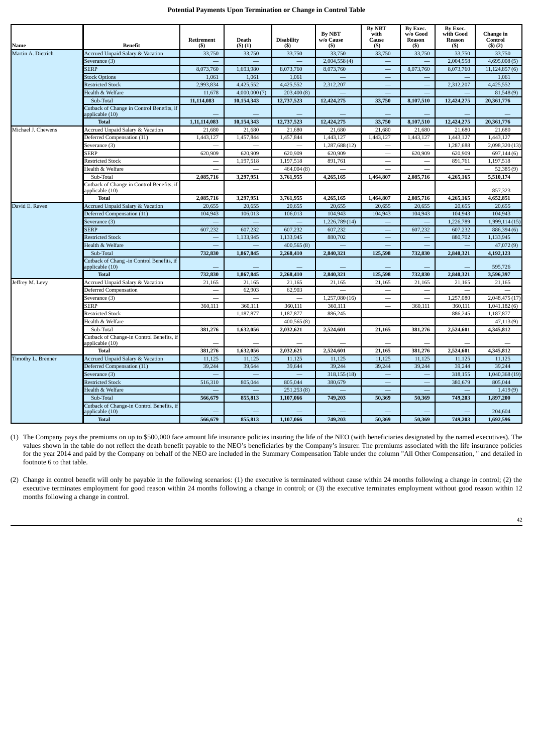**Potential Payments Upon Termination or Change in Control Table**

| Name | Benefit | Retirement ($) | Death ($) (1) | Disability ($) | By NBT w/o Cause ($) | By NBT with Cause ($) | By Exec. w/o Good Reason ($) | By Exec. with Good Reason ($) | Change in Control ($) (2) |
|---|---|---|---|---|---|---|---|---|---|
| Martin A. Dietrich | Accrued Unpaid Salary & Vacation | 33,750 | 33,750 | 33,750 | 33,750 | 33,750 | 33,750 | 33,750 | 33,750 |
| | Severance (3) | — | — | — | 2,004,558 (4) | — | — | 2,004,558 | 4,695,008 (5) |
| | SERP | 8,073,760 | 1,693,980 | 8,073,760 | 8,073,760 | — | 8,073,760 | 8,073,760 | 11,124,857 (6) |
| | Stock Options | 1,061 | 1,061 | 1,061 | — | — | — | — | 1,061 |
| | Restricted Stock | 2,993,834 | 4,425,552 | 4,425,552 | 2,312,207 | — | — | 2,312,207 | 4,425,552 |
| | Health & Welfare | 11,678 | 4,000,000 (7) | 203,400 (8) | — | — | — | — | 81,548 (9) |
| | Sub-Total | **11,114,083** | **10,154,343** | **12,737,523** | **12,424,275** | **33,750** | **8,107,510** | **12,424,275** | **20,361,776** |
| | Cutback of Change in Control Benefits, if applicable (10) | — | — | — | — | — | — | — | — |
| | **Total** | **1,11,114,083** | **10,154,343** | **12,737,523** | **12,424,275** | **33,750** | **8,107,510** | **12,424,275** | **20,361,776** |
| Michael J. Chewens | Accrued Unpaid Salary & Vacation | 21,680 | 21,680 | 21,680 | 21,680 | 21,680 | 21,680 | 21,680 | 21,680 |
| | Deferred Compensation (11) | 1,443,127 | 1,457,844 | 1,457,844 | 1,443,127 | 1,443,127 | 1,443,127 | 1,443,127 | 1,443,127 |
| | Severance (3) | — | — | — | 1,287,688 (12) | — | — | 1,287,688 | 2,098,320 (13) |
| | SERP | 620,909 | 620,909 | 620,909 | 620,909 | — | 620,909 | 620,909 | 697,144 (6) |
| | Restricted Stock | — | 1,197,518 | 1,197,518 | 891,761 | — | — | 891,761 | 1,197,518 |
| | Health & Welfare | — | — | 464,004 (8) | — | — | — | — | 52,385 (9) |
| | Sub-Total | **2,085,716** | **3,297,951** | **3,761,955** | **4,265,165** | **1,464,807** | **2,085,716** | **4,265,165** | **5,510,174** |
| | Cutback of Change in Control Benefits, if applicable (10) | — | — | — | — | — | — | — | 857,323 |
| | **Total** | **2,085,716** | **3,297,951** | **3,761,955** | **4,265,165** | **1,464,807** | **2,085,716** | **4,265,165** | **4,652,851** |
| David E. Raven | Accrued Unpaid Salary & Vacation | 20,655 | 20,655 | 20,655 | 20,655 | 20,655 | 20,655 | 20,655 | 20,655 |
| | Deferred Compensation (11) | 104,943 | 106,013 | 106,013 | 104,943 | 104,943 | 104,943 | 104,943 | 104,943 |
| | Severance (3) | — | — | — | 1,226,789 (14) | — | — | 1,226,789 | 1,999,114 (15) |
| | SERP | 607,232 | 607,232 | 607,232 | 607,232 | — | 607,232 | 607,232 | 886,394 (6) |
| | Restricted Stock | — | 1,133,945 | 1,133,945 | 880,702 | — | — | 880,702 | 1,133,945 |
| | Health & Welfare | — | — | 400,565 (8) | — | — | — | — | 47,072 (9) |
| | Sub-Total | **732,830** | **1,867,845** | **2,268,410** | **2,840,321** | **125,598** | **732,830** | **2,840,321** | **4,192,123** |
| | Cutback of Chang -in Control Benefits, if applicable (10) | — | — | — | — | — | — | — | 595,726 |
| | **Total** | **732,830** | **1,867,845** | **2,268,410** | **2,840,321** | **125,598** | **732,830** | **2,840,321** | **3,596,397** |
| Jeffrey M. Levy | Accrued Unpaid Salary & Vacation | 21,165 | 21,165 | 21,165 | 21,165 | 21,165 | 21,165 | 21,165 | 21,165 |
| | Deferred Compensation | — | 62,903 | 62,903 | — | — | — | — | — |
| | Severance (3) | — | — | — | 1,257,080 (16) | — | — | 1,257,080 | 2,048,475 (17) |
| | SERP | 360,111 | 360,111 | 360,111 | 360,111 | — | 360,111 | 360,111 | 1,041,182 (6) |
| | Restricted Stock | — | 1,187,877 | 1,187,877 | 886,245 | — | — | 886,245 | 1,187,877 |
| | Health & Welfare | — | — | 400,565 (8) | — | — | — | — | 47,113 (9) |
| | Sub-Total | **381,276** | **1,632,056** | **2,032,621** | **2,524,601** | **21,165** | **381,276** | **2,524,601** | **4,345,812** |
| | Cutback of Change-in Control Benefits, if applicable (10) | — | — | — | — | — | — | — | — |
| | **Total** | **381,276** | **1,632,056** | **2,032,621** | **2,524,601** | **21,165** | **381,276** | **2,524,601** | **4,345,812** |
| Timothy L. Brenner | Accrued Unpaid Salary & Vacation | 11,125 | 11,125 | 11,125 | 11,125 | 11,125 | 11,125 | 11,125 | 11,125 |
| | Deferred Compensation (11) | 39,244 | 39,644 | 39,644 | 39,244 | 39,244 | 39,244 | 39,244 | 39,244 |
| | Severance (3) | — | — | — | 318,155 (18) | — | — | 318,155 | 1,040,368 (19) |
| | Restricted Stock | 516,310 | 805,044 | 805,044 | 380,679 | — | — | 380,679 | 805,044 |
| | Health & Welfare | — | — | 251,253 (8) | — | — | — | — | 1,419 (9) |
| | Sub-Total | **566,679** | **855,813** | **1,107,066** | **749,203** | **50,369** | **50,369** | **749,203** | **1,897,200** |
| | Cutback of Change-in Control Benefits, if applicable (10) | — | — | — | — | — | — | — | 204,604 |
| | **Total** | **566,679** | **855,813** | **1,107,066** | **749,203** | **50,369** | **50,369** | **749,203** | **1,692,596** |

(1) The Company pays the premiums on up to $500,000 face amount life insurance policies insuring the life of the NEO (with beneficiaries designated by the named executives). The values shown in the table do not reflect the death benefit payable to the NEO's beneficiaries by the Company's insurer. The premiums associated with the life insurance policies for the year 2014 and paid by the Company on behalf of the NEO are included in the Summary Compensation Table under the column "All Other Compensation, " and detailed in footnote 6 to that table.

(2) Change in control benefit will only be payable in the following scenarios: (1) the executive is terminated without cause within 24 months following a change in control; (2) the executive terminates employment for good reason within 24 months following a change in control; or (3) the executive terminates employment without good reason within 12 months following a change in control.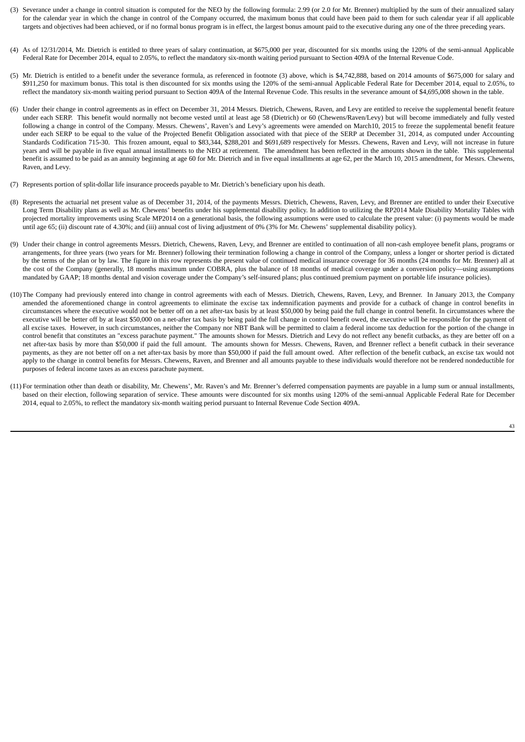(3) Severance under a change in control situation is computed for the NEO by the following formula: 2.99 (or 2.0 for Mr. Brenner) multiplied by the sum of their annualized salary for the calendar year in which the change in control of the Company occurred, the maximum bonus that could have been paid to them for such calendar year if all applicable targets and objectives had been achieved, or if no formal bonus program is in effect, the largest bonus amount paid to the executive during any one of the three preceding years.

(4) As of 12/31/2014, Mr. Dietrich is entitled to three years of salary continuation, at $675,000 per year, discounted for six months using the 120% of the semi-annual Applicable Federal Rate for December 2014, equal to 2.05%, to reflect the mandatory six-month waiting period pursuant to Section 409A of the Internal Revenue Code.

(5) Mr. Dietrich is entitled to a benefit under the severance formula, as referenced in footnote (3) above, which is $4,742,888, based on 2014 amounts of $675,000 for salary and $911,250 for maximum bonus. This total is then discounted for six months using the 120% of the semi-annual Applicable Federal Rate for December 2014, equal to 2.05%, to reflect the mandatory six-month waiting period pursuant to Section 409A of the Internal Revenue Code. This results in the severance amount of $4,695,008 shown in the table.

(6) Under their change in control agreements as in effect on December 31, 2014 Messrs. Dietrich, Chewens, Raven, and Levy are entitled to receive the supplemental benefit feature under each SERP. This benefit would normally not become vested until at least age 58 (Dietrich) or 60 (Chewens/Raven/Levy) but will become immediately and fully vested following a change in control of the Company. Messrs. Chewens', Raven's and Levy's agreements were amended on March10, 2015 to freeze the supplemental benefit feature under each SERP to be equal to the value of the Projected Benefit Obligation associated with that piece of the SERP at December 31, 2014, as computed under Accounting Standards Codification 715-30. This frozen amount, equal to $83,344, $288,201 and $691,689 respectively for Messrs. Chewens, Raven and Levy, will not increase in future years and will be payable in five equal annual installments to the NEO at retirement. The amendment has been reflected in the amounts shown in the table. This supplemental benefit is assumed to be paid as an annuity beginning at age 60 for Mr. Dietrich and in five equal installments at age 62, per the March 10, 2015 amendment, for Messrs. Chewens, Raven, and Levy.

(7) Represents portion of split-dollar life insurance proceeds payable to Mr. Dietrich's beneficiary upon his death.

(8) Represents the actuarial net present value as of December 31, 2014, of the payments Messrs. Dietrich, Chewens, Raven, Levy, and Brenner are entitled to under their Executive Long Term Disability plans as well as Mr. Chewens' benefits under his supplemental disability policy. In addition to utilizing the RP2014 Male Disability Mortality Tables with projected mortality improvements using Scale MP2014 on a generational basis, the following assumptions were used to calculate the present value: (i) payments would be made until age 65; (ii) discount rate of 4.30%; and (iii) annual cost of living adjustment of 0% (3% for Mr. Chewens' supplemental disability policy).

(9) Under their change in control agreements Messrs. Dietrich, Chewens, Raven, Levy, and Brenner are entitled to continuation of all non-cash employee benefit plans, programs or arrangements, for three years (two years for Mr. Brenner) following their termination following a change in control of the Company, unless a longer or shorter period is dictated by the terms of the plan or by law. The figure in this row represents the present value of continued medical insurance coverage for 36 months (24 months for Mr. Brenner) all at the cost of the Company (generally, 18 months maximum under COBRA, plus the balance of 18 months of medical coverage under a conversion policy—using assumptions mandated by GAAP; 18 months dental and vision coverage under the Company's self-insured plans; plus continued premium payment on portable life insurance policies).

(10) The Company had previously entered into change in control agreements with each of Messrs. Dietrich, Chewens, Raven, Levy, and Brenner. In January 2013, the Company amended the aforementioned change in control agreements to eliminate the excise tax indemnification payments and provide for a cutback of change in control benefits in circumstances where the executive would not be better off on a net after-tax basis by at least $50,000 by being paid the full change in control benefit. In circumstances where the executive will be better off by at least $50,000 on a net-after tax basis by being paid the full change in control benefit owed, the executive will be responsible for the payment of all excise taxes. However, in such circumstances, neither the Company nor NBT Bank will be permitted to claim a federal income tax deduction for the portion of the change in control benefit that constitutes an "excess parachute payment." The amounts shown for Messrs. Dietrich and Levy do not reflect any benefit cutbacks, as they are better off on a net after-tax basis by more than $50,000 if paid the full amount. The amounts shown for Messrs. Chewens, Raven, and Brenner reflect a benefit cutback in their severance payments, as they are not better off on a net after-tax basis by more than $50,000 if paid the full amount owed. After reflection of the benefit cutback, an excise tax would not apply to the change in control benefits for Messrs. Chewens, Raven, and Brenner and all amounts payable to these individuals would therefore not be rendered nondeductible for purposes of federal income taxes as an excess parachute payment.

(11) For termination other than death or disability, Mr. Chewens', Mr. Raven's and Mr. Brenner's deferred compensation payments are payable in a lump sum or annual installments, based on their election, following separation of service. These amounts were discounted for six months using 120% of the semi-annual Applicable Federal Rate for December 2014, equal to 2.05%, to reflect the mandatory six-month waiting period pursuant to Internal Revenue Code Section 409A.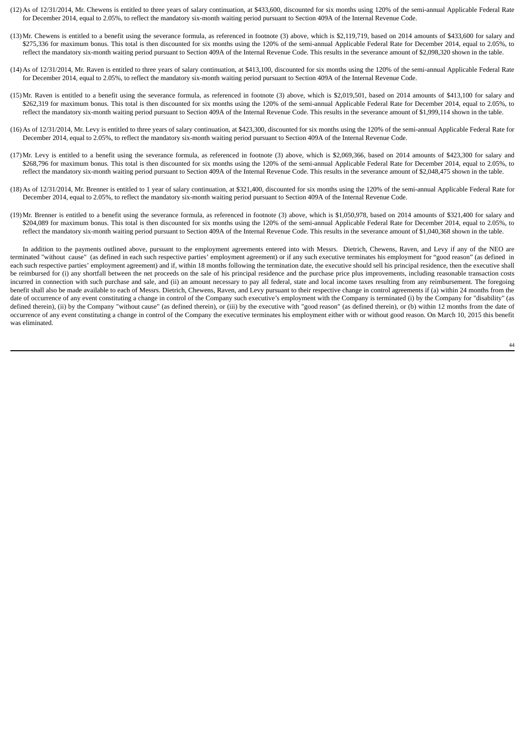(12) As of 12/31/2014, Mr. Chewens is entitled to three years of salary continuation, at $433,600, discounted for six months using 120% of the semi-annual Applicable Federal Rate for December 2014, equal to 2.05%, to reflect the mandatory six-month waiting period pursuant to Section 409A of the Internal Revenue Code.

(13) Mr. Chewens is entitled to a benefit using the severance formula, as referenced in footnote (3) above, which is $2,119,719, based on 2014 amounts of $433,600 for salary and $275,336 for maximum bonus. This total is then discounted for six months using the 120% of the semi-annual Applicable Federal Rate for December 2014, equal to 2.05%, to reflect the mandatory six-month waiting period pursuant to Section 409A of the Internal Revenue Code. This results in the severance amount of $2,098,320 shown in the table.

(14) As of 12/31/2014, Mr. Raven is entitled to three years of salary continuation, at $413,100, discounted for six months using the 120% of the semi-annual Applicable Federal Rate for December 2014, equal to 2.05%, to reflect the mandatory six-month waiting period pursuant to Section 409A of the Internal Revenue Code.

(15) Mr. Raven is entitled to a benefit using the severance formula, as referenced in footnote (3) above, which is $2,019,501, based on 2014 amounts of $413,100 for salary and $262,319 for maximum bonus. This total is then discounted for six months using the 120% of the semi-annual Applicable Federal Rate for December 2014, equal to 2.05%, to reflect the mandatory six-month waiting period pursuant to Section 409A of the Internal Revenue Code. This results in the severance amount of $1,999,114 shown in the table.

(16) As of 12/31/2014, Mr. Levy is entitled to three years of salary continuation, at $423,300, discounted for six months using the 120% of the semi-annual Applicable Federal Rate for December 2014, equal to 2.05%, to reflect the mandatory six-month waiting period pursuant to Section 409A of the Internal Revenue Code.

(17) Mr. Levy is entitled to a benefit using the severance formula, as referenced in footnote (3) above, which is $2,069,366, based on 2014 amounts of $423,300 for salary and $268,796 for maximum bonus. This total is then discounted for six months using the 120% of the semi-annual Applicable Federal Rate for December 2014, equal to 2.05%, to reflect the mandatory six-month waiting period pursuant to Section 409A of the Internal Revenue Code. This results in the severance amount of $2,048,475 shown in the table.

(18) As of 12/31/2014, Mr. Brenner is entitled to 1 year of salary continuation, at $321,400, discounted for six months using the 120% of the semi-annual Applicable Federal Rate for December 2014, equal to 2.05%, to reflect the mandatory six-month waiting period pursuant to Section 409A of the Internal Revenue Code.

(19) Mr. Brenner is entitled to a benefit using the severance formula, as referenced in footnote (3) above, which is $1,050,978, based on 2014 amounts of $321,400 for salary and $204,089 for maximum bonus. This total is then discounted for six months using the 120% of the semi-annual Applicable Federal Rate for December 2014, equal to 2.05%, to reflect the mandatory six-month waiting period pursuant to Section 409A of the Internal Revenue Code. This results in the severance amount of $1,040,368 shown in the table.

In addition to the payments outlined above, pursuant to the employment agreements entered into with Messrs. Dietrich, Chewens, Raven, and Levy if any of the NEO are terminated "without cause" (as defined in each such respective parties' employment agreement) or if any such executive terminates his employment for "good reason" (as defined in each such respective parties' employment agreement) and if, within 18 months following the termination date, the executive should sell his principal residence, then the executive shall be reimbursed for (i) any shortfall between the net proceeds on the sale of his principal residence and the purchase price plus improvements, including reasonable transaction costs incurred in connection with such purchase and sale, and (ii) an amount necessary to pay all federal, state and local income taxes resulting from any reimbursement. The foregoing benefit shall also be made available to each of Messrs. Dietrich, Chewens, Raven, and Levy pursuant to their respective change in control agreements if (a) within 24 months from the date of occurrence of any event constituting a change in control of the Company such executive's employment with the Company is terminated (i) by the Company for "disability" (as defined therein), (ii) by the Company "without cause" (as defined therein), or (iii) by the executive with "good reason" (as defined therein), or (b) within 12 months from the date of occurrence of any event constituting a change in control of the Company the executive terminates his employment either with or without good reason. On March 10, 2015 this benefit was eliminated.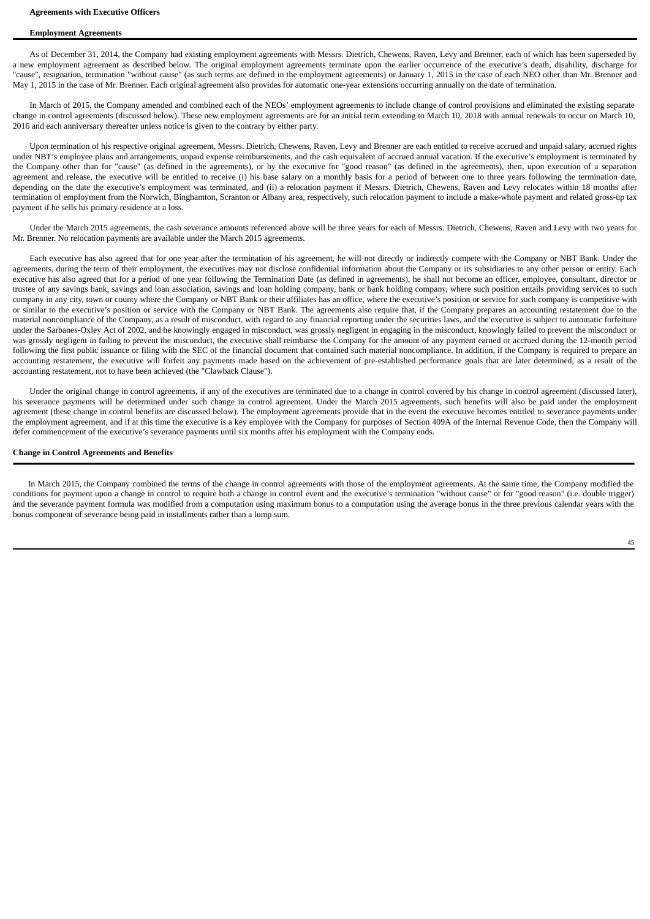### Agreements with Executive Officers

#### Employment Agreements

As of December 31, 2014, the Company had existing employment agreements with Messrs. Dietrich, Chewens, Raven, Levy and Brenner, each of which has been superseded by a new employment agreement as described below. The original employment agreements terminate upon the earlier occurrence of the executive's death, disability, discharge for "cause", resignation, termination "without cause" (as such terms are defined in the employment agreements) or January 1, 2015 in the case of each NEO other than Mr. Brenner and May 1, 2015 in the case of Mr. Brenner. Each original agreement also provides for automatic one-year extensions occurring annually on the date of termination.

In March of 2015, the Company amended and combined each of the NEOs' employment agreements to include change of control provisions and eliminated the existing separate change in control agreements (discussed below). These new employment agreements are for an initial term extending to March 10, 2018 with annual renewals to occur on March 10, 2016 and each anniversary thereafter unless notice is given to the contrary by either party.

Upon termination of his respective original agreement, Messrs. Dietrich, Chewens, Raven, Levy and Brenner are each entitled to receive accrued and unpaid salary, accrued rights under NBT's employee plans and arrangements, unpaid expense reimbursements, and the cash equivalent of accrued annual vacation. If the executive's employment is terminated by the Company other than for "cause" (as defined in the agreements), or by the executive for "good reason" (as defined in the agreements), then, upon execution of a separation agreement and release, the executive will be entitled to receive (i) his base salary on a monthly basis for a period of between one to three years following the termination date, depending on the date the executive's employment was terminated, and (ii) a relocation payment if Messrs. Dietrich, Chewens, Raven and Levy relocates within 18 months after termination of employment from the Norwich, Binghamton, Scranton or Albany area, respectively, such relocation payment to include a make-whole payment and related gross-up tax payment if he sells his primary residence at a loss.

Under the March 2015 agreements, the cash severance amounts referenced above will be three years for each of Messrs. Dietrich, Chewens, Raven and Levy with two years for Mr. Brenner. No relocation payments are available under the March 2015 agreements.

Each executive has also agreed that for one year after the termination of his agreement, he will not directly or indirectly compete with the Company or NBT Bank. Under the agreements, during the term of their employment, the executives may not disclose confidential information about the Company or its subsidiaries to any other person or entity. Each executive has also agreed that for a period of one year following the Termination Date (as defined in agreements), he shall not become an officer, employee, consultant, director or trustee of any savings bank, savings and loan association, savings and loan holding company, bank or bank holding company, where such position entails providing services to such company in any city, town or county where the Company or NBT Bank or their affiliates has an office, where the executive's position or service for such company is competitive with or similar to the executive's position or service with the Company or NBT Bank. The agreements also require that, if the Company prepares an accounting restatement due to the material noncompliance of the Company, as a result of misconduct, with regard to any financial reporting under the securities laws, and the executive is subject to automatic forfeiture under the Sarbanes-Oxley Act of 2002, and he knowingly engaged in misconduct, was grossly negligent in engaging in the misconduct, knowingly failed to prevent the misconduct or was grossly negligent in failing to prevent the misconduct, the executive shall reimburse the Company for the amount of any payment earned or accrued during the 12-month period following the first public issuance or filing with the SEC of the financial document that contained such material noncompliance. In addition, if the Company is required to prepare an accounting restatement, the executive will forfeit any payments made based on the achievement of pre-established performance goals that are later determined, as a result of the accounting restatement, not to have been achieved (the "Clawback Clause").

Under the original change in control agreements, if any of the executives are terminated due to a change in control covered by his change in control agreement (discussed later), his severance payments will be determined under such change in control agreement. Under the March 2015 agreements, such benefits will also be paid under the employment agreement (these change in control benefits are discussed below). The employment agreements provide that in the event the executive becomes entitled to severance payments under the employment agreement, and if at this time the executive is a key employee with the Company for purposes of Section 409A of the Internal Revenue Code, then the Company will defer commencement of the executive's severance payments until six months after his employment with the Company ends.

#### Change in Control Agreements and Benefits

In March 2015, the Company combined the terms of the change in control agreements with those of the employment agreements. At the same time, the Company modified the conditions for payment upon a change in control to require both a change in control event and the executive's termination "without cause" or for "good reason" (i.e. double trigger) and the severance payment formula was modified from a computation using maximum bonus to a computation using the average bonus in the three previous calendar years with the bonus component of severance being paid in installments rather than a lump sum.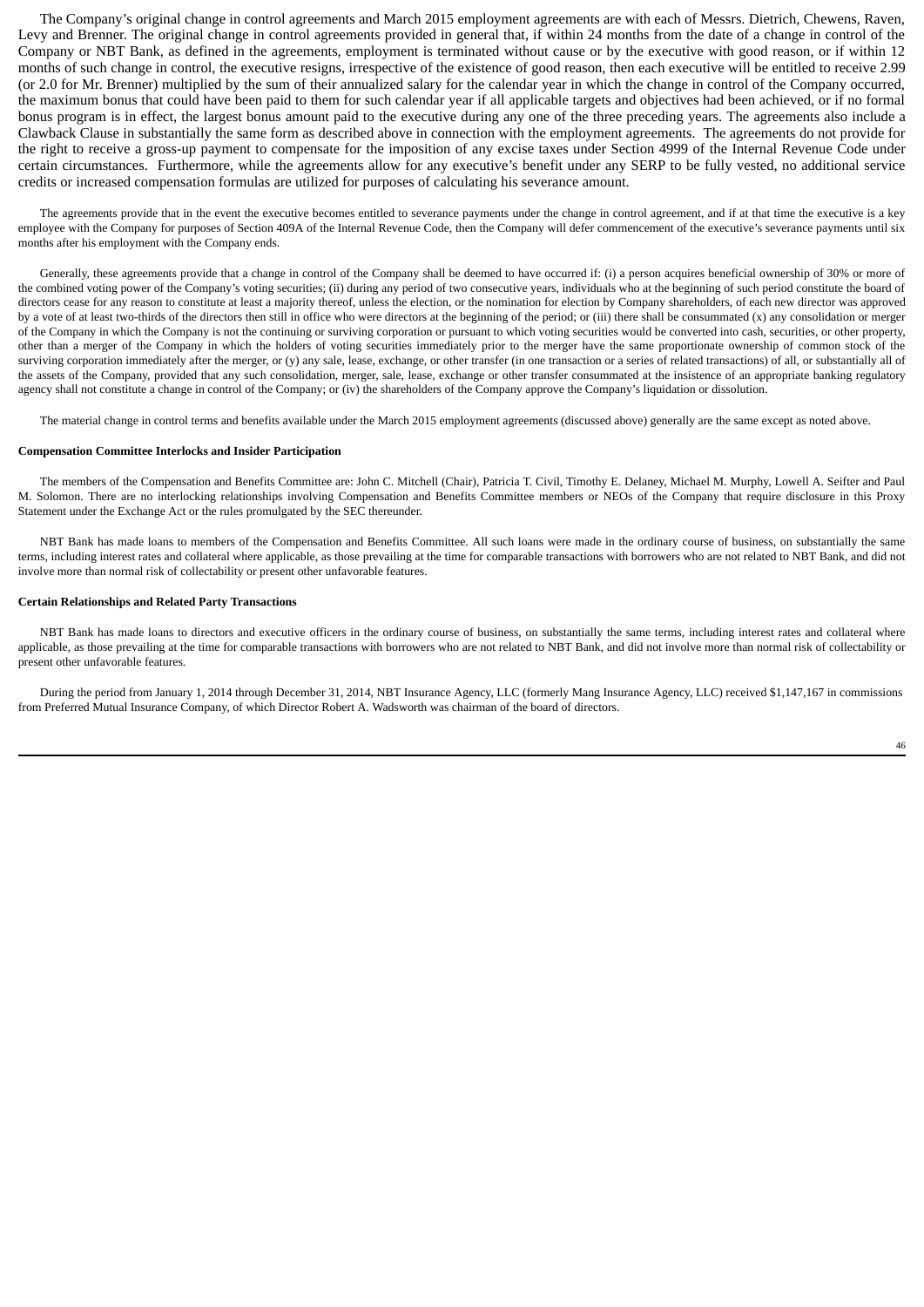The Company's original change in control agreements and March 2015 employment agreements are with each of Messrs. Dietrich, Chewens, Raven, Levy and Brenner. The original change in control agreements provided in general that, if within 24 months from the date of a change in control of the Company or NBT Bank, as defined in the agreements, employment is terminated without cause or by the executive with good reason, or if within 12 months of such change in control, the executive resigns, irrespective of the existence of good reason, then each executive will be entitled to receive 2.99 (or 2.0 for Mr. Brenner) multiplied by the sum of their annualized salary for the calendar year in which the change in control of the Company occurred, the maximum bonus that could have been paid to them for such calendar year if all applicable targets and objectives had been achieved, or if no formal bonus program is in effect, the largest bonus amount paid to the executive during any one of the three preceding years. The agreements also include a Clawback Clause in substantially the same form as described above in connection with the employment agreements. The agreements do not provide for the right to receive a gross-up payment to compensate for the imposition of any excise taxes under Section 4999 of the Internal Revenue Code under certain circumstances. Furthermore, while the agreements allow for any executive's benefit under any SERP to be fully vested, no additional service credits or increased compensation formulas are utilized for purposes of calculating his severance amount.

The agreements provide that in the event the executive becomes entitled to severance payments under the change in control agreement, and if at that time the executive is a key employee with the Company for purposes of Section 409A of the Internal Revenue Code, then the Company will defer commencement of the executive's severance payments until six months after his employment with the Company ends.

Generally, these agreements provide that a change in control of the Company shall be deemed to have occurred if: (i) a person acquires beneficial ownership of 30% or more of the combined voting power of the Company's voting securities; (ii) during any period of two consecutive years, individuals who at the beginning of such period constitute the board of directors cease for any reason to constitute at least a majority thereof, unless the election, or the nomination for election by Company shareholders, of each new director was approved by a vote of at least two-thirds of the directors then still in office who were directors at the beginning of the period; or (iii) there shall be consummated (x) any consolidation or merger of the Company in which the Company is not the continuing or surviving corporation or pursuant to which voting securities would be converted into cash, securities, or other property, other than a merger of the Company in which the holders of voting securities immediately prior to the merger have the same proportionate ownership of common stock of the surviving corporation immediately after the merger, or (y) any sale, lease, exchange, or other transfer (in one transaction or a series of related transactions) of all, or substantially all of the assets of the Company, provided that any such consolidation, merger, sale, lease, exchange or other transfer consummated at the insistence of an appropriate banking regulatory agency shall not constitute a change in control of the Company; or (iv) the shareholders of the Company approve the Company's liquidation or dissolution.

The material change in control terms and benefits available under the March 2015 employment agreements (discussed above) generally are the same except as noted above.

**Compensation Committee Interlocks and Insider Participation**

The members of the Compensation and Benefits Committee are: John C. Mitchell (Chair), Patricia T. Civil, Timothy E. Delaney, Michael M. Murphy, Lowell A. Seifter and Paul M. Solomon. There are no interlocking relationships involving Compensation and Benefits Committee members or NEOs of the Company that require disclosure in this Proxy Statement under the Exchange Act or the rules promulgated by the SEC thereunder.

NBT Bank has made loans to members of the Compensation and Benefits Committee. All such loans were made in the ordinary course of business, on substantially the same terms, including interest rates and collateral where applicable, as those prevailing at the time for comparable transactions with borrowers who are not related to NBT Bank, and did not involve more than normal risk of collectability or present other unfavorable features.

**Certain Relationships and Related Party Transactions**

NBT Bank has made loans to directors and executive officers in the ordinary course of business, on substantially the same terms, including interest rates and collateral where applicable, as those prevailing at the time for comparable transactions with borrowers who are not related to NBT Bank, and did not involve more than normal risk of collectability or present other unfavorable features.

During the period from January 1, 2014 through December 31, 2014, NBT Insurance Agency, LLC (formerly Mang Insurance Agency, LLC) received $1,147,167 in commissions from Preferred Mutual Insurance Company, of which Director Robert A. Wadsworth was chairman of the board of directors.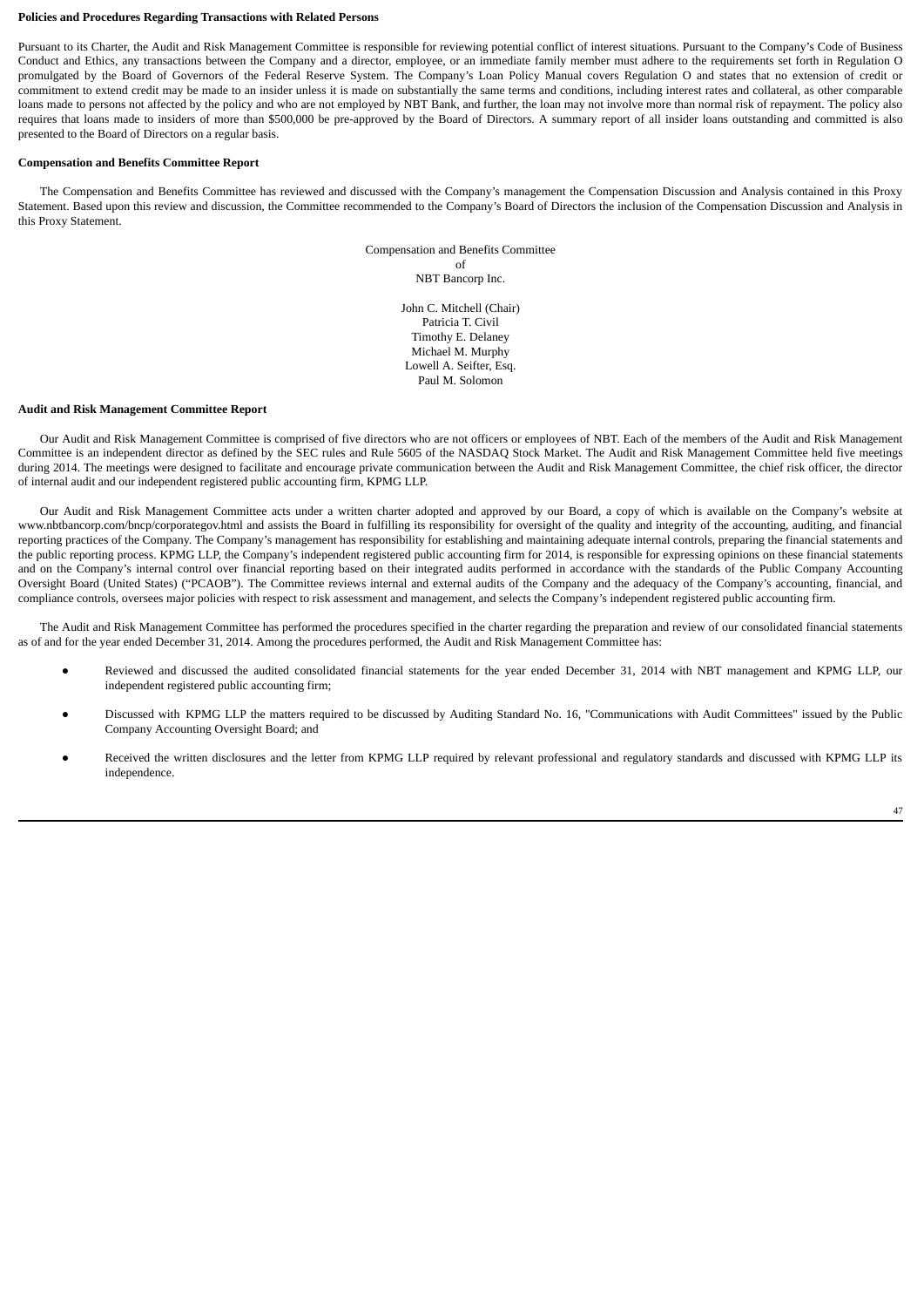**Policies and Procedures Regarding Transactions with Related Persons**

Pursuant to its Charter, the Audit and Risk Management Committee is responsible for reviewing potential conflict of interest situations. Pursuant to the Company's Code of Business Conduct and Ethics, any transactions between the Company and a director, employee, or an immediate family member must adhere to the requirements set forth in Regulation O promulgated by the Board of Governors of the Federal Reserve System. The Company's Loan Policy Manual covers Regulation O and states that no extension of credit or commitment to extend credit may be made to an insider unless it is made on substantially the same terms and conditions, including interest rates and collateral, as other comparable loans made to persons not affected by the policy and who are not employed by NBT Bank, and further, the loan may not involve more than normal risk of repayment. The policy also requires that loans made to insiders of more than $500,000 be pre-approved by the Board of Directors. A summary report of all insider loans outstanding and committed is also presented to the Board of Directors on a regular basis.

**Compensation and Benefits Committee Report**

The Compensation and Benefits Committee has reviewed and discussed with the Company's management the Compensation Discussion and Analysis contained in this Proxy Statement. Based upon this review and discussion, the Committee recommended to the Company's Board of Directors the inclusion of the Compensation Discussion and Analysis in this Proxy Statement.

Compensation and Benefits Committee
of
NBT Bancorp Inc.

John C. Mitchell (Chair)
Patricia T. Civil
Timothy E. Delaney
Michael M. Murphy
Lowell A. Seifter, Esq.
Paul M. Solomon

**Audit and Risk Management Committee Report**

Our Audit and Risk Management Committee is comprised of five directors who are not officers or employees of NBT. Each of the members of the Audit and Risk Management Committee is an independent director as defined by the SEC rules and Rule 5605 of the NASDAQ Stock Market. The Audit and Risk Management Committee held five meetings during 2014. The meetings were designed to facilitate and encourage private communication between the Audit and Risk Management Committee, the chief risk officer, the director of internal audit and our independent registered public accounting firm, KPMG LLP.

Our Audit and Risk Management Committee acts under a written charter adopted and approved by our Board, a copy of which is available on the Company's website at www.nbtbancorp.com/bncp/corporategov.html and assists the Board in fulfilling its responsibility for oversight of the quality and integrity of the accounting, auditing, and financial reporting practices of the Company. The Company's management has responsibility for establishing and maintaining adequate internal controls, preparing the financial statements and the public reporting process. KPMG LLP, the Company's independent registered public accounting firm for 2014, is responsible for expressing opinions on these financial statements and on the Company's internal control over financial reporting based on their integrated audits performed in accordance with the standards of the Public Company Accounting Oversight Board (United States) ("PCAOB"). The Committee reviews internal and external audits of the Company and the adequacy of the Company's accounting, financial, and compliance controls, oversees major policies with respect to risk assessment and management, and selects the Company's independent registered public accounting firm.

The Audit and Risk Management Committee has performed the procedures specified in the charter regarding the preparation and review of our consolidated financial statements as of and for the year ended December 31, 2014. Among the procedures performed, the Audit and Risk Management Committee has:

- Reviewed and discussed the audited consolidated financial statements for the year ended December 31, 2014 with NBT management and KPMG LLP, our independent registered public accounting firm;
- Discussed with KPMG LLP the matters required to be discussed by Auditing Standard No. 16, "Communications with Audit Committees" issued by the Public Company Accounting Oversight Board; and
- Received the written disclosures and the letter from KPMG LLP required by relevant professional and regulatory standards and discussed with KPMG LLP its independence.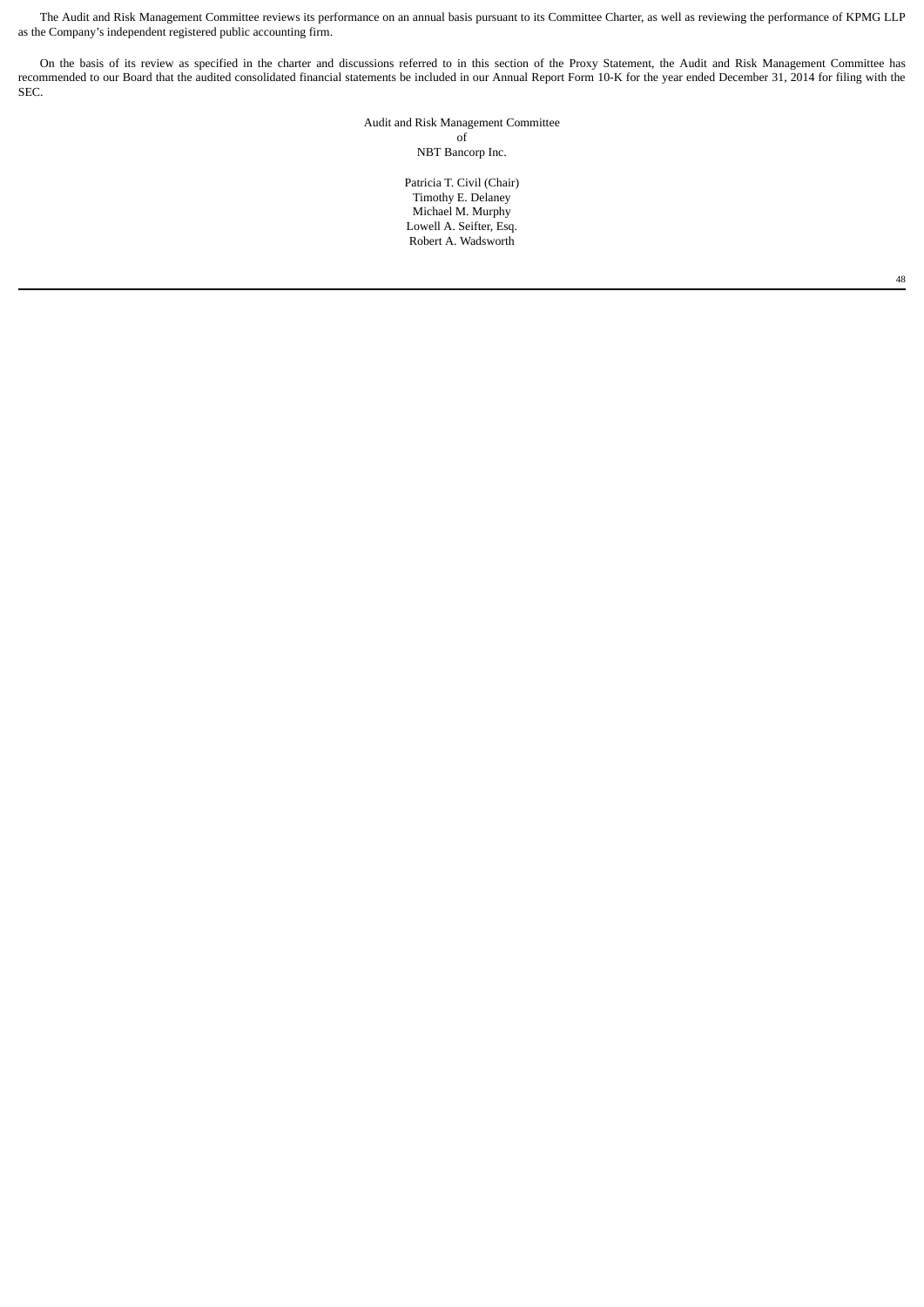The Audit and Risk Management Committee reviews its performance on an annual basis pursuant to its Committee Charter, as well as reviewing the performance of KPMG LLP as the Company's independent registered public accounting firm.

On the basis of its review as specified in the charter and discussions referred to in this section of the Proxy Statement, the Audit and Risk Management Committee has recommended to our Board that the audited consolidated financial statements be included in our Annual Report Form 10-K for the year ended December 31, 2014 for filing with the SEC.

Audit and Risk Management Committee
of
NBT Bancorp Inc.

Patricia T. Civil (Chair)
Timothy E. Delaney
Michael M. Murphy
Lowell A. Seifter, Esq.
Robert A. Wadsworth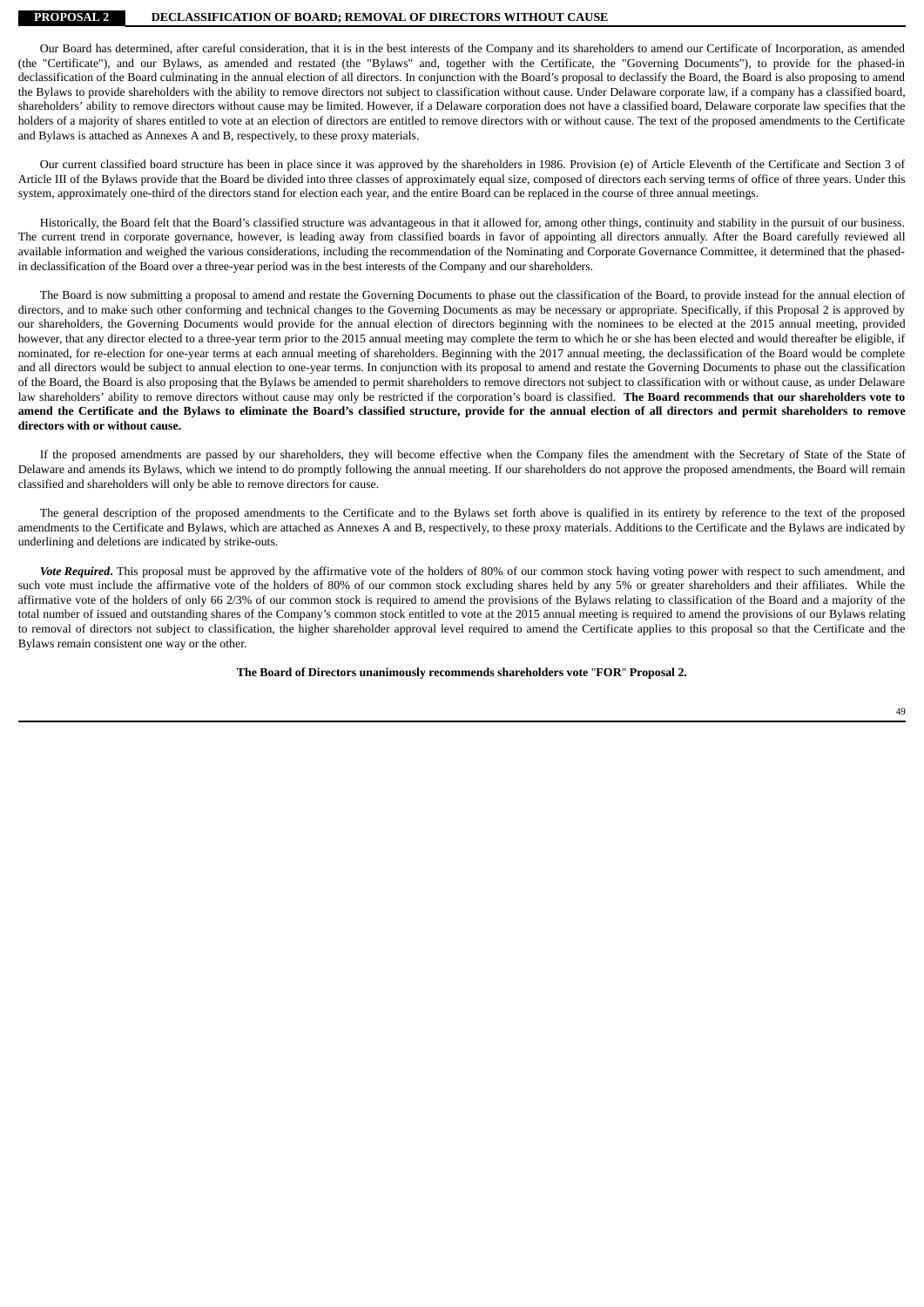## PROPOSAL 2 DECLASSIFICATION OF BOARD; REMOVAL OF DIRECTORS WITHOUT CAUSE

Our Board has determined, after careful consideration, that it is in the best interests of the Company and its shareholders to amend our Certificate of Incorporation, as amended (the "Certificate"), and our Bylaws, as amended and restated (the "Bylaws" and, together with the Certificate, the "Governing Documents"), to provide for the phased-in declassification of the Board culminating in the annual election of all directors. In conjunction with the Board's proposal to declassify the Board, the Board is also proposing to amend the Bylaws to provide shareholders with the ability to remove directors not subject to classification without cause. Under Delaware corporate law, if a company has a classified board, shareholders' ability to remove directors without cause may be limited. However, if a Delaware corporation does not have a classified board, Delaware corporate law specifies that the holders of a majority of shares entitled to vote at an election of directors are entitled to remove directors with or without cause. The text of the proposed amendments to the Certificate and Bylaws is attached as Annexes A and B, respectively, to these proxy materials.

Our current classified board structure has been in place since it was approved by the shareholders in 1986. Provision (e) of Article Eleventh of the Certificate and Section 3 of Article III of the Bylaws provide that the Board be divided into three classes of approximately equal size, composed of directors each serving terms of office of three years. Under this system, approximately one-third of the directors stand for election each year, and the entire Board can be replaced in the course of three annual meetings.

Historically, the Board felt that the Board's classified structure was advantageous in that it allowed for, among other things, continuity and stability in the pursuit of our business. The current trend in corporate governance, however, is leading away from classified boards in favor of appointing all directors annually. After the Board carefully reviewed all available information and weighed the various considerations, including the recommendation of the Nominating and Corporate Governance Committee, it determined that the phased-in declassification of the Board over a three-year period was in the best interests of the Company and our shareholders.

The Board is now submitting a proposal to amend and restate the Governing Documents to phase out the classification of the Board, to provide instead for the annual election of directors, and to make such other conforming and technical changes to the Governing Documents as may be necessary or appropriate. Specifically, if this Proposal 2 is approved by our shareholders, the Governing Documents would provide for the annual election of directors beginning with the nominees to be elected at the 2015 annual meeting, provided however, that any director elected to a three-year term prior to the 2015 annual meeting may complete the term to which he or she has been elected and would thereafter be eligible, if nominated, for re-election for one-year terms at each annual meeting of shareholders. Beginning with the 2017 annual meeting, the declassification of the Board would be complete and all directors would be subject to annual election to one-year terms. In conjunction with its proposal to amend and restate the Governing Documents to phase out the classification of the Board, the Board is also proposing that the Bylaws be amended to permit shareholders to remove directors not subject to classification with or without cause, as under Delaware law shareholders' ability to remove directors without cause may only be restricted if the corporation's board is classified. **The Board recommends that our shareholders vote to amend the Certificate and the Bylaws to eliminate the Board's classified structure, provide for the annual election of all directors and permit shareholders to remove directors with or without cause.**

If the proposed amendments are passed by our shareholders, they will become effective when the Company files the amendment with the Secretary of State of the State of Delaware and amends its Bylaws, which we intend to do promptly following the annual meeting. If our shareholders do not approve the proposed amendments, the Board will remain classified and shareholders will only be able to remove directors for cause.

The general description of the proposed amendments to the Certificate and to the Bylaws set forth above is qualified in its entirety by reference to the text of the proposed amendments to the Certificate and Bylaws, which are attached as Annexes A and B, respectively, to these proxy materials. Additions to the Certificate and the Bylaws are indicated by underlining and deletions are indicated by strike-outs.

***Vote Required***. This proposal must be approved by the affirmative vote of the holders of 80% of our common stock having voting power with respect to such amendment, and such vote must include the affirmative vote of the holders of 80% of our common stock excluding shares held by any 5% or greater shareholders and their affiliates. While the affirmative vote of the holders of only 66 2/3% of our common stock is required to amend the provisions of the Bylaws relating to classification of the Board and a majority of the total number of issued and outstanding shares of the Company's common stock entitled to vote at the 2015 annual meeting is required to amend the provisions of our Bylaws relating to removal of directors not subject to classification, the higher shareholder approval level required to amend the Certificate applies to this proposal so that the Certificate and the Bylaws remain consistent one way or the other.

**The Board of Directors unanimously recommends shareholders vote "FOR" Proposal 2.**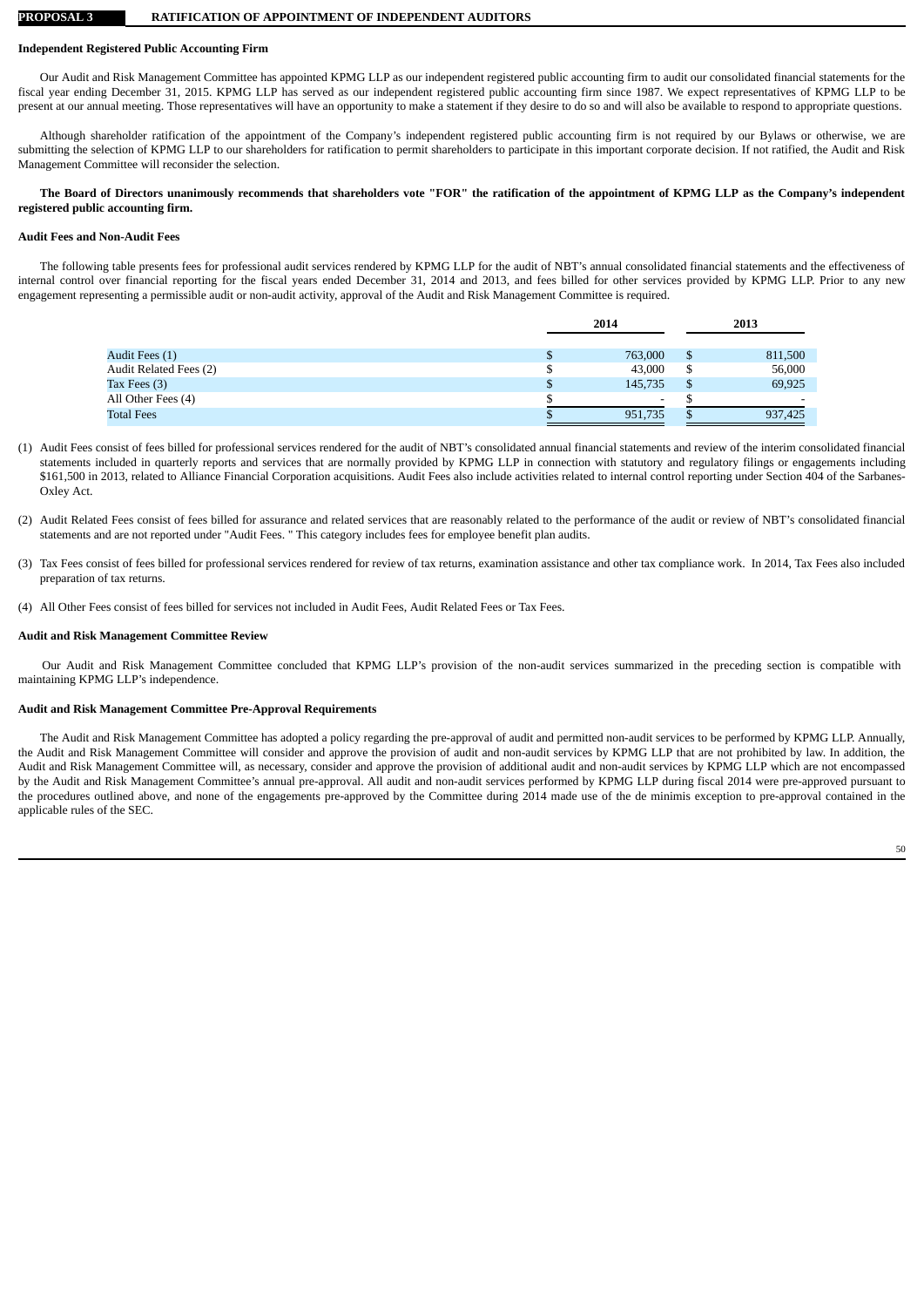## PROPOSAL 3 RATIFICATION OF APPOINTMENT OF INDEPENDENT AUDITORS

### Independent Registered Public Accounting Firm

Our Audit and Risk Management Committee has appointed KPMG LLP as our independent registered public accounting firm to audit our consolidated financial statements for the fiscal year ending December 31, 2015. KPMG LLP has served as our independent registered public accounting firm since 1987. We expect representatives of KPMG LLP to be present at our annual meeting. Those representatives will have an opportunity to make a statement if they desire to do so and will also be available to respond to appropriate questions.

Although shareholder ratification of the appointment of the Company's independent registered public accounting firm is not required by our Bylaws or otherwise, we are submitting the selection of KPMG LLP to our shareholders for ratification to permit shareholders to participate in this important corporate decision. If not ratified, the Audit and Risk Management Committee will reconsider the selection.

**The Board of Directors unanimously recommends that shareholders vote "FOR" the ratification of the appointment of KPMG LLP as the Company's independent registered public accounting firm.**

### Audit Fees and Non-Audit Fees

The following table presents fees for professional audit services rendered by KPMG LLP for the audit of NBT's annual consolidated financial statements and the effectiveness of internal control over financial reporting for the fiscal years ended December 31, 2014 and 2013, and fees billed for other services provided by KPMG LLP. Prior to any new engagement representing a permissible audit or non-audit activity, approval of the Audit and Risk Management Committee is required.

| | 2014 | 2013 |
|---|---|---|
| Audit Fees (1) | $ 763,000 | $ 811,500 |
| Audit Related Fees (2) | $ 43,000 | $ 56,000 |
| Tax Fees (3) | $ 145,735 | $ 69,925 |
| All Other Fees (4) | $ - | $ - |
| Total Fees | $ 951,735 | $ 937,425 |

(1) Audit Fees consist of fees billed for professional services rendered for the audit of NBT's consolidated annual financial statements and review of the interim consolidated financial statements included in quarterly reports and services that are normally provided by KPMG LLP in connection with statutory and regulatory filings or engagements including $161,500 in 2013, related to Alliance Financial Corporation acquisitions. Audit Fees also include activities related to internal control reporting under Section 404 of the Sarbanes-Oxley Act.

(2) Audit Related Fees consist of fees billed for assurance and related services that are reasonably related to the performance of the audit or review of NBT's consolidated financial statements and are not reported under "Audit Fees. " This category includes fees for employee benefit plan audits.

(3) Tax Fees consist of fees billed for professional services rendered for review of tax returns, examination assistance and other tax compliance work. In 2014, Tax Fees also included preparation of tax returns.

(4) All Other Fees consist of fees billed for services not included in Audit Fees, Audit Related Fees or Tax Fees.

### Audit and Risk Management Committee Review

Our Audit and Risk Management Committee concluded that KPMG LLP's provision of the non-audit services summarized in the preceding section is compatible with maintaining KPMG LLP's independence.

### Audit and Risk Management Committee Pre-Approval Requirements

The Audit and Risk Management Committee has adopted a policy regarding the pre-approval of audit and permitted non-audit services to be performed by KPMG LLP. Annually, the Audit and Risk Management Committee will consider and approve the provision of audit and non-audit services by KPMG LLP that are not prohibited by law. In addition, the Audit and Risk Management Committee will, as necessary, consider and approve the provision of additional audit and non-audit services by KPMG LLP which are not encompassed by the Audit and Risk Management Committee's annual pre-approval. All audit and non-audit services performed by KPMG LLP during fiscal 2014 were pre-approved pursuant to the procedures outlined above, and none of the engagements pre-approved by the Committee during 2014 made use of the de minimis exception to pre-approval contained in the applicable rules of the SEC.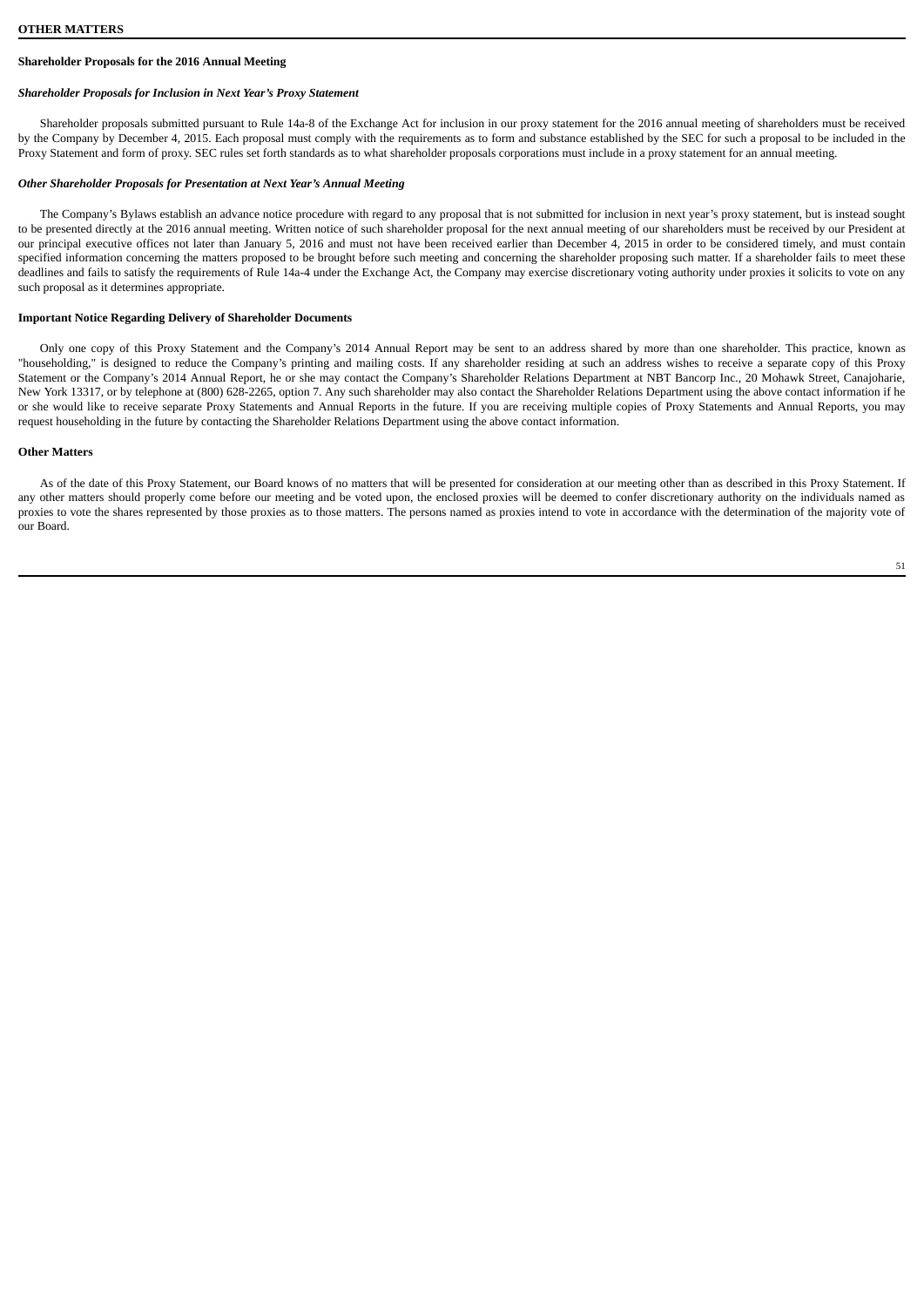## OTHER MATTERS

### Shareholder Proposals for the 2016 Annual Meeting

#### *Shareholder Proposals for Inclusion in Next Year's Proxy Statement*

Shareholder proposals submitted pursuant to Rule 14a-8 of the Exchange Act for inclusion in our proxy statement for the 2016 annual meeting of shareholders must be received by the Company by December 4, 2015. Each proposal must comply with the requirements as to form and substance established by the SEC for such a proposal to be included in the Proxy Statement and form of proxy. SEC rules set forth standards as to what shareholder proposals corporations must include in a proxy statement for an annual meeting.

#### *Other Shareholder Proposals for Presentation at Next Year's Annual Meeting*

The Company's Bylaws establish an advance notice procedure with regard to any proposal that is not submitted for inclusion in next year's proxy statement, but is instead sought to be presented directly at the 2016 annual meeting. Written notice of such shareholder proposal for the next annual meeting of our shareholders must be received by our President at our principal executive offices not later than January 5, 2016 and must not have been received earlier than December 4, 2015 in order to be considered timely, and must contain specified information concerning the matters proposed to be brought before such meeting and concerning the shareholder proposing such matter. If a shareholder fails to meet these deadlines and fails to satisfy the requirements of Rule 14a-4 under the Exchange Act, the Company may exercise discretionary voting authority under proxies it solicits to vote on any such proposal as it determines appropriate.

### Important Notice Regarding Delivery of Shareholder Documents

Only one copy of this Proxy Statement and the Company's 2014 Annual Report may be sent to an address shared by more than one shareholder. This practice, known as "householding," is designed to reduce the Company's printing and mailing costs. If any shareholder residing at such an address wishes to receive a separate copy of this Proxy Statement or the Company's 2014 Annual Report, he or she may contact the Company's Shareholder Relations Department at NBT Bancorp Inc., 20 Mohawk Street, Canajoharie, New York 13317, or by telephone at (800) 628-2265, option 7. Any such shareholder may also contact the Shareholder Relations Department using the above contact information if he or she would like to receive separate Proxy Statements and Annual Reports in the future. If you are receiving multiple copies of Proxy Statements and Annual Reports, you may request householding in the future by contacting the Shareholder Relations Department using the above contact information.

### Other Matters

As of the date of this Proxy Statement, our Board knows of no matters that will be presented for consideration at our meeting other than as described in this Proxy Statement. If any other matters should properly come before our meeting and be voted upon, the enclosed proxies will be deemed to confer discretionary authority on the individuals named as proxies to vote the shares represented by those proxies as to those matters. The persons named as proxies intend to vote in accordance with the determination of the majority vote of our Board.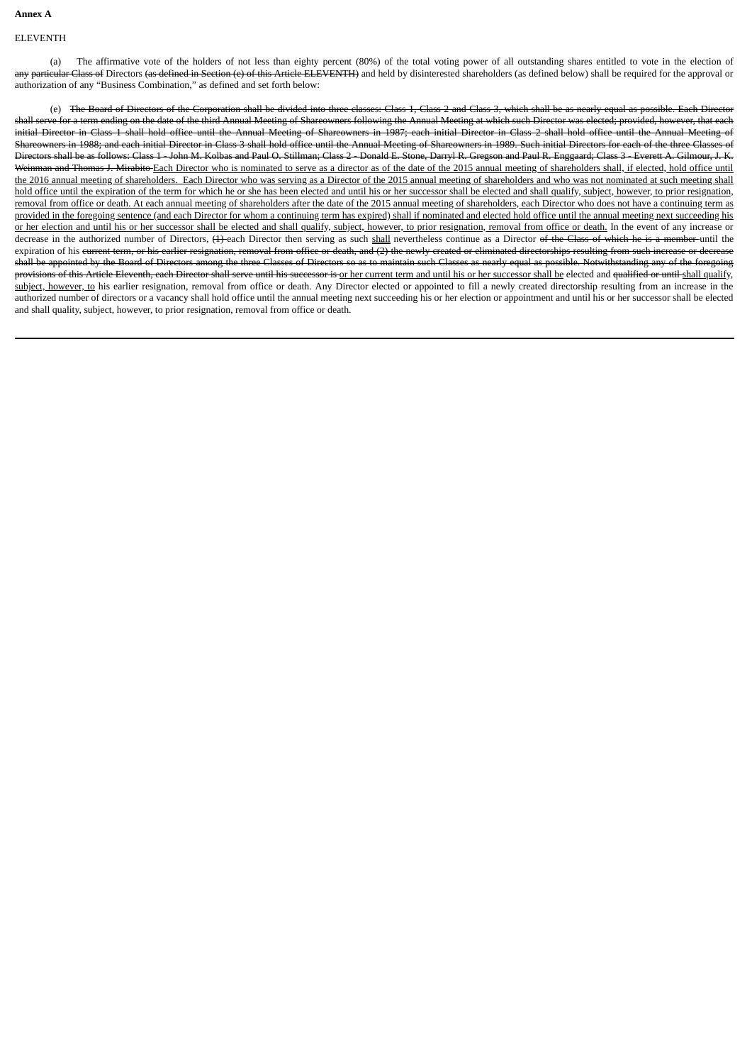**Annex A**

ELEVENTH

(a) The affirmative vote of the holders of not less than eighty percent (80%) of the total voting power of all outstanding shares entitled to vote in the election of ~~any particular Class of~~ Directors ~~(as defined in Section (e) of this Article ELEVENTH)~~ and held by disinterested shareholders (as defined below) shall be required for the approval or authorization of any "Business Combination," as defined and set forth below:

(e) ~~The Board of Directors of the Corporation shall be divided into three classes: Class 1, Class 2 and Class 3, which shall be as nearly equal as possible. Each Director shall serve for a term ending on the date of the third Annual Meeting of Shareowners following the Annual Meeting at which such Director was elected; provided, however, that each initial Director in Class 1 shall hold office until the Annual Meeting of Shareowners in 1987; each initial Director in Class 2 shall hold office until the Annual Meeting of Shareowners in 1988; and each initial Director in Class 3 shall hold office until the Annual Meeting of Shareowners in 1989. Such initial Directors for each of the three Classes of Directors shall be as follows: Class 1 - John M. Kolbas and Paul O. Stillman; Class 2 - Donald E. Stone, Darryl R. Gregson and Paul R. Enggaard; Class 3 - Everett A. Gilmour, J. K. Weinman and Thomas J. Mirabito~~ <u>Each Director who is nominated to serve as a director as of the date of the 2015 annual meeting of shareholders shall, if elected, hold office until the 2016 annual meeting of shareholders. Each Director who was serving as a Director of the 2015 annual meeting of shareholders and who was not nominated at such meeting shall hold office until the expiration of the term for which he or she has been elected and until his or her successor shall be elected and shall qualify, subject, however, to prior resignation, removal from office or death. At each annual meeting of shareholders after the date of the 2015 annual meeting of shareholders, each Director who does not have a continuing term as provided in the foregoing sentence (and each Director for whom a continuing term has expired) shall if nominated and elected hold office until the annual meeting next succeeding his or her election and until his or her successor shall be elected and shall qualify, subject, however, to prior resignation, removal from office or death.</u> In the event of any increase or decrease in the authorized number of Directors, ~~(1)~~ each Director then serving as such <u>shall</u> nevertheless continue as a Director ~~of the Class of which he is a member~~ until the expiration of his ~~current term, or his earlier resignation, removal from office or death, and (2) the newly created or eliminated directorships resulting from such increase or decrease shall be appointed by the Board of Directors among the three Classes of Directors so as to maintain such Classes as nearly equal as possible. Notwithstanding any of the foregoing provisions of this Article Eleventh, each Director shall serve until his successor is~~ <u>or her current term and until his or her successor shall be</u> elected and ~~qualified or until~~ <u>shall qualify, subject, however, to</u> his earlier resignation, removal from office or death. Any Director elected or appointed to fill a newly created directorship resulting from an increase in the authorized number of directors or a vacancy shall hold office until the annual meeting next succeeding his or her election or appointment and until his or her successor shall be elected and shall quality, subject, however, to prior resignation, removal from office or death.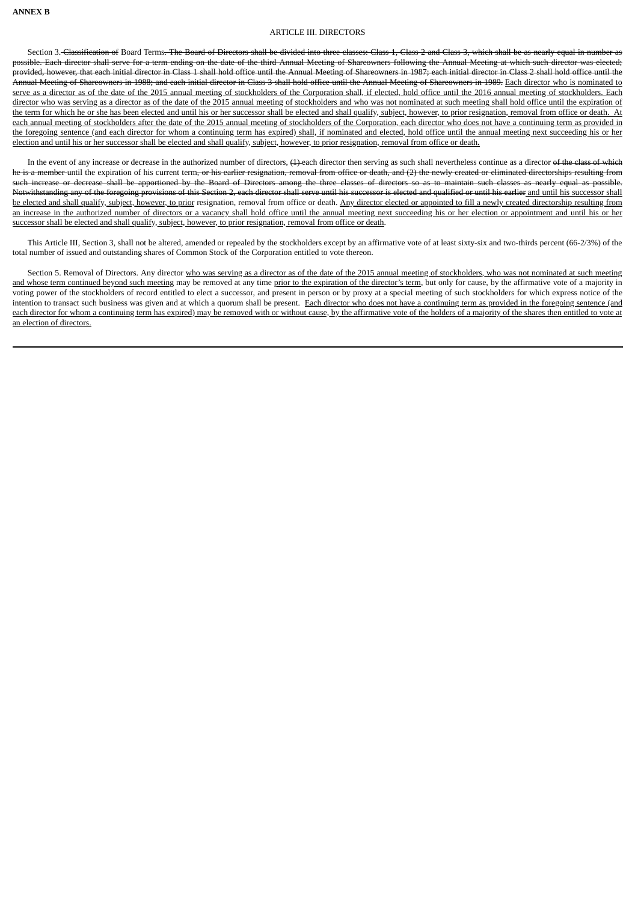**ANNEX B**

ARTICLE III. DIRECTORS

Section 3.~~ Classification of~~ Board Terms~~. The Board of Directors shall be divided into three classes: Class 1, Class 2 and Class 3, which shall be as nearly equal in number as possible. Each director shall serve for a term ending on the date of the third Annual Meeting of Shareowners following the Annual Meeting at which such director was elected; provided, however, that each initial director in Class 1 shall hold office until the Annual Meeting of Shareowners in 1987; each initial director in Class 2 shall hold office until the Annual Meeting of Shareowners in 1988; and each initial director in Class 3 shall hold office until the Annual Meeting of Shareowners in 1989.~~ <u>Each director who is nominated to serve as a director as of the date of the 2015 annual meeting of stockholders of the Corporation shall, if elected, hold office until the 2016 annual meeting of stockholders. Each director who was serving as a director as of the date of the 2015 annual meeting of stockholders and who was not nominated at such meeting shall hold office until the expiration of the term for which he or she has been elected and until his or her successor shall be elected and shall qualify, subject, however, to prior resignation, removal from office or death. At each annual meeting of stockholders after the date of the 2015 annual meeting of stockholders of the Corporation, each director who does not have a continuing term as provided in the foregoing sentence (and each director for whom a continuing term has expired) shall, if nominated and elected, hold office until the annual meeting next succeeding his or her election and until his or her successor shall be elected and shall qualify, subject, however, to prior resignation, removal from office or death.</u>

In the event of any increase or decrease in the authorized number of directors, ~~(1) ~~each director then serving as such shall nevertheless continue as a director ~~of the class of which he is a member ~~until the expiration of his current term~~, or his earlier resignation, removal from office or death, and (2) the newly created or eliminated directorships resulting from such increase or decrease shall be apportioned by the Board of Directors among the three classes of directors so as to maintain such classes as nearly equal as possible. Notwithstanding any of the foregoing provisions of this Section 2, each director shall serve until his successor is elected and qualified or until his earlier~~<u> and until his successor shall be elected and shall qualify, subject, however, to prior</u> resignation, removal from office or death. <u>Any director elected or appointed to fill a newly created directorship resulting from an increase in the authorized number of directors or a vacancy shall hold office until the annual meeting next succeeding his or her election or appointment and until his or her successor shall be elected and shall qualify, subject, however, to prior resignation, removal from office or death</u>.

This Article III, Section 3, shall not be altered, amended or repealed by the stockholders except by an affirmative vote of at least sixty-six and two-thirds percent (66-2/3%) of the total number of issued and outstanding shares of Common Stock of the Corporation entitled to vote thereon.

Section 5. Removal of Directors. Any director <u>who was serving as a director as of the date of the 2015 annual meeting of stockholders, who was not nominated at such meeting and whose term continued beyond such meeting</u> may be removed at any time <u>prior to the expiration of the director's term</u>, but only for cause, by the affirmative vote of a majority in voting power of the stockholders of record entitled to elect a successor, and present in person or by proxy at a special meeting of such stockholders for which express notice of the intention to transact such business was given and at which a quorum shall be present. <u>Each director who does not have a continuing term as provided in the foregoing sentence (and each director for whom a continuing term has expired) may be removed with or without cause, by the affirmative vote of the holders of a majority of the shares then entitled to vote at an election of directors.</u>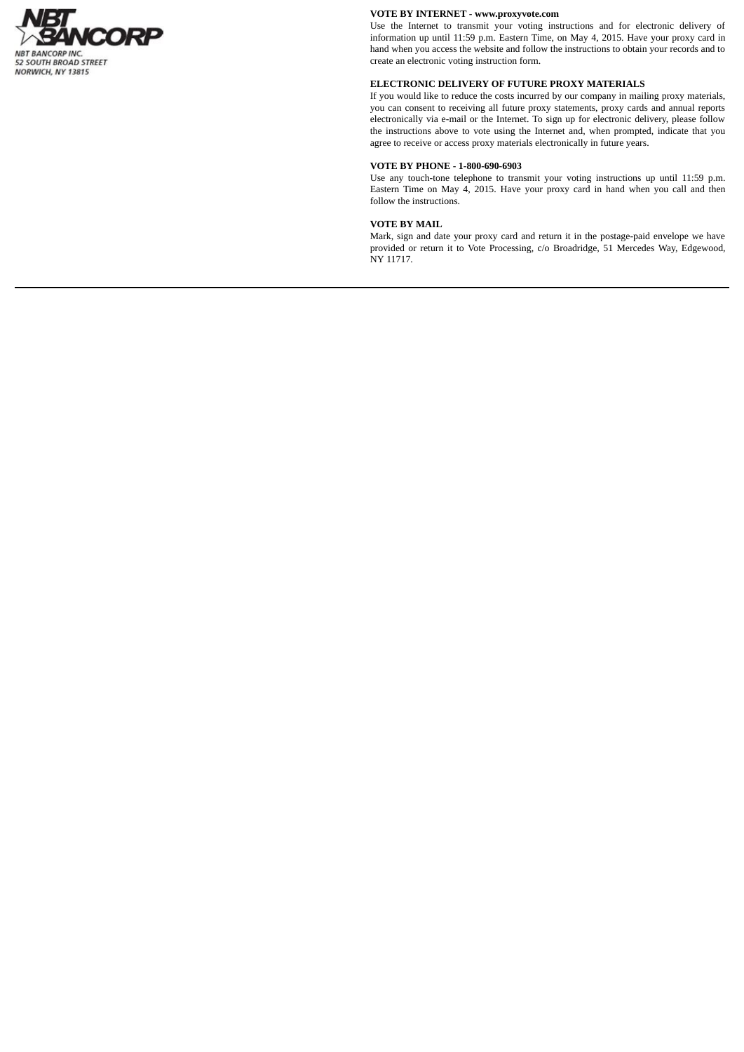NBT BANCORP

NBT BANCORP INC.
52 SOUTH BROAD STREET
NORWICH, NY 13815

**VOTE BY INTERNET - www.proxyvote.com**

Use the Internet to transmit your voting instructions and for electronic delivery of information up until 11:59 p.m. Eastern Time, on May 4, 2015. Have your proxy card in hand when you access the website and follow the instructions to obtain your records and to create an electronic voting instruction form.

**ELECTRONIC DELIVERY OF FUTURE PROXY MATERIALS**

If you would like to reduce the costs incurred by our company in mailing proxy materials, you can consent to receiving all future proxy statements, proxy cards and annual reports electronically via e-mail or the Internet. To sign up for electronic delivery, please follow the instructions above to vote using the Internet and, when prompted, indicate that you agree to receive or access proxy materials electronically in future years.

**VOTE BY PHONE - 1-800-690-6903**

Use any touch-tone telephone to transmit your voting instructions up until 11:59 p.m. Eastern Time on May 4, 2015. Have your proxy card in hand when you call and then follow the instructions.

**VOTE BY MAIL**

Mark, sign and date your proxy card and return it in the postage-paid envelope we have provided or return it to Vote Processing, c/o Broadridge, 51 Mercedes Way, Edgewood, NY 11717.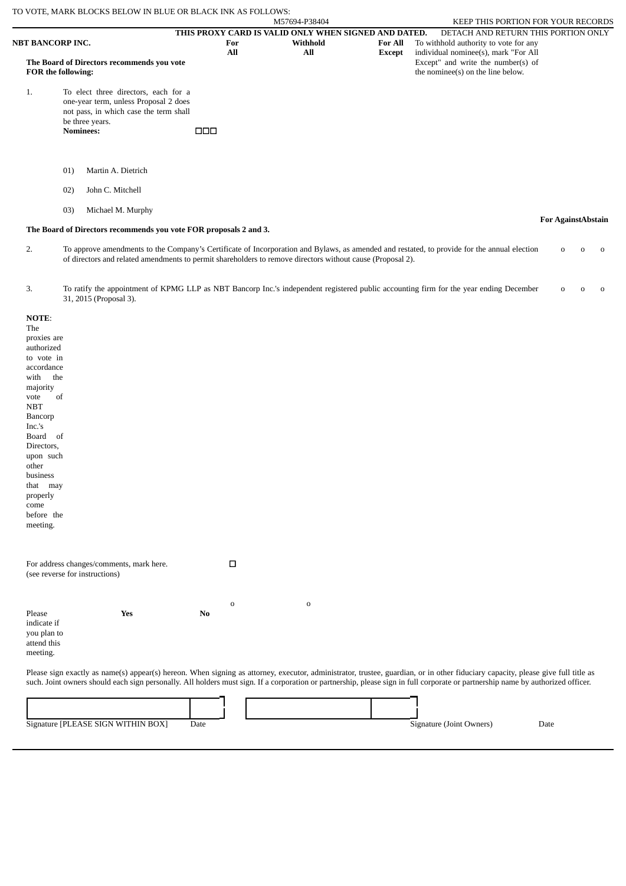TO VOTE, MARK BLOCKS BELOW IN BLUE OR BLACK INK AS FOLLOWS:

M57694-P38404

KEEP THIS PORTION FOR YOUR RECORDS

**THIS PROXY CARD IS VALID ONLY WHEN SIGNED AND DATED.** DETACH AND RETURN THIS PORTION ONLY

**NBT BANCORP INC.**

**The Board of Directors recommends you vote FOR the following:**

| | For All | Withhold All | For All Except |
|---|---|---|---|
| 1. To elect three directors, each for a one-year term, unless Proposal 2 does not pass, in which case the term shall be three years. | ☐ | ☐ | ☐ |

To withhold authority to vote for any individual nominee(s), mark "For All Except" and write the number(s) of the nominee(s) on the line below.

**Nominees:**

01) Martin A. Dietrich

02) John C. Mitchell

03) Michael M. Murphy

**The Board of Directors recommends you vote FOR proposals 2 and 3.**

| | | For | Against | Abstain |
|---|---|---|---|---|
| 2. | To approve amendments to the Company's Certificate of Incorporation and Bylaws, as amended and restated, to provide for the annual election of directors and related amendments to permit shareholders to remove directors without cause (Proposal 2). | o | o | o |
| 3. | To ratify the appointment of KPMG LLP as NBT Bancorp Inc.'s independent registered public accounting firm for the year ending December 31, 2015 (Proposal 3). | o | o | o |

**NOTE**: The proxies are authorized to vote in accordance with the majority vote of NBT Bancorp Inc.'s Board of Directors, upon such other business that may properly come before the meeting.

For address changes/comments, mark here. ☐
(see reverse for instructions)

| | Yes | No |
|---|---|---|
| Please indicate if you plan to attend this meeting. | o | o |

Please sign exactly as name(s) appear(s) hereon. When signing as attorney, executor, administrator, trustee, guardian, or in other fiduciary capacity, please give full title as such. Joint owners should each sign personally. All holders must sign. If a corporation or partnership, please sign in full corporate or partnership name by authorized officer.

Signature [PLEASE SIGN WITHIN BOX] Date

Signature (Joint Owners) Date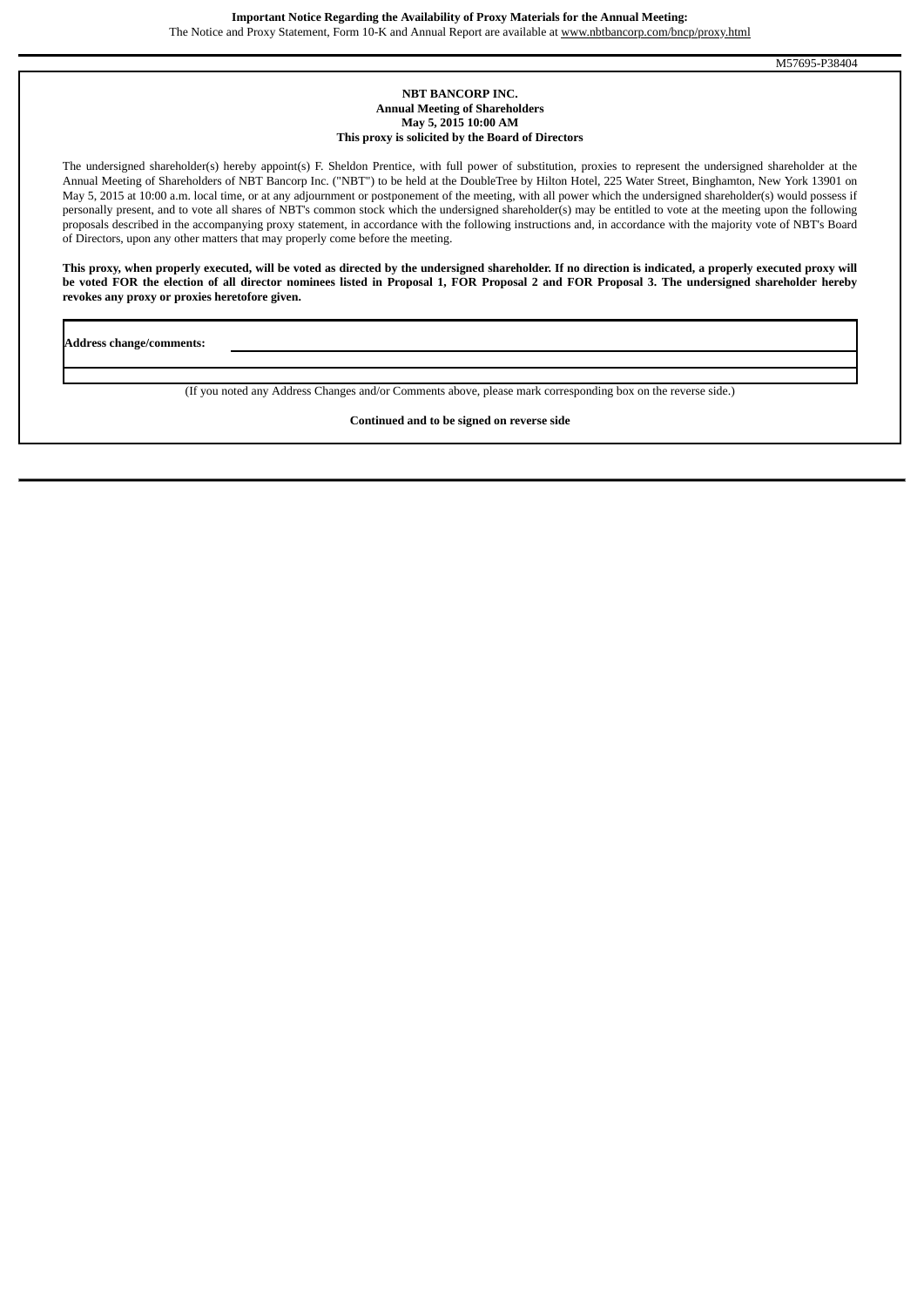**Important Notice Regarding the Availability of Proxy Materials for the Annual Meeting:**
The Notice and Proxy Statement, Form 10-K and Annual Report are available at www.nbtbancorp.com/bncp/proxy.html

M57695-P38404

**NBT BANCORP INC.**
**Annual Meeting of Shareholders**
**May 5, 2015 10:00 AM**
**This proxy is solicited by the Board of Directors**

The undersigned shareholder(s) hereby appoint(s) F. Sheldon Prentice, with full power of substitution, proxies to represent the undersigned shareholder at the Annual Meeting of Shareholders of NBT Bancorp Inc. ("NBT") to be held at the DoubleTree by Hilton Hotel, 225 Water Street, Binghamton, New York 13901 on May 5, 2015 at 10:00 a.m. local time, or at any adjournment or postponement of the meeting, with all power which the undersigned shareholder(s) would possess if personally present, and to vote all shares of NBT's common stock which the undersigned shareholder(s) may be entitled to vote at the meeting upon the following proposals described in the accompanying proxy statement, in accordance with the following instructions and, in accordance with the majority vote of NBT's Board of Directors, upon any other matters that may properly come before the meeting.

**This proxy, when properly executed, will be voted as directed by the undersigned shareholder. If no direction is indicated, a properly executed proxy will be voted FOR the election of all director nominees listed in Proposal 1, FOR Proposal 2 and FOR Proposal 3. The undersigned shareholder hereby revokes any proxy or proxies heretofore given.**

**Address change/comments:** ______________________________

(If you noted any Address Changes and/or Comments above, please mark corresponding box on the reverse side.)

**Continued and to be signed on reverse side**